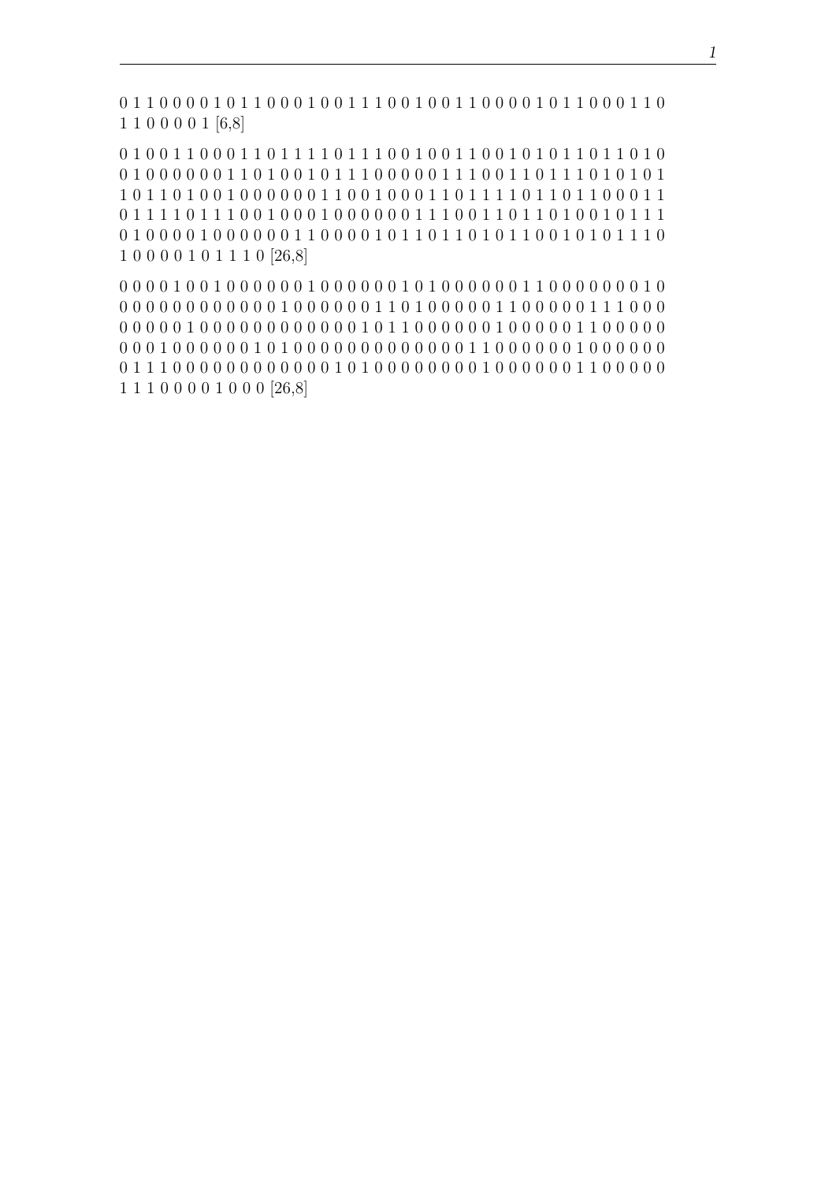0 1 1 0 0 0 0 1 0 1 1 0 0 0 1 0 0 1 1 1 0 0 1 0 0 1 1 0 0 0 0 1 0 1 1 0 0 0 1 1 0
1 1 0 0 0 0 1 [6,8]

0 1 0 0 1 1 0 0 0 1 1 0 1 1 1 1 0 1 1 1 0 0 1 0 0 1 1 0 0 1 0 1 0 1 1 0 1 1 0 1 0
0 1 0 0 0 0 0 0 1 1 0 1 0 0 1 0 1 1 1 0 0 0 0 0 1 1 1 0 0 1 1 0 1 1 1 0 1 0 1 0 1
1 0 1 1 0 1 0 0 1 0 0 0 0 0 0 1 1 0 0 1 0 0 0 1 1 0 1 1 1 1 0 1 1 0 1 1 0 0 0 1 1
0 1 1 1 1 0 1 1 1 0 0 1 0 0 0 1 0 0 0 0 0 0 1 1 1 0 0 1 1 0 1 1 0 1 0 0 1 0 1 1 1
0 1 0 0 0 0 1 0 0 0 0 0 0 1 1 0 0 0 0 1 0 1 1 0 1 1 0 1 0 1 1 0 0 1 0 1 0 1 1 1 0
1 0 0 0 0 1 0 1 1 1 0 [26,8]

0 0 0 0 1 0 0 1 0 0 0 0 0 0 1 0 0 0 0 0 0 1 0 1 0 0 0 0 0 0 1 1 0 0 0 0 0 0 0 1 0
0 0 0 0 0 0 0 0 0 0 0 0 1 0 0 0 0 0 0 1 1 0 1 0 0 0 0 0 1 1 0 0 0 0 0 1 1 1 0 0 0
0 0 0 0 0 1 0 0 0 0 0 0 0 0 0 0 0 0 0 1 0 1 1 0 0 0 0 0 0 1 0 0 0 0 0 1 1 0 0 0 0 0
0 0 0 1 0 0 0 0 0 0 1 0 1 0 0 0 0 0 0 0 0 0 0 0 0 0 0 1 1 0 0 0 0 0 0 1 0 0 0 0 0 0
0 1 1 1 0 0 0 0 0 0 0 0 0 0 0 0 0 1 0 1 0 0 0 0 0 0 0 0 0 1 0 0 0 0 0 0 1 1 0 0 0 0 0
1 1 1 0 0 0 0 1 0 0 0 [26,8]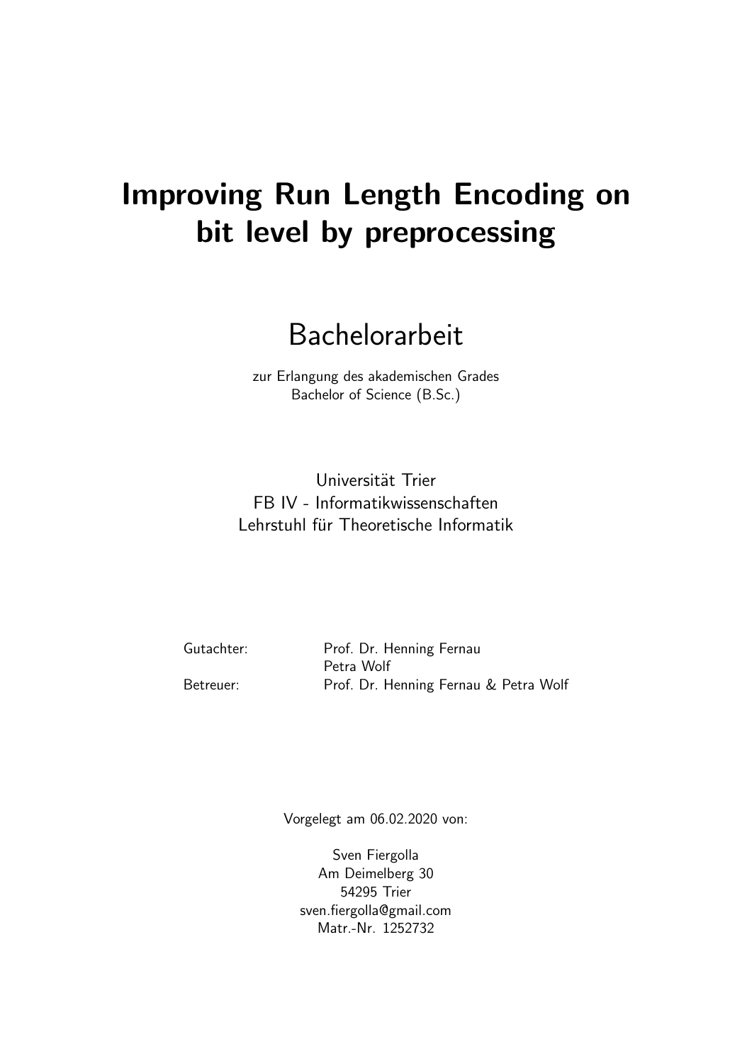# Improving Run Length Encoding on bit level by preprocessing

## Bachelorarbeit

zur Erlangung des akademischen Grades
Bachelor of Science (B.Sc.)

Universität Trier
FB IV - Informatikwissenschaften
Lehrstuhl für Theoretische Informatik

| | |
|---|---|
| Gutachter: | Prof. Dr. Henning Fernau |
| | Petra Wolf |
| Betreuer: | Prof. Dr. Henning Fernau & Petra Wolf |

Vorgelegt am 06.02.2020 von:

Sven Fiergolla
Am Deimelberg 30
54295 Trier
sven.fiergolla@gmail.com
Matr.-Nr. 1252732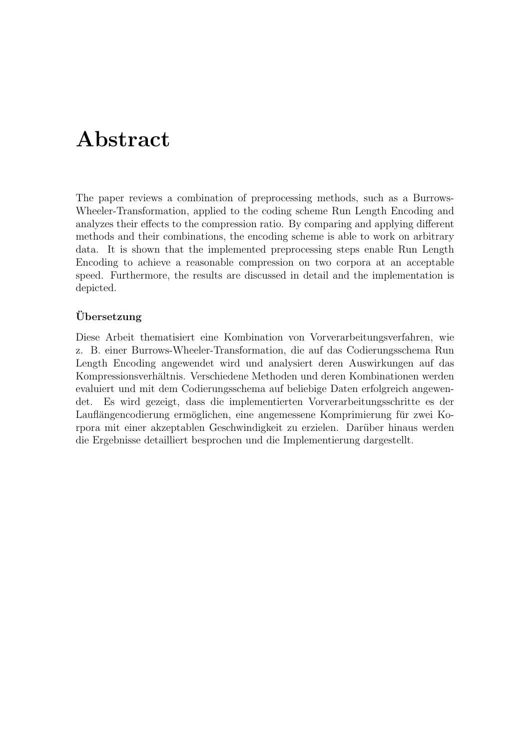# Abstract

The paper reviews a combination of preprocessing methods, such as a Burrows-Wheeler-Transformation, applied to the coding scheme Run Length Encoding and analyzes their effects to the compression ratio. By comparing and applying different methods and their combinations, the encoding scheme is able to work on arbitrary data. It is shown that the implemented preprocessing steps enable Run Length Encoding to achieve a reasonable compression on two corpora at an acceptable speed. Furthermore, the results are discussed in detail and the implementation is depicted.

### Übersetzung

Diese Arbeit thematisiert eine Kombination von Vorverarbeitungsverfahren, wie z. B. einer Burrows-Wheeler-Transformation, die auf das Codierungsschema Run Length Encoding angewendet wird und analysiert deren Auswirkungen auf das Kompressionsverhältnis. Verschiedene Methoden und deren Kombinationen werden evaluiert und mit dem Codierungsschema auf beliebige Daten erfolgreich angewendet. Es wird gezeigt, dass die implementierten Vorverarbeitungsschritte es der Lauflängencodierung ermöglichen, eine angemessene Komprimierung für zwei Korpora mit einer akzeptablen Geschwindigkeit zu erzielen. Darüber hinaus werden die Ergebnisse detailliert besprochen und die Implementierung dargestellt.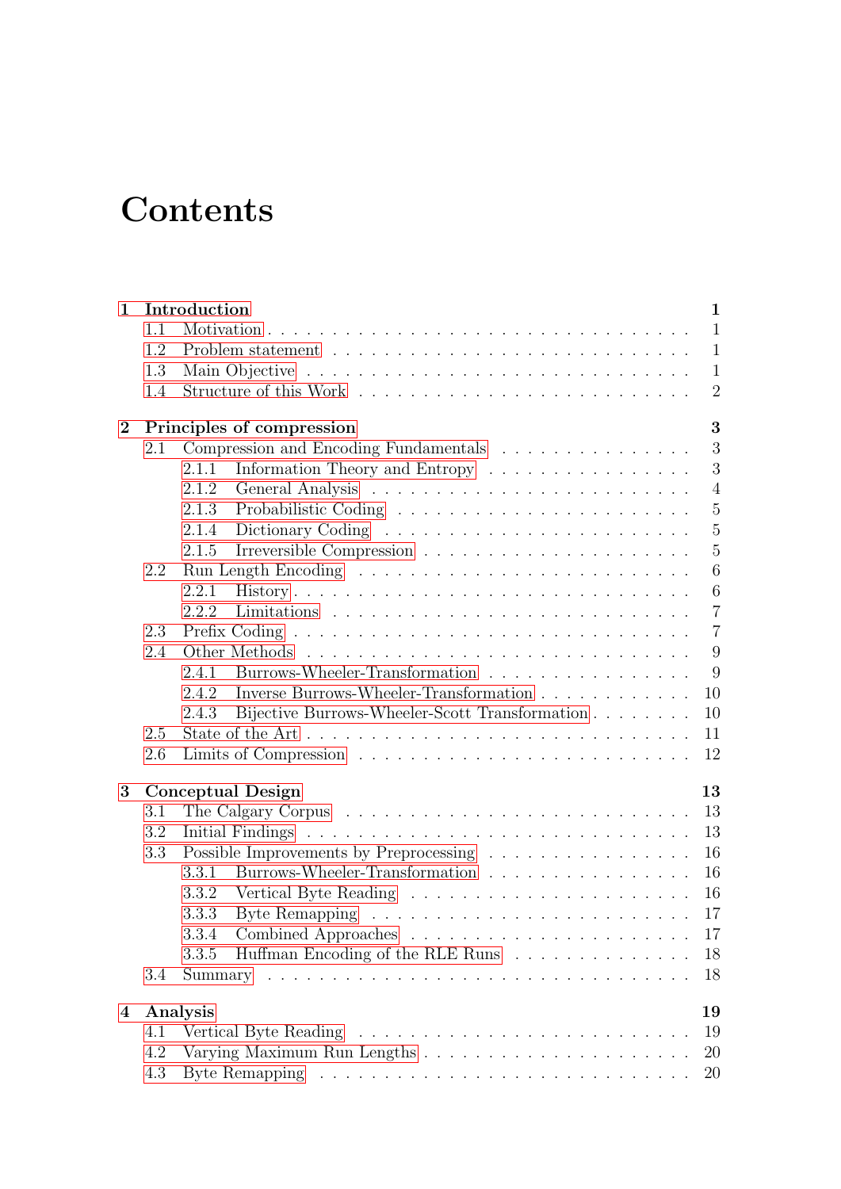# Contents

**1 Introduction** **1**

- 1.1 Motivation . . . 1
- 1.2 Problem statement . . . 1
- 1.3 Main Objective . . . 1
- 1.4 Structure of this Work . . . 2

**2 Principles of compression** **3**

- 2.1 Compression and Encoding Fundamentals . . . 3
  - 2.1.1 Information Theory and Entropy . . . 3
  - 2.1.2 General Analysis . . . 4
  - 2.1.3 Probabilistic Coding . . . 5
  - 2.1.4 Dictionary Coding . . . 5
  - 2.1.5 Irreversible Compression . . . 5
- 2.2 Run Length Encoding . . . 6
  - 2.2.1 History . . . 6
  - 2.2.2 Limitations . . . 7
- 2.3 Prefix Coding . . . 7
- 2.4 Other Methods . . . 9
  - 2.4.1 Burrows-Wheeler-Transformation . . . 9
  - 2.4.2 Inverse Burrows-Wheeler-Transformation . . . 10
  - 2.4.3 Bijective Burrows-Wheeler-Scott Transformation . . . 10
- 2.5 State of the Art . . . 11
- 2.6 Limits of Compression . . . 12

**3 Conceptual Design** **13**

- 3.1 The Calgary Corpus . . . 13
- 3.2 Initial Findings . . . 13
- 3.3 Possible Improvements by Preprocessing . . . 16
  - 3.3.1 Burrows-Wheeler-Transformation . . . 16
  - 3.3.2 Vertical Byte Reading . . . 16
  - 3.3.3 Byte Remapping . . . 17
  - 3.3.4 Combined Approaches . . . 17
  - 3.3.5 Huffman Encoding of the RLE Runs . . . 18
- 3.4 Summary . . . 18

**4 Analysis** **19**

- 4.1 Vertical Byte Reading . . . 19
- 4.2 Varying Maximum Run Lengths . . . 20
- 4.3 Byte Remapping . . . 20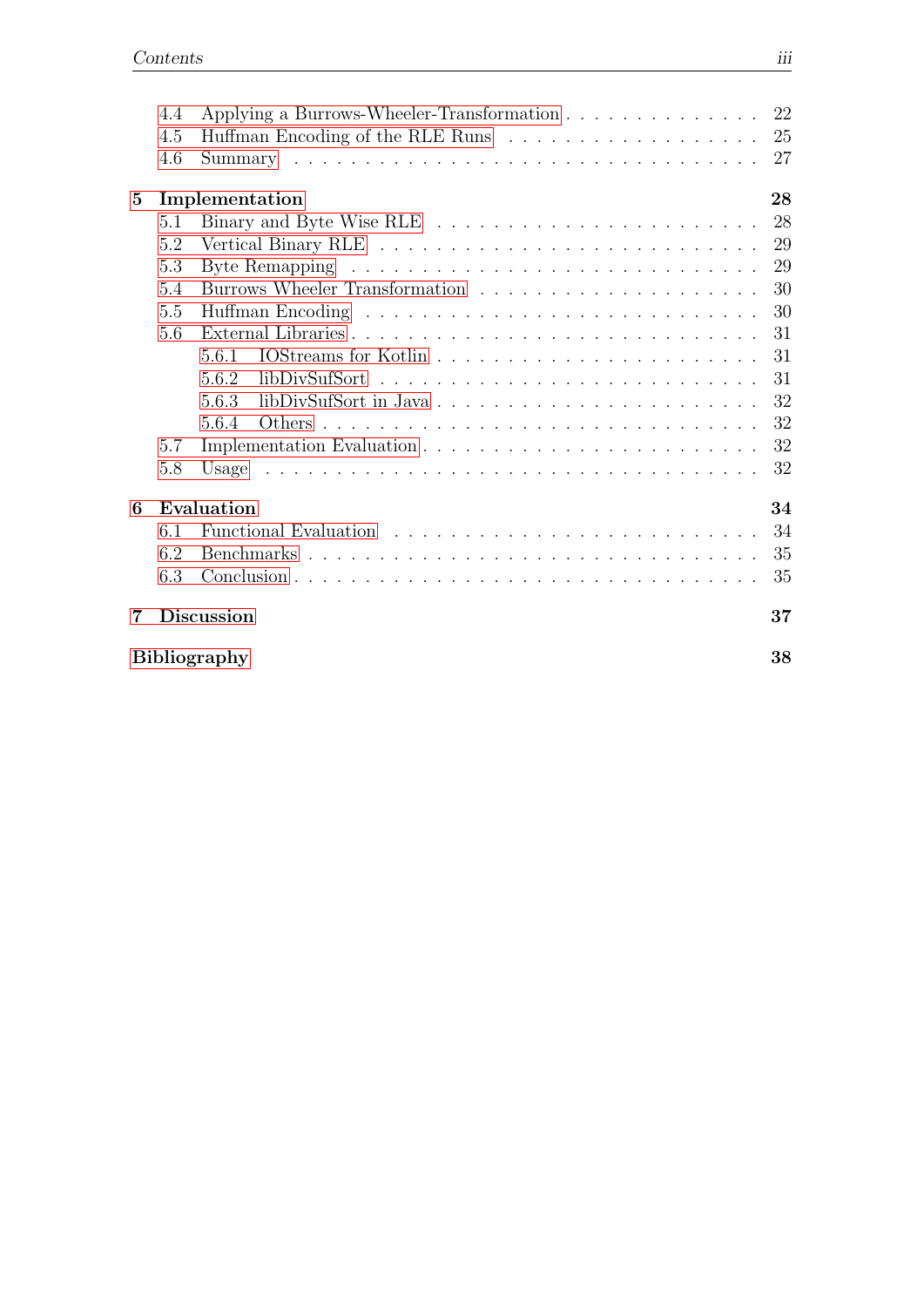- 4.4 Applying a Burrows-Wheeler-Transformation . . . . . 22
- 4.5 Huffman Encoding of the RLE Runs . . . . . 25
- 4.6 Summary . . . . . 27

**5 Implementation** **28**

- 5.1 Binary and Byte Wise RLE . . . . . 28
- 5.2 Vertical Binary RLE . . . . . 29
- 5.3 Byte Remapping . . . . . 29
- 5.4 Burrows Wheeler Transformation . . . . . 30
- 5.5 Huffman Encoding . . . . . 30
- 5.6 External Libraries . . . . . 31
  - 5.6.1 IOStreams for Kotlin . . . . . 31
  - 5.6.2 libDivSufSort . . . . . 31
  - 5.6.3 libDivSufSort in Java . . . . . 32
  - 5.6.4 Others . . . . . 32
- 5.7 Implementation Evaluation . . . . . 32
- 5.8 Usage . . . . . 32

**6 Evaluation** **34**

- 6.1 Functional Evaluation . . . . . 34
- 6.2 Benchmarks . . . . . 35
- 6.3 Conclusion . . . . . 35

**7 Discussion** **37**

**Bibliography** **38**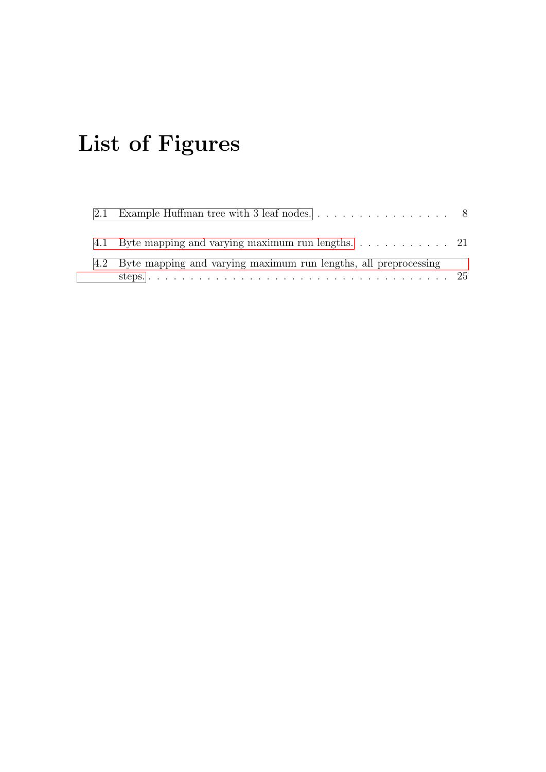# List of Figures

2.1 Example Huffman tree with 3 leaf nodes. . . . . . . . . . . . . . . . . . 8

4.1 Byte mapping and varying maximum run lengths. . . . . . . . . . . . 21

4.2 Byte mapping and varying maximum run lengths, all preprocessing steps. . . . . . . . . . . . . . . . . . . . . . . . . . . . . . . . . . . . . 25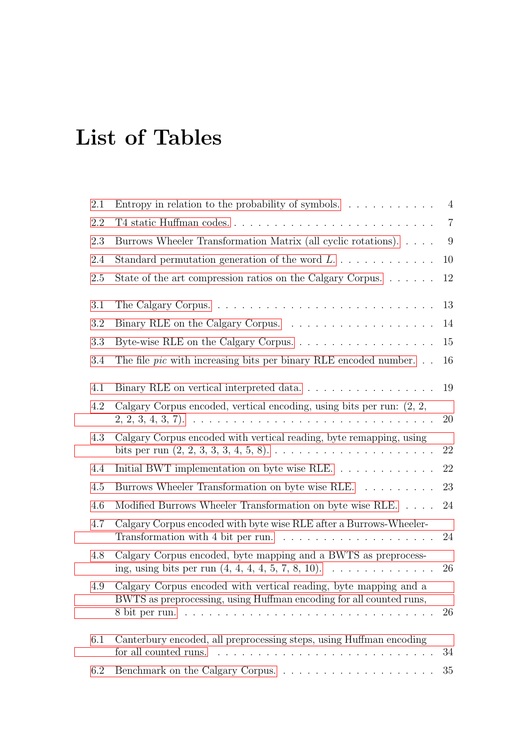# List of Tables

2.1 Entropy in relation to the probability of symbols. . . . . . . . . . . . 4

2.2 T4 static Huffman codes. . . . . . . . . . . . . . . . . . . . . . . . . . . 7

2.3 Burrows Wheeler Transformation Matrix (all cyclic rotations). . . . . 9

2.4 Standard permutation generation of the word $L$. . . . . . . . . . . . . 10

2.5 State of the art compression ratios on the Calgary Corpus. . . . . . . 12

3.1 The Calgary Corpus. . . . . . . . . . . . . . . . . . . . . . . . . . . . 13

3.2 Binary RLE on the Calgary Corpus. . . . . . . . . . . . . . . . . . . 14

3.3 Byte-wise RLE on the Calgary Corpus. . . . . . . . . . . . . . . . . . 15

3.4 The file *pic* with increasing bits per binary RLE encoded number. . . 16

4.1 Binary RLE on vertical interpreted data. . . . . . . . . . . . . . . . . 19

4.2 Calgary Corpus encoded, vertical encoding, using bits per run: (2, 2, 2, 2, 3, 4, 3, 7). . . . . . . . . . . . . . . . . . . . . . . . . . . . . . . 20

4.3 Calgary Corpus encoded with vertical reading, byte remapping, using bits per run (2, 2, 3, 3, 3, 4, 5, 8). . . . . . . . . . . . . . . . . . . . . 22

4.4 Initial BWT implementation on byte wise RLE. . . . . . . . . . . . . 22

4.5 Burrows Wheeler Transformation on byte wise RLE. . . . . . . . . . 23

4.6 Modified Burrows Wheeler Transformation on byte wise RLE. . . . . 24

4.7 Calgary Corpus encoded with byte wise RLE after a Burrows-Wheeler-Transformation with 4 bit per run. . . . . . . . . . . . . . . . . . . . 24

4.8 Calgary Corpus encoded, byte mapping and a BWTS as preprocessing, using bits per run (4, 4, 4, 4, 5, 7, 8, 10). . . . . . . . . . . . . . 26

4.9 Calgary Corpus encoded with vertical reading, byte mapping and a BWTS as preprocessing, using Huffman encoding for all counted runs, 8 bit per run. . . . . . . . . . . . . . . . . . . . . . . . . . . . . . . 26

6.1 Canterbury encoded, all preprocessing steps, using Huffman encoding for all counted runs. . . . . . . . . . . . . . . . . . . . . . . . . . . 34

6.2 Benchmark on the Calgary Corpus. . . . . . . . . . . . . . . . . . . . 35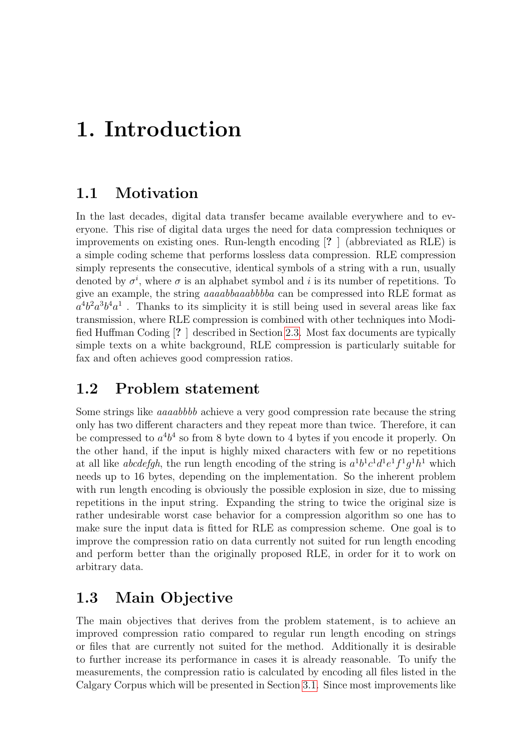# 1. Introduction

## 1.1 Motivation

In the last decades, digital data transfer became available everywhere and to everyone. This rise of digital data urges the need for data compression techniques or improvements on existing ones. Run-length encoding [? ] (abbreviated as RLE) is a simple coding scheme that performs lossless data compression. RLE compression simply represents the consecutive, identical symbols of a string with a run, usually denoted by $\sigma^i$, where $\sigma$ is an alphabet symbol and $i$ is its number of repetitions. To give an example, the string *aaaabbaaabbbba* can be compressed into RLE format as $a^4b^2a^3b^4a^1$ . Thanks to its simplicity it is still being used in several areas like fax transmission, where RLE compression is combined with other techniques into Modified Huffman Coding [? ] described in Section 2.3. Most fax documents are typically simple texts on a white background, RLE compression is particularly suitable for fax and often achieves good compression ratios.

## 1.2 Problem statement

Some strings like *aaaabbbb* achieve a very good compression rate because the string only has two different characters and they repeat more than twice. Therefore, it can be compressed to $a^4b^4$ so from 8 byte down to 4 bytes if you encode it properly. On the other hand, if the input is highly mixed characters with few or no repetitions at all like *abcdefgh*, the run length encoding of the string is $a^1b^1c^1d^1e^1f^1g^1h^1$ which needs up to 16 bytes, depending on the implementation. So the inherent problem with run length encoding is obviously the possible explosion in size, due to missing repetitions in the input string. Expanding the string to twice the original size is rather undesirable worst case behavior for a compression algorithm so one has to make sure the input data is fitted for RLE as compression scheme. One goal is to improve the compression ratio on data currently not suited for run length encoding and perform better than the originally proposed RLE, in order for it to work on arbitrary data.

## 1.3 Main Objective

The main objectives that derives from the problem statement, is to achieve an improved compression ratio compared to regular run length encoding on strings or files that are currently not suited for the method. Additionally it is desirable to further increase its performance in cases it is already reasonable. To unify the measurements, the compression ratio is calculated by encoding all files listed in the Calgary Corpus which will be presented in Section 3.1. Since most improvements like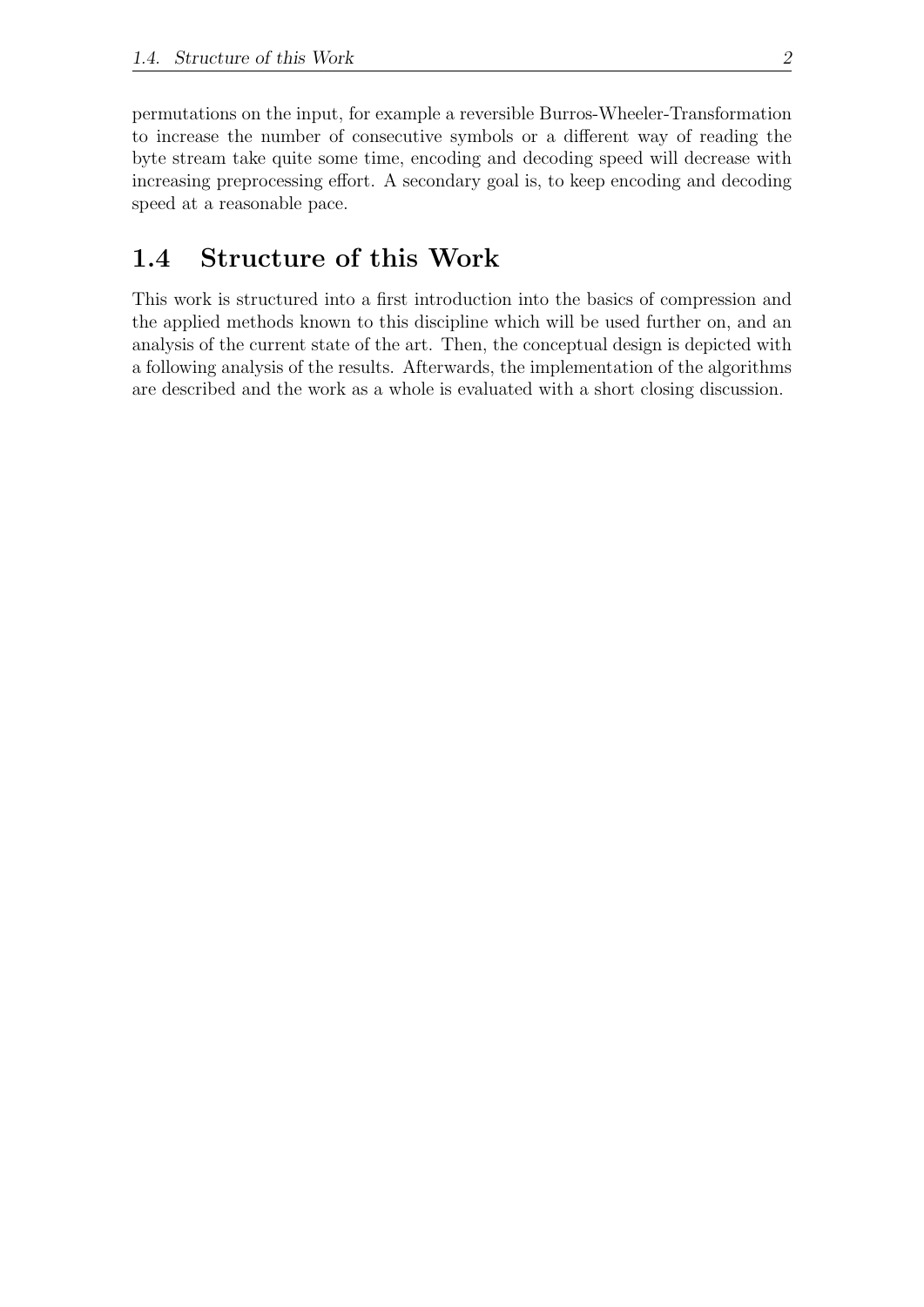permutations on the input, for example a reversible Burros-Wheeler-Transformation to increase the number of consecutive symbols or a different way of reading the byte stream take quite some time, encoding and decoding speed will decrease with increasing preprocessing effort. A secondary goal is, to keep encoding and decoding speed at a reasonable pace.

## 1.4 Structure of this Work

This work is structured into a first introduction into the basics of compression and the applied methods known to this discipline which will be used further on, and an analysis of the current state of the art. Then, the conceptual design is depicted with a following analysis of the results. Afterwards, the implementation of the algorithms are described and the work as a whole is evaluated with a short closing discussion.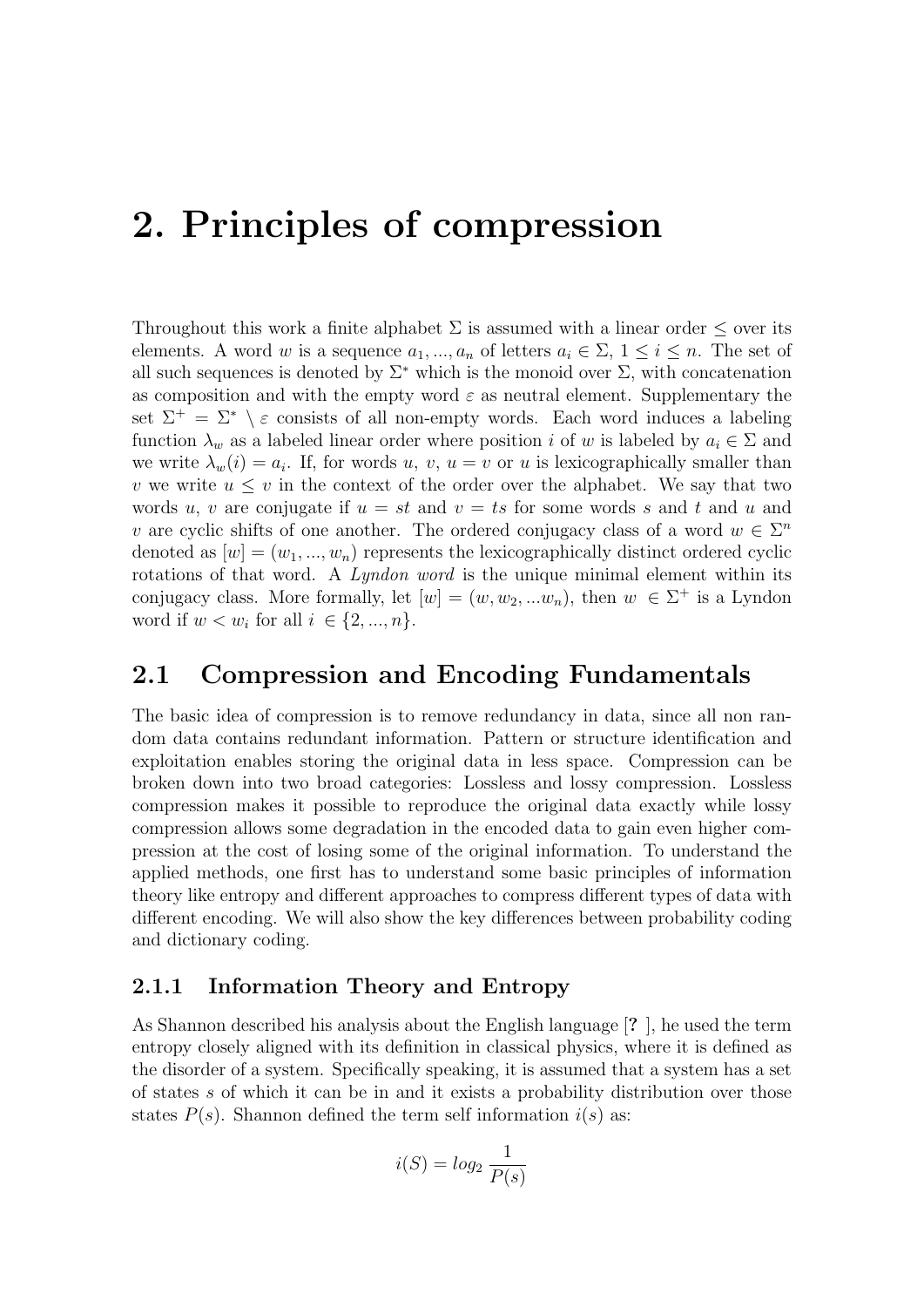# 2. Principles of compression

Throughout this work a finite alphabet $\Sigma$ is assumed with a linear order $\leq$ over its elements. A word $w$ is a sequence $a_1, ..., a_n$ of letters $a_i \in \Sigma$, $1 \leq i \leq n$. The set of all such sequences is denoted by $\Sigma^*$ which is the monoid over $\Sigma$, with concatenation as composition and with the empty word $\varepsilon$ as neutral element. Supplementary the set $\Sigma^+ = \Sigma^* \setminus \varepsilon$ consists of all non-empty words. Each word induces a labeling function $\lambda_w$ as a labeled linear order where position $i$ of $w$ is labeled by $a_i \in \Sigma$ and we write $\lambda_w(i) = a_i$. If, for words $u$, $v$, $u = v$ or $u$ is lexicographically smaller than $v$ we write $u \leq v$ in the context of the order over the alphabet. We say that two words $u$, $v$ are conjugate if $u = st$ and $v = ts$ for some words $s$ and $t$ and $u$ and $v$ are cyclic shifts of one another. The ordered conjugacy class of a word $w \in \Sigma^n$ denoted as $[w] = (w_1, ..., w_n)$ represents the lexicographically distinct ordered cyclic rotations of that word. A *Lyndon word* is the unique minimal element within its conjugacy class. More formally, let $[w] = (w, w_2, ...w_n)$, then $w \in \Sigma^+$ is a Lyndon word if $w < w_i$ for all $i \in \{2, ..., n\}$.

## 2.1 Compression and Encoding Fundamentals

The basic idea of compression is to remove redundancy in data, since all non random data contains redundant information. Pattern or structure identification and exploitation enables storing the original data in less space. Compression can be broken down into two broad categories: Lossless and lossy compression. Lossless compression makes it possible to reproduce the original data exactly while lossy compression allows some degradation in the encoded data to gain even higher compression at the cost of losing some of the original information. To understand the applied methods, one first has to understand some basic principles of information theory like entropy and different approaches to compress different types of data with different encoding. We will also show the key differences between probability coding and dictionary coding.

### 2.1.1 Information Theory and Entropy

As Shannon described his analysis about the English language [**?** ], he used the term entropy closely aligned with its definition in classical physics, where it is defined as the disorder of a system. Specifically speaking, it is assumed that a system has a set of states $s$ of which it can be in and it exists a probability distribution over those states $P(s)$. Shannon defined the term self information $i(s)$ as:

$$i(S) = log_2 \frac{1}{P(s)}$$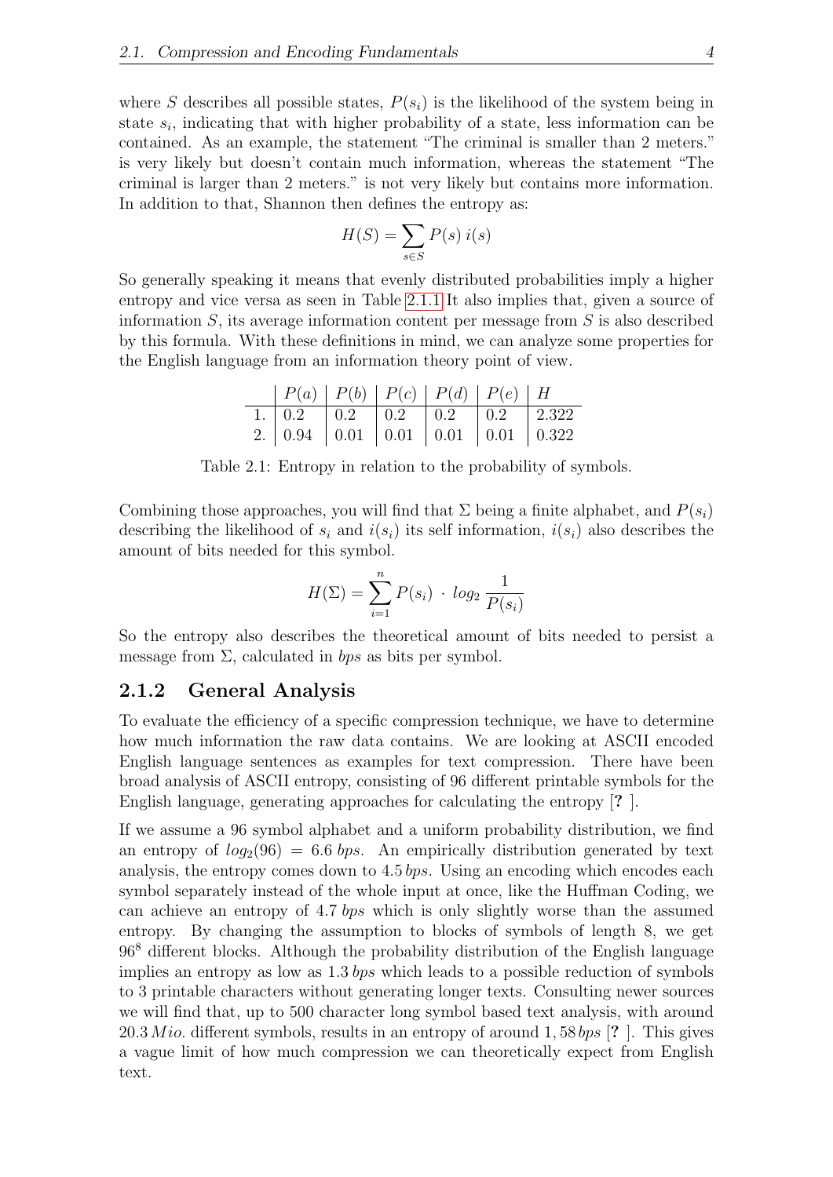where $S$ describes all possible states, $P(s_i)$ is the likelihood of the system being in state $s_i$, indicating that with higher probability of a state, less information can be contained. As an example, the statement "The criminal is smaller than 2 meters." is very likely but doesn't contain much information, whereas the statement "The criminal is larger than 2 meters." is not very likely but contains more information. In addition to that, Shannon then defines the entropy as:

$$H(S) = \sum_{s \in S} P(s)\, i(s)$$

So generally speaking it means that evenly distributed probabilities imply a higher entropy and vice versa as seen in Table 2.1.1 It also implies that, given a source of information $S$, its average information content per message from $S$ is also described by this formula. With these definitions in mind, we can analyze some properties for the English language from an information theory point of view.

| | $P(a)$ | $P(b)$ | $P(c)$ | $P(d)$ | $P(e)$ | $H$ |
|---|---|---|---|---|---|---|
| 1. | 0.2 | 0.2 | 0.2 | 0.2 | 0.2 | 2.322 |
| 2. | 0.94 | 0.01 | 0.01 | 0.01 | 0.01 | 0.322 |

Table 2.1: Entropy in relation to the probability of symbols.

Combining those approaches, you will find that $\Sigma$ being a finite alphabet, and $P(s_i)$ describing the likelihood of $s_i$ and $i(s_i)$ its self information, $i(s_i)$ also describes the amount of bits needed for this symbol.

$$H(\Sigma) = \sum_{i=1}^{n} P(s_i) \cdot log_2 \frac{1}{P(s_i)}$$

So the entropy also describes the theoretical amount of bits needed to persist a message from $\Sigma$, calculated in *bps* as bits per symbol.

### 2.1.2 General Analysis

To evaluate the efficiency of a specific compression technique, we have to determine how much information the raw data contains. We are looking at ASCII encoded English language sentences as examples for text compression. There have been broad analysis of ASCII entropy, consisting of 96 different printable symbols for the English language, generating approaches for calculating the entropy [**?** ].

If we assume a 96 symbol alphabet and a uniform probability distribution, we find an entropy of $log_2(96) = 6.6\, bps$. An empirically distribution generated by text analysis, the entropy comes down to $4.5\, bps$. Using an encoding which encodes each symbol separately instead of the whole input at once, like the Huffman Coding, we can achieve an entropy of $4.7\, bps$ which is only slightly worse than the assumed entropy. By changing the assumption to blocks of symbols of length 8, we get $96^8$ different blocks. Although the probability distribution of the English language implies an entropy as low as $1.3\, bps$ which leads to a possible reduction of symbols to 3 printable characters without generating longer texts. Consulting newer sources we will find that, up to 500 character long symbol based text analysis, with around $20.3\, Mio.$ different symbols, results in an entropy of around $1,58\, bps$ [**?** ]. This gives a vague limit of how much compression we can theoretically expect from English text.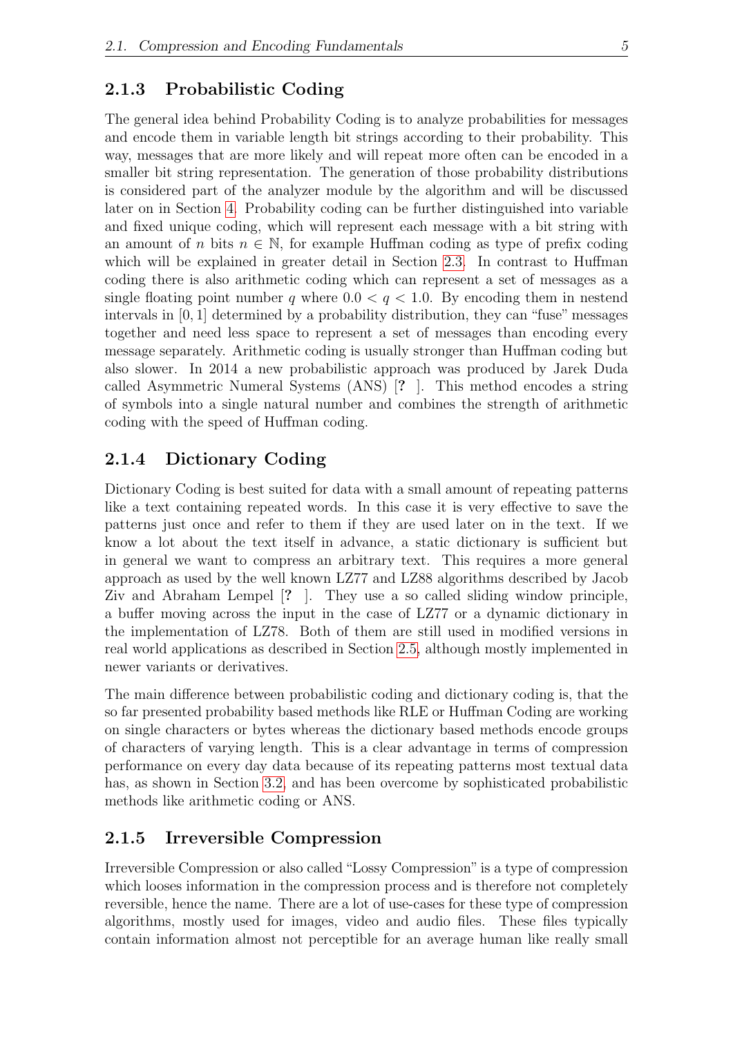### 2.1.3 Probabilistic Coding

The general idea behind Probability Coding is to analyze probabilities for messages and encode them in variable length bit strings according to their probability. This way, messages that are more likely and will repeat more often can be encoded in a smaller bit string representation. The generation of those probability distributions is considered part of the analyzer module by the algorithm and will be discussed later on in Section 4. Probability coding can be further distinguished into variable and fixed unique coding, which will represent each message with a bit string with an amount of $n$ bits $n \in \mathbb{N}$, for example Huffman coding as type of prefix coding which will be explained in greater detail in Section 2.3. In contrast to Huffman coding there is also arithmetic coding which can represent a set of messages as a single floating point number $q$ where $0.0 < q < 1.0$. By encoding them in nestend intervals in $[0, 1]$ determined by a probability distribution, they can "fuse" messages together and need less space to represent a set of messages than encoding every message separately. Arithmetic coding is usually stronger than Huffman coding but also slower. In 2014 a new probabilistic approach was produced by Jarek Duda called Asymmetric Numeral Systems (ANS) [? ]. This method encodes a string of symbols into a single natural number and combines the strength of arithmetic coding with the speed of Huffman coding.

### 2.1.4 Dictionary Coding

Dictionary Coding is best suited for data with a small amount of repeating patterns like a text containing repeated words. In this case it is very effective to save the patterns just once and refer to them if they are used later on in the text. If we know a lot about the text itself in advance, a static dictionary is sufficient but in general we want to compress an arbitrary text. This requires a more general approach as used by the well known LZ77 and LZ88 algorithms described by Jacob Ziv and Abraham Lempel [? ]. They use a so called sliding window principle, a buffer moving across the input in the case of LZ77 or a dynamic dictionary in the implementation of LZ78. Both of them are still used in modified versions in real world applications as described in Section 2.5, although mostly implemented in newer variants or derivatives.

The main difference between probabilistic coding and dictionary coding is, that the so far presented probability based methods like RLE or Huffman Coding are working on single characters or bytes whereas the dictionary based methods encode groups of characters of varying length. This is a clear advantage in terms of compression performance on every day data because of its repeating patterns most textual data has, as shown in Section 3.2, and has been overcome by sophisticated probabilistic methods like arithmetic coding or ANS.

### 2.1.5 Irreversible Compression

Irreversible Compression or also called "Lossy Compression" is a type of compression which looses information in the compression process and is therefore not completely reversible, hence the name. There are a lot of use-cases for these type of compression algorithms, mostly used for images, video and audio files. These files typically contain information almost not perceptible for an average human like really small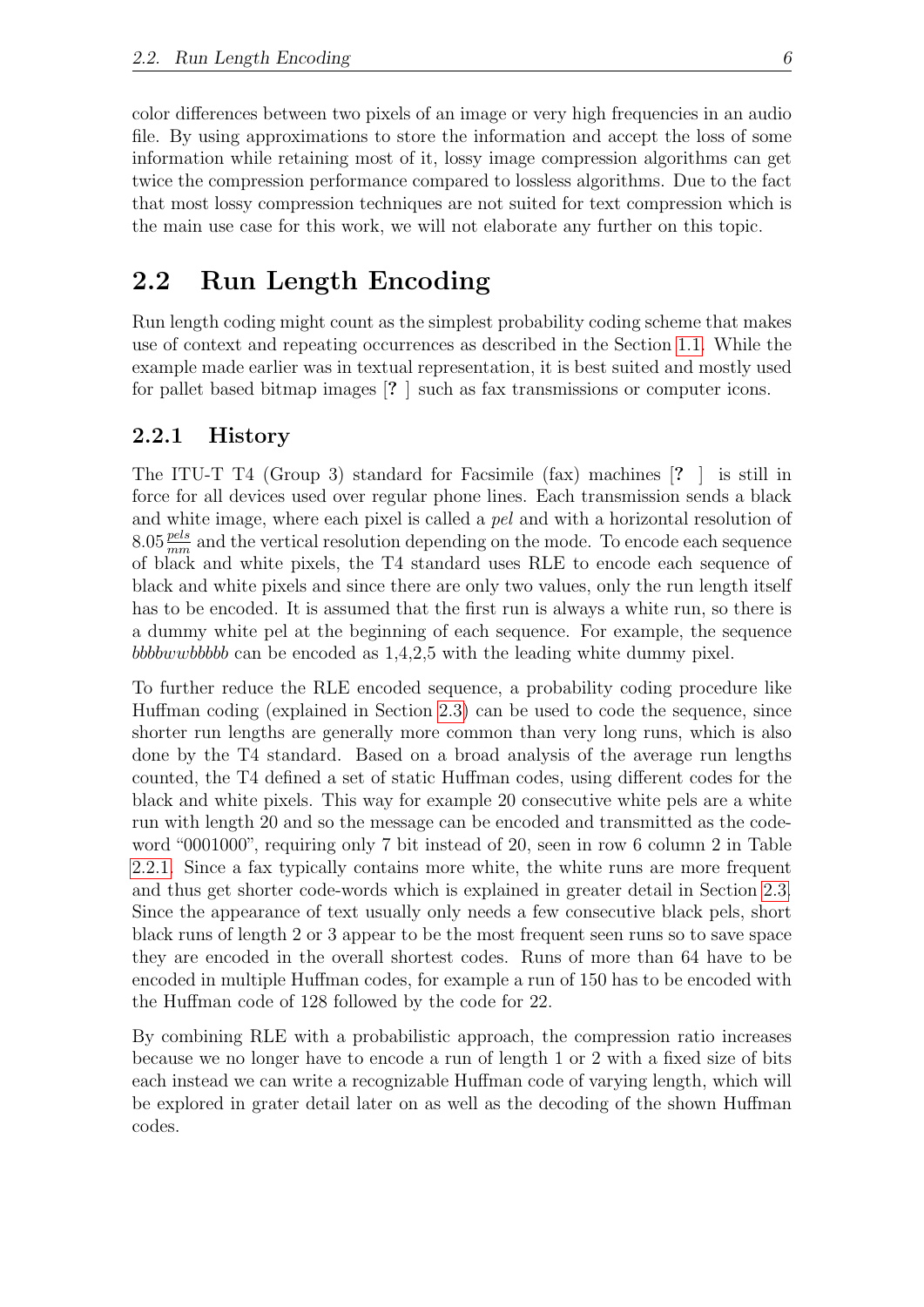color differences between two pixels of an image or very high frequencies in an audio file. By using approximations to store the information and accept the loss of some information while retaining most of it, lossy image compression algorithms can get twice the compression performance compared to lossless algorithms. Due to the fact that most lossy compression techniques are not suited for text compression which is the main use case for this work, we will not elaborate any further on this topic.

## 2.2 Run Length Encoding

Run length coding might count as the simplest probability coding scheme that makes use of context and repeating occurrences as described in the Section 1.1. While the example made earlier was in textual representation, it is best suited and mostly used for pallet based bitmap images [**?** ] such as fax transmissions or computer icons.

### 2.2.1 History

The ITU-T T4 (Group 3) standard for Facsimile (fax) machines [**?** ] is still in force for all devices used over regular phone lines. Each transmission sends a black and white image, where each pixel is called a *pel* and with a horizontal resolution of $8.05 \frac{pels}{mm}$ and the vertical resolution depending on the mode. To encode each sequence of black and white pixels, the T4 standard uses RLE to encode each sequence of black and white pixels and since there are only two values, only the run length itself has to be encoded. It is assumed that the first run is always a white run, so there is a dummy white pel at the beginning of each sequence. For example, the sequence *bbbbwwbbbbb* can be encoded as 1,4,2,5 with the leading white dummy pixel.

To further reduce the RLE encoded sequence, a probability coding procedure like Huffman coding (explained in Section 2.3) can be used to code the sequence, since shorter run lengths are generally more common than very long runs, which is also done by the T4 standard. Based on a broad analysis of the average run lengths counted, the T4 defined a set of static Huffman codes, using different codes for the black and white pixels. This way for example 20 consecutive white pels are a white run with length 20 and so the message can be encoded and transmitted as the codeword "0001000", requiring only 7 bit instead of 20, seen in row 6 column 2 in Table 2.2.1. Since a fax typically contains more white, the white runs are more frequent and thus get shorter code-words which is explained in greater detail in Section 2.3. Since the appearance of text usually only needs a few consecutive black pels, short black runs of length 2 or 3 appear to be the most frequent seen runs so to save space they are encoded in the overall shortest codes. Runs of more than 64 have to be encoded in multiple Huffman codes, for example a run of 150 has to be encoded with the Huffman code of 128 followed by the code for 22.

By combining RLE with a probabilistic approach, the compression ratio increases because we no longer have to encode a run of length 1 or 2 with a fixed size of bits each instead we can write a recognizable Huffman code of varying length, which will be explored in grater detail later on as well as the decoding of the shown Huffman codes.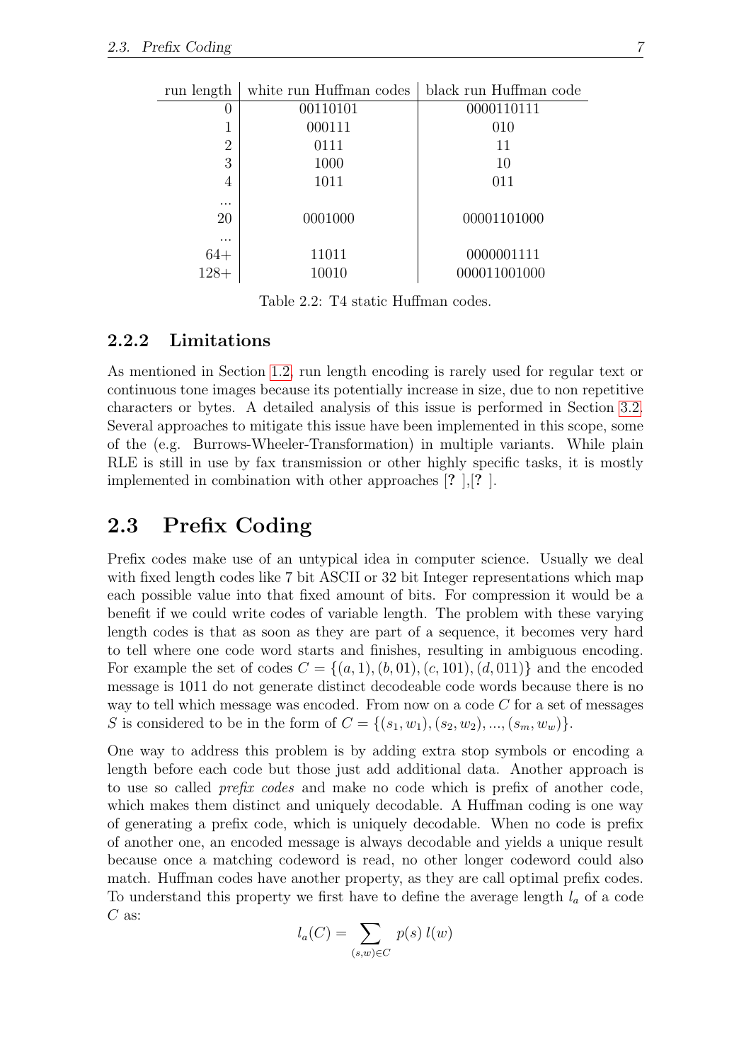| run length | white run Huffman codes | black run Huffman code |
|---|---|---|
| 0 | 00110101 | 0000110111 |
| 1 | 000111 | 010 |
| 2 | 0111 | 11 |
| 3 | 1000 | 10 |
| 4 | 1011 | 011 |
| ... | | |
| 20 | 0001000 | 00001101000 |
| ... | | |
| 64+ | 11011 | 0000001111 |
| 128+ | 10010 | 000011001000 |

Table 2.2: T4 static Huffman codes.

### 2.2.2 Limitations

As mentioned in Section 1.2, run length encoding is rarely used for regular text or continuous tone images because its potentially increase in size, due to non repetitive characters or bytes. A detailed analysis of this issue is performed in Section 3.2. Several approaches to mitigate this issue have been implemented in this scope, some of the (e.g. Burrows-Wheeler-Transformation) in multiple variants. While plain RLE is still in use by fax transmission or other highly specific tasks, it is mostly implemented in combination with other approaches [**?** ],[**?** ].

## 2.3 Prefix Coding

Prefix codes make use of an untypical idea in computer science. Usually we deal with fixed length codes like 7 bit ASCII or 32 bit Integer representations which map each possible value into that fixed amount of bits. For compression it would be a benefit if we could write codes of variable length. The problem with these varying length codes is that as soon as they are part of a sequence, it becomes very hard to tell where one code word starts and finishes, resulting in ambiguous encoding. For example the set of codes $C = \{(a, 1), (b, 01), (c, 101), (d, 011)\}$ and the encoded message is 1011 do not generate distinct decodeable code words because there is no way to tell which message was encoded. From now on a code $C$ for a set of messages $S$ is considered to be in the form of $C = \{(s_1, w_1), (s_2, w_2), ..., (s_m, w_w)\}$.

One way to address this problem is by adding extra stop symbols or encoding a length before each code but those just add additional data. Another approach is to use so called *prefix codes* and make no code which is prefix of another code, which makes them distinct and uniquely decodable. A Huffman coding is one way of generating a prefix code, which is uniquely decodable. When no code is prefix of another one, an encoded message is always decodable and yields a unique result because once a matching codeword is read, no other longer codeword could also match. Huffman codes have another property, as they are call optimal prefix codes. To understand this property we first have to define the average length $l_a$ of a code $C$ as:

$$l_a(C) = \sum_{(s,w) \in C} p(s)\, l(w)$$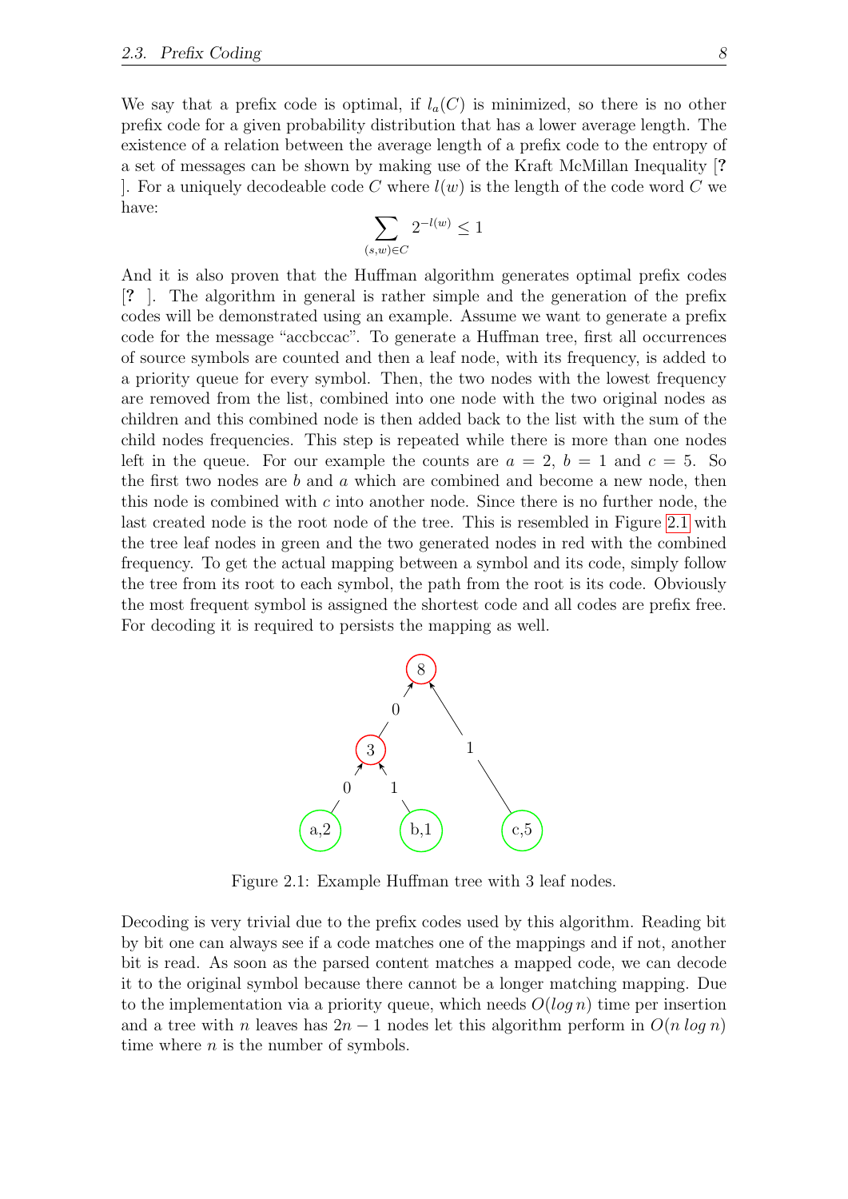We say that a prefix code is optimal, if $l_a(C)$ is minimized, so there is no other prefix code for a given probability distribution that has a lower average length. The existence of a relation between the average length of a prefix code to the entropy of a set of messages can be shown by making use of the Kraft McMillan Inequality [**?** ]. For a uniquely decodeable code $C$ where $l(w)$ is the length of the code word $C$ we have:

$$\sum_{(s,w)\in C} 2^{-l(w)} \leq 1$$

And it is also proven that the Huffman algorithm generates optimal prefix codes [**?** ]. The algorithm in general is rather simple and the generation of the prefix codes will be demonstrated using an example. Assume we want to generate a prefix code for the message "accbccac". To generate a Huffman tree, first all occurrences of source symbols are counted and then a leaf node, with its frequency, is added to a priority queue for every symbol. Then, the two nodes with the lowest frequency are removed from the list, combined into one node with the two original nodes as children and this combined node is then added back to the list with the sum of the child nodes frequencies. This step is repeated while there is more than one nodes left in the queue. For our example the counts are $a = 2$, $b = 1$ and $c = 5$. So the first two nodes are $b$ and $a$ which are combined and become a new node, then this node is combined with $c$ into another node. Since there is no further node, the last created node is the root node of the tree. This is resembled in Figure 2.1 with the tree leaf nodes in green and the two generated nodes in red with the combined frequency. To get the actual mapping between a symbol and its code, simply follow the tree from its root to each symbol, the path from the root is its code. Obviously the most frequent symbol is assigned the shortest code and all codes are prefix free. For decoding it is required to persists the mapping as well.

Figure 2.1: Example Huffman tree with 3 leaf nodes.

Decoding is very trivial due to the prefix codes used by this algorithm. Reading bit by bit one can always see if a code matches one of the mappings and if not, another bit is read. As soon as the parsed content matches a mapped code, we can decode it to the original symbol because there cannot be a longer matching mapping. Due to the implementation via a priority queue, which needs $O(log\, n)$ time per insertion and a tree with $n$ leaves has $2n - 1$ nodes let this algorithm perform in $O(n\, log\, n)$ time where $n$ is the number of symbols.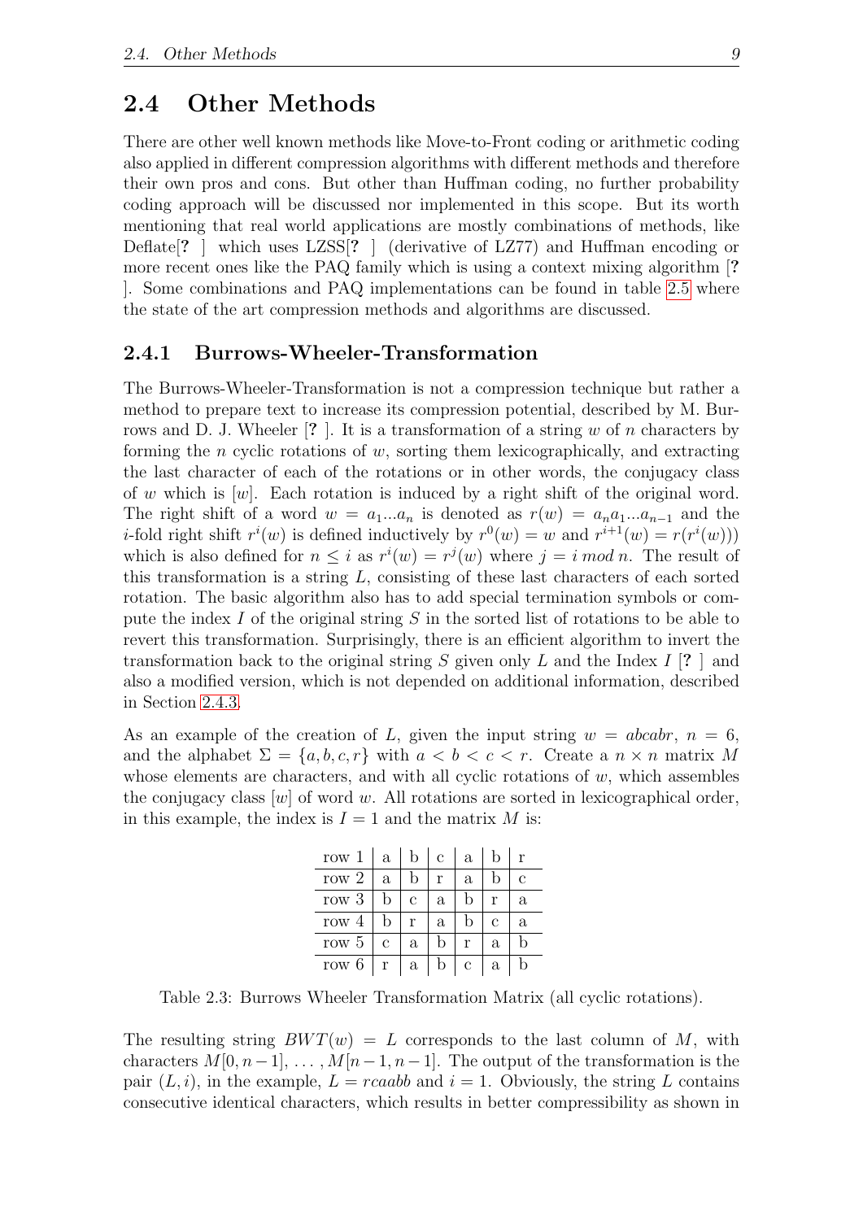## 2.4 Other Methods

There are other well known methods like Move-to-Front coding or arithmetic coding also applied in different compression algorithms with different methods and therefore their own pros and cons. But other than Huffman coding, no further probability coding approach will be discussed nor implemented in this scope. But its worth mentioning that real world applications are mostly combinations of methods, like Deflate[**?** ] which uses LZSS[**?** ] (derivative of LZ77) and Huffman encoding or more recent ones like the PAQ family which is using a context mixing algorithm [**?** ]. Some combinations and PAQ implementations can be found in table 2.5 where the state of the art compression methods and algorithms are discussed.

### 2.4.1 Burrows-Wheeler-Transformation

The Burrows-Wheeler-Transformation is not a compression technique but rather a method to prepare text to increase its compression potential, described by M. Burrows and D. J. Wheeler [**?** ]. It is a transformation of a string $w$ of $n$ characters by forming the $n$ cyclic rotations of $w$, sorting them lexicographically, and extracting the last character of each of the rotations or in other words, the conjugacy class of $w$ which is $[w]$. Each rotation is induced by a right shift of the original word. The right shift of a word $w = a_1...a_n$ is denoted as $r(w) = a_n a_1...a_{n-1}$ and the $i$-fold right shift $r^i(w)$ is defined inductively by $r^0(w) = w$ and $r^{i+1}(w) = r(r^i(w)))$ which is also defined for $n \leq i$ as $r^i(w) = r^j(w)$ where $j = i \bmod n$. The result of this transformation is a string $L$, consisting of these last characters of each sorted rotation. The basic algorithm also has to add special termination symbols or compute the index $I$ of the original string $S$ in the sorted list of rotations to be able to revert this transformation. Surprisingly, there is an efficient algorithm to invert the transformation back to the original string $S$ given only $L$ and the Index $I$ [**?** ] and also a modified version, which is not depended on additional information, described in Section 2.4.3.

As an example of the creation of $L$, given the input string $w = abcabr$, $n = 6$, and the alphabet $\Sigma = \{a, b, c, r\}$ with $a < b < c < r$. Create a $n \times n$ matrix $M$ whose elements are characters, and with all cyclic rotations of $w$, which assembles the conjugacy class $[w]$ of word $w$. All rotations are sorted in lexicographical order, in this example, the index is $I = 1$ and the matrix $M$ is:

| | | | | | | |
|---|---|---|---|---|---|---|
| row 1 | a | b | c | a | b | r |
| row 2 | a | b | r | a | b | c |
| row 3 | b | c | a | b | r | a |
| row 4 | b | r | a | b | c | a |
| row 5 | c | a | b | r | a | b |
| row 6 | r | a | b | c | a | b |

Table 2.3: Burrows Wheeler Transformation Matrix (all cyclic rotations).

The resulting string $BWT(w) = L$ corresponds to the last column of $M$, with characters $M[0, n-1], \ldots, M[n-1, n-1]$. The output of the transformation is the pair $(L, i)$, in the example, $L = rcaabb$ and $i = 1$. Obviously, the string $L$ contains consecutive identical characters, which results in better compressibility as shown in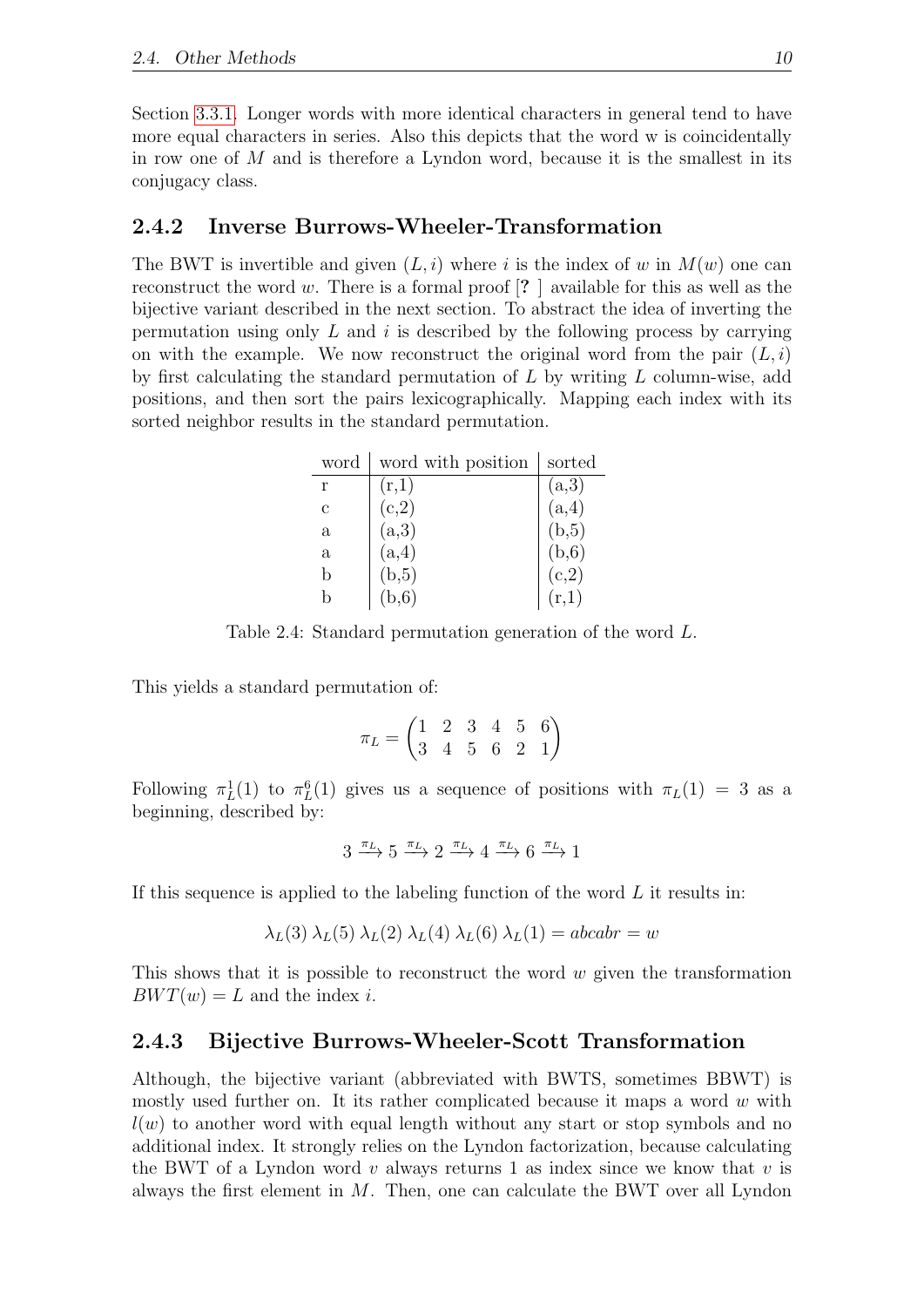Section 3.3.1. Longer words with more identical characters in general tend to have more equal characters in series. Also this depicts that the word w is coincidentally in row one of $M$ and is therefore a Lyndon word, because it is the smallest in its conjugacy class.

### 2.4.2 Inverse Burrows-Wheeler-Transformation

The BWT is invertible and given $(L, i)$ where $i$ is the index of $w$ in $M(w)$ one can reconstruct the word $w$. There is a formal proof [**?** ] available for this as well as the bijective variant described in the next section. To abstract the idea of inverting the permutation using only $L$ and $i$ is described by the following process by carrying on with the example. We now reconstruct the original word from the pair $(L, i)$ by first calculating the standard permutation of $L$ by writing $L$ column-wise, add positions, and then sort the pairs lexicographically. Mapping each index with its sorted neighbor results in the standard permutation.

| word | word with position | sorted |
|---|---|---|
| r | (r,1) | (a,3) |
| c | (c,2) | (a,4) |
| a | (a,3) | (b,5) |
| a | (a,4) | (b,6) |
| b | (b,5) | (c,2) |
| b | (b,6) | (r,1) |

Table 2.4: Standard permutation generation of the word $L$.

This yields a standard permutation of:

$$\pi_L = \begin{pmatrix} 1 & 2 & 3 & 4 & 5 & 6 \\ 3 & 4 & 5 & 6 & 2 & 1 \end{pmatrix}$$

Following $\pi_L^1(1)$ to $\pi_L^6(1)$ gives us a sequence of positions with $\pi_L(1) = 3$ as a beginning, described by:

$$3 \xrightarrow{\pi_L} 5 \xrightarrow{\pi_L} 2 \xrightarrow{\pi_L} 4 \xrightarrow{\pi_L} 6 \xrightarrow{\pi_L} 1$$

If this sequence is applied to the labeling function of the word $L$ it results in:

$$\lambda_L(3)\, \lambda_L(5)\, \lambda_L(2)\, \lambda_L(4)\, \lambda_L(6)\, \lambda_L(1) = abcabr = w$$

This shows that it is possible to reconstruct the word $w$ given the transformation $BWT(w) = L$ and the index $i$.

### 2.4.3 Bijective Burrows-Wheeler-Scott Transformation

Although, the bijective variant (abbreviated with BWTS, sometimes BBWT) is mostly used further on. It its rather complicated because it maps a word $w$ with $l(w)$ to another word with equal length without any start or stop symbols and no additional index. It strongly relies on the Lyndon factorization, because calculating the BWT of a Lyndon word $v$ always returns 1 as index since we know that $v$ is always the first element in $M$. Then, one can calculate the BWT over all Lyndon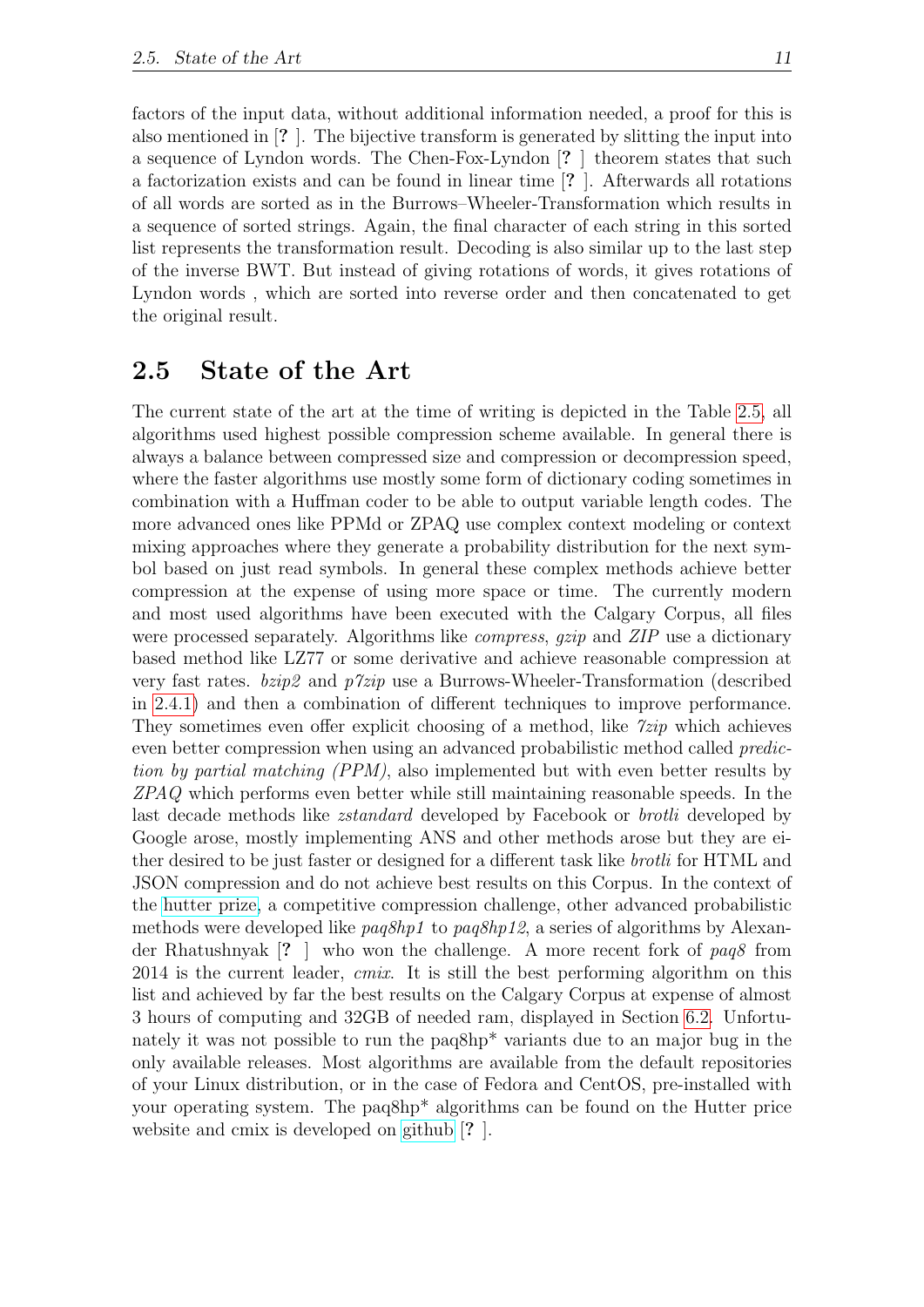factors of the input data, without additional information needed, a proof for this is also mentioned in [? ]. The bijective transform is generated by slitting the input into a sequence of Lyndon words. The Chen-Fox-Lyndon [? ] theorem states that such a factorization exists and can be found in linear time [? ]. Afterwards all rotations of all words are sorted as in the Burrows–Wheeler-Transformation which results in a sequence of sorted strings. Again, the final character of each string in this sorted list represents the transformation result. Decoding is also similar up to the last step of the inverse BWT. But instead of giving rotations of words, it gives rotations of Lyndon words , which are sorted into reverse order and then concatenated to get the original result.

## 2.5 State of the Art

The current state of the art at the time of writing is depicted in the Table 2.5, all algorithms used highest possible compression scheme available. In general there is always a balance between compressed size and compression or decompression speed, where the faster algorithms use mostly some form of dictionary coding sometimes in combination with a Huffman coder to be able to output variable length codes. The more advanced ones like PPMd or ZPAQ use complex context modeling or context mixing approaches where they generate a probability distribution for the next symbol based on just read symbols. In general these complex methods achieve better compression at the expense of using more space or time. The currently modern and most used algorithms have been executed with the Calgary Corpus, all files were processed separately. Algorithms like *compress*, *gzip* and *ZIP* use a dictionary based method like LZ77 or some derivative and achieve reasonable compression at very fast rates. *bzip2* and *p7zip* use a Burrows-Wheeler-Transformation (described in 2.4.1) and then a combination of different techniques to improve performance. They sometimes even offer explicit choosing of a method, like *7zip* which achieves even better compression when using an advanced probabilistic method called *prediction by partial matching (PPM)*, also implemented but with even better results by *ZPAQ* which performs even better while still maintaining reasonable speeds. In the last decade methods like *zstandard* developed by Facebook or *brotli* developed by Google arose, mostly implementing ANS and other methods arose but they are either desired to be just faster or designed for a different task like *brotli* for HTML and JSON compression and do not achieve best results on this Corpus. In the context of the hutter prize, a competitive compression challenge, other advanced probabilistic methods were developed like *paq8hp1* to *paq8hp12*, a series of algorithms by Alexander Rhatushnyak [? ] who won the challenge. A more recent fork of *paq8* from 2014 is the current leader, *cmix*. It is still the best performing algorithm on this list and achieved by far the best results on the Calgary Corpus at expense of almost 3 hours of computing and 32GB of needed ram, displayed in Section 6.2. Unfortunately it was not possible to run the paq8hp* variants due to an major bug in the only available releases. Most algorithms are available from the default repositories of your Linux distribution, or in the case of Fedora and CentOS, pre-installed with your operating system. The paq8hp* algorithms can be found on the Hutter price website and cmix is developed on github [? ].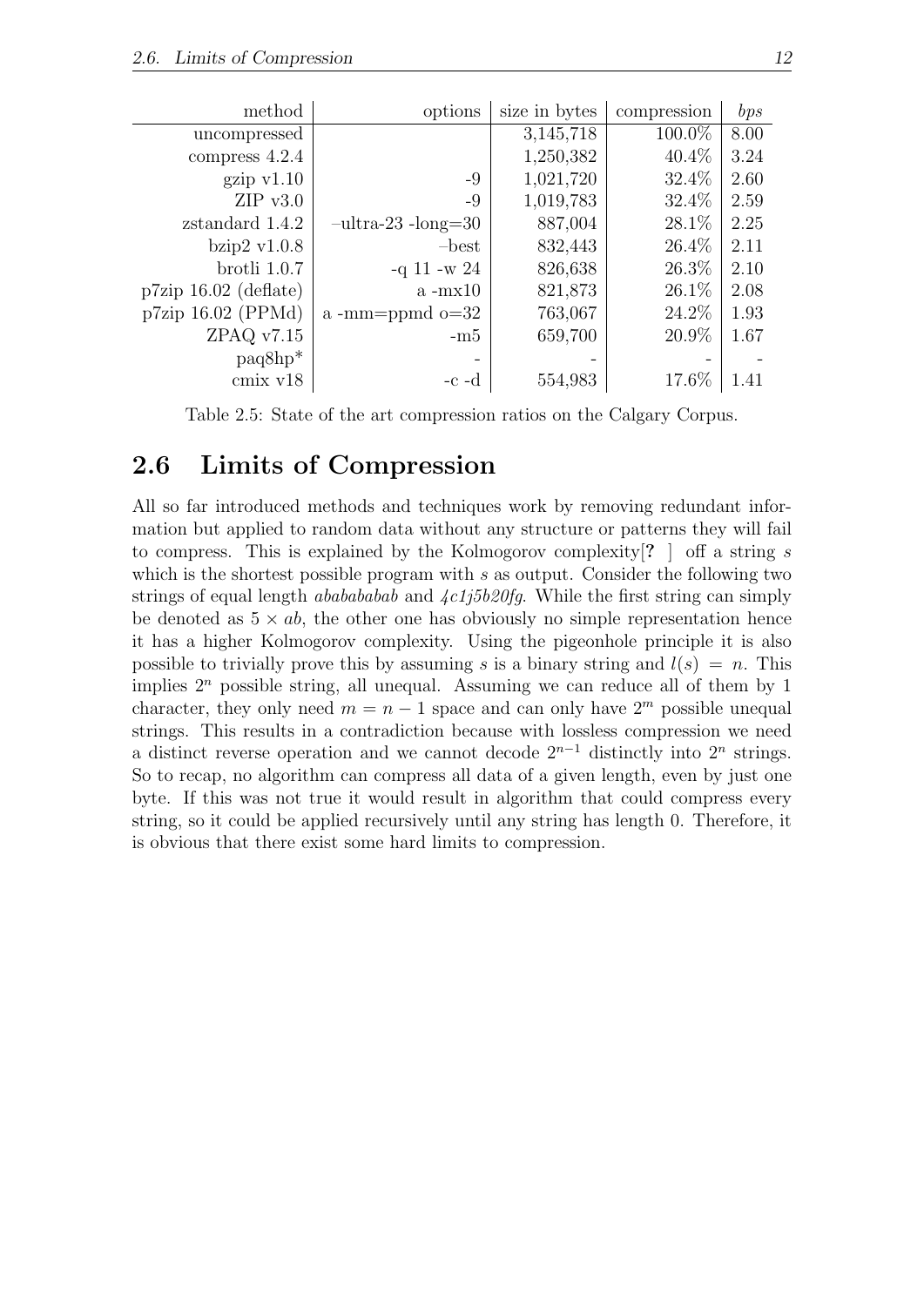| method | options | size in bytes | compression | *bps* |
|---|---|---|---|---|
| uncompressed | | 3,145,718 | 100.0% | 8.00 |
| compress 4.2.4 | | 1,250,382 | 40.4% | 3.24 |
| gzip v1.10 | -9 | 1,021,720 | 32.4% | 2.60 |
| ZIP v3.0 | -9 | 1,019,783 | 32.4% | 2.59 |
| zstandard 1.4.2 | –ultra-23 -long=30 | 887,004 | 28.1% | 2.25 |
| bzip2 v1.0.8 | –best | 832,443 | 26.4% | 2.11 |
| brotli 1.0.7 | -q 11 -w 24 | 826,638 | 26.3% | 2.10 |
| p7zip 16.02 (deflate) | a -mx10 | 821,873 | 26.1% | 2.08 |
| p7zip 16.02 (PPMd) | a -mm=ppmd o=32 | 763,067 | 24.2% | 1.93 |
| ZPAQ v7.15 | -m5 | 659,700 | 20.9% | 1.67 |
| paq8hp* | - | - | - | - |
| cmix v18 | -c -d | 554,983 | 17.6% | 1.41 |

Table 2.5: State of the art compression ratios on the Calgary Corpus.

## 2.6 Limits of Compression

All so far introduced methods and techniques work by removing redundant information but applied to random data without any structure or patterns they will fail to compress. This is explained by the Kolmogorov complexity[**?** ] off a string $s$ which is the shortest possible program with $s$ as output. Consider the following two strings of equal length *ababababab* and *4c1j5b20fg*. While the first string can simply be denoted as $5 \times ab$, the other one has obviously no simple representation hence it has a higher Kolmogorov complexity. Using the pigeonhole principle it is also possible to trivially prove this by assuming $s$ is a binary string and $l(s) = n$. This implies $2^n$ possible string, all unequal. Assuming we can reduce all of them by 1 character, they only need $m = n - 1$ space and can only have $2^m$ possible unequal strings. This results in a contradiction because with lossless compression we need a distinct reverse operation and we cannot decode $2^{n-1}$ distinctly into $2^n$ strings. So to recap, no algorithm can compress all data of a given length, even by just one byte. If this was not true it would result in algorithm that could compress every string, so it could be applied recursively until any string has length 0. Therefore, it is obvious that there exist some hard limits to compression.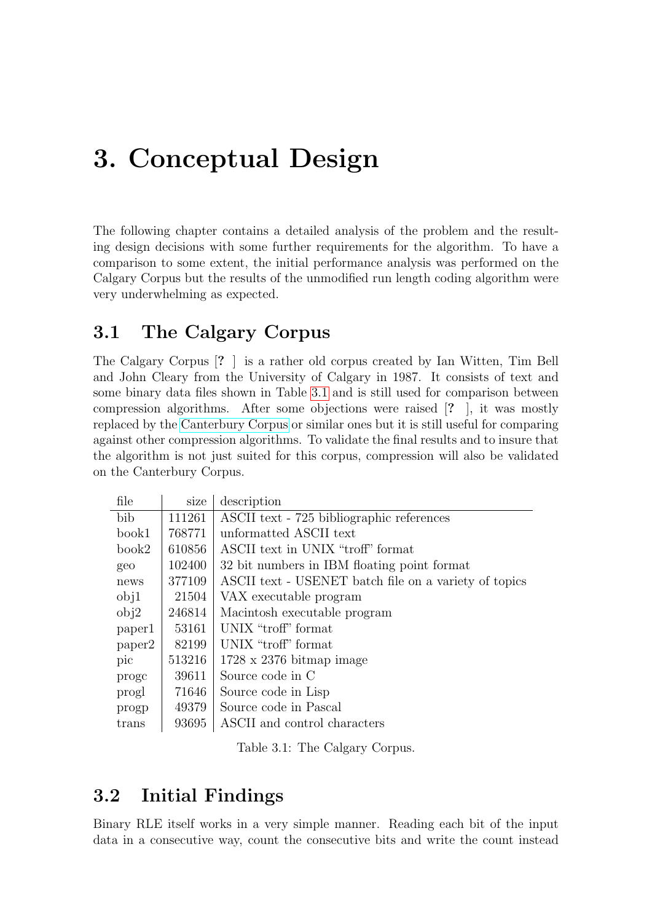# 3. Conceptual Design

The following chapter contains a detailed analysis of the problem and the resulting design decisions with some further requirements for the algorithm. To have a comparison to some extent, the initial performance analysis was performed on the Calgary Corpus but the results of the unmodified run length coding algorithm were very underwhelming as expected.

## 3.1 The Calgary Corpus

The Calgary Corpus [? ] is a rather old corpus created by Ian Witten, Tim Bell and John Cleary from the University of Calgary in 1987. It consists of text and some binary data files shown in Table 3.1 and is still used for comparison between compression algorithms. After some objections were raised [? ], it was mostly replaced by the Canterbury Corpus or similar ones but it is still useful for comparing against other compression algorithms. To validate the final results and to insure that the algorithm is not just suited for this corpus, compression will also be validated on the Canterbury Corpus.

| file | size | description |
|---|---|---|
| bib | 111261 | ASCII text - 725 bibliographic references |
| book1 | 768771 | unformatted ASCII text |
| book2 | 610856 | ASCII text in UNIX "troff" format |
| geo | 102400 | 32 bit numbers in IBM floating point format |
| news | 377109 | ASCII text - USENET batch file on a variety of topics |
| obj1 | 21504 | VAX executable program |
| obj2 | 246814 | Macintosh executable program |
| paper1 | 53161 | UNIX "troff" format |
| paper2 | 82199 | UNIX "troff" format |
| pic | 513216 | 1728 x 2376 bitmap image |
| progc | 39611 | Source code in C |
| progl | 71646 | Source code in Lisp |
| progp | 49379 | Source code in Pascal |
| trans | 93695 | ASCII and control characters |

Table 3.1: The Calgary Corpus.

## 3.2 Initial Findings

Binary RLE itself works in a very simple manner. Reading each bit of the input data in a consecutive way, count the consecutive bits and write the count instead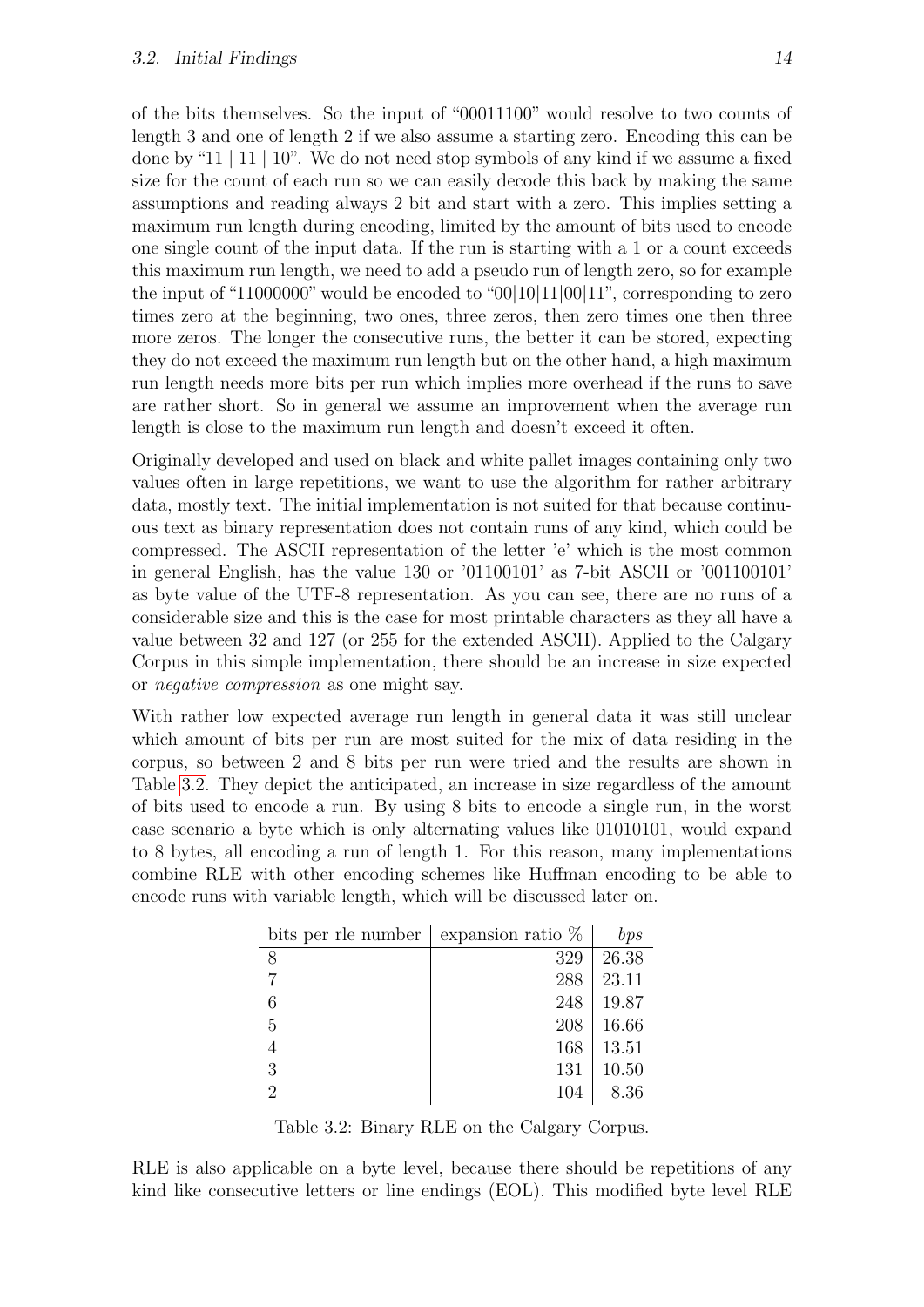of the bits themselves. So the input of "00011100" would resolve to two counts of length 3 and one of length 2 if we also assume a starting zero. Encoding this can be done by "11 | 11 | 10". We do not need stop symbols of any kind if we assume a fixed size for the count of each run so we can easily decode this back by making the same assumptions and reading always 2 bit and start with a zero. This implies setting a maximum run length during encoding, limited by the amount of bits used to encode one single count of the input data. If the run is starting with a 1 or a count exceeds this maximum run length, we need to add a pseudo run of length zero, so for example the input of "11000000" would be encoded to "00|10|11|00|11", corresponding to zero times zero at the beginning, two ones, three zeros, then zero times one then three more zeros. The longer the consecutive runs, the better it can be stored, expecting they do not exceed the maximum run length but on the other hand, a high maximum run length needs more bits per run which implies more overhead if the runs to save are rather short. So in general we assume an improvement when the average run length is close to the maximum run length and doesn't exceed it often.

Originally developed and used on black and white pallet images containing only two values often in large repetitions, we want to use the algorithm for rather arbitrary data, mostly text. The initial implementation is not suited for that because continuous text as binary representation does not contain runs of any kind, which could be compressed. The ASCII representation of the letter 'e' which is the most common in general English, has the value 130 or '01100101' as 7-bit ASCII or '001100101' as byte value of the UTF-8 representation. As you can see, there are no runs of a considerable size and this is the case for most printable characters as they all have a value between 32 and 127 (or 255 for the extended ASCII). Applied to the Calgary Corpus in this simple implementation, there should be an increase in size expected or *negative compression* as one might say.

With rather low expected average run length in general data it was still unclear which amount of bits per run are most suited for the mix of data residing in the corpus, so between 2 and 8 bits per run were tried and the results are shown in Table 3.2. They depict the anticipated, an increase in size regardless of the amount of bits used to encode a run. By using 8 bits to encode a single run, in the worst case scenario a byte which is only alternating values like 01010101, would expand to 8 bytes, all encoding a run of length 1. For this reason, many implementations combine RLE with other encoding schemes like Huffman encoding to be able to encode runs with variable length, which will be discussed later on.

| bits per rle number | expansion ratio % | *bps* |
|---|---|---|
| 8 | 329 | 26.38 |
| 7 | 288 | 23.11 |
| 6 | 248 | 19.87 |
| 5 | 208 | 16.66 |
| 4 | 168 | 13.51 |
| 3 | 131 | 10.50 |
| 2 | 104 | 8.36 |

Table 3.2: Binary RLE on the Calgary Corpus.

RLE is also applicable on a byte level, because there should be repetitions of any kind like consecutive letters or line endings (EOL). This modified byte level RLE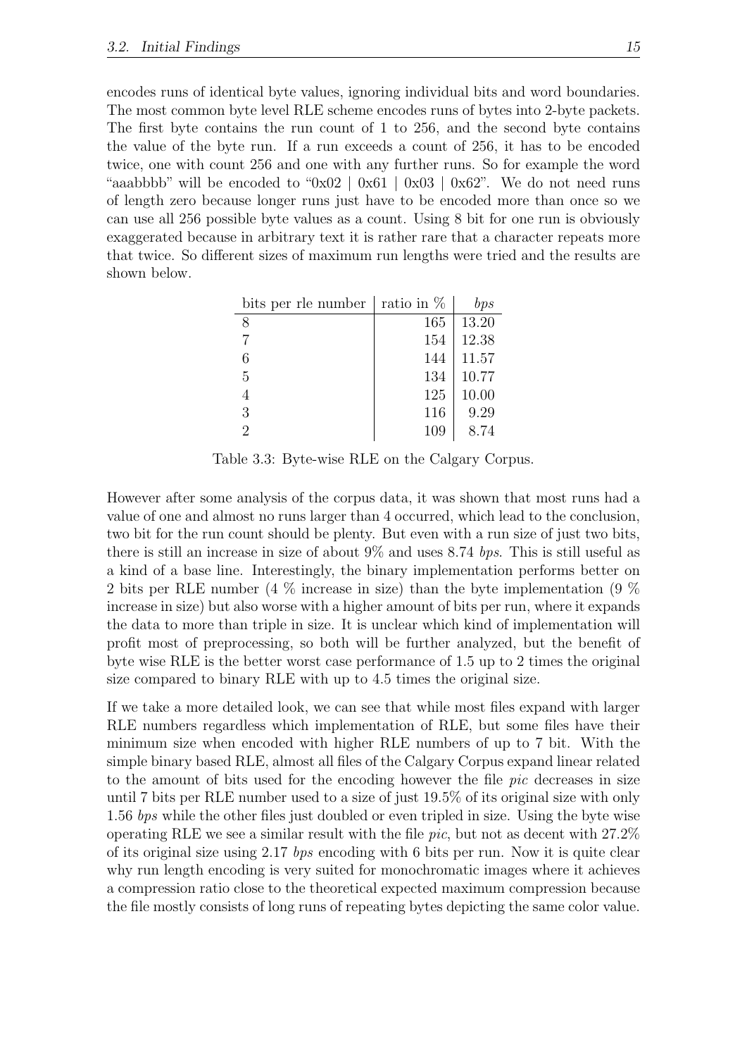encodes runs of identical byte values, ignoring individual bits and word boundaries. The most common byte level RLE scheme encodes runs of bytes into 2-byte packets. The first byte contains the run count of 1 to 256, and the second byte contains the value of the byte run. If a run exceeds a count of 256, it has to be encoded twice, one with count 256 and one with any further runs. So for example the word "aaabbbb" will be encoded to "0x02 | 0x61 | 0x03 | 0x62". We do not need runs of length zero because longer runs just have to be encoded more than once so we can use all 256 possible byte values as a count. Using 8 bit for one run is obviously exaggerated because in arbitrary text it is rather rare that a character repeats more that twice. So different sizes of maximum run lengths were tried and the results are shown below.

| bits per rle number | ratio in % | *bps* |
|---|---|---|
| 8 | 165 | 13.20 |
| 7 | 154 | 12.38 |
| 6 | 144 | 11.57 |
| 5 | 134 | 10.77 |
| 4 | 125 | 10.00 |
| 3 | 116 | 9.29 |
| 2 | 109 | 8.74 |

Table 3.3: Byte-wise RLE on the Calgary Corpus.

However after some analysis of the corpus data, it was shown that most runs had a value of one and almost no runs larger than 4 occurred, which lead to the conclusion, two bit for the run count should be plenty. But even with a run size of just two bits, there is still an increase in size of about 9% and uses 8.74 *bps*. This is still useful as a kind of a base line. Interestingly, the binary implementation performs better on 2 bits per RLE number (4 % increase in size) than the byte implementation (9 % increase in size) but also worse with a higher amount of bits per run, where it expands the data to more than triple in size. It is unclear which kind of implementation will profit most of preprocessing, so both will be further analyzed, but the benefit of byte wise RLE is the better worst case performance of 1.5 up to 2 times the original size compared to binary RLE with up to 4.5 times the original size.

If we take a more detailed look, we can see that while most files expand with larger RLE numbers regardless which implementation of RLE, but some files have their minimum size when encoded with higher RLE numbers of up to 7 bit. With the simple binary based RLE, almost all files of the Calgary Corpus expand linear related to the amount of bits used for the encoding however the file *pic* decreases in size until 7 bits per RLE number used to a size of just 19.5% of its original size with only 1.56 *bps* while the other files just doubled or even tripled in size. Using the byte wise operating RLE we see a similar result with the file *pic*, but not as decent with 27.2% of its original size using 2.17 *bps* encoding with 6 bits per run. Now it is quite clear why run length encoding is very suited for monochromatic images where it achieves a compression ratio close to the theoretical expected maximum compression because the file mostly consists of long runs of repeating bytes depicting the same color value.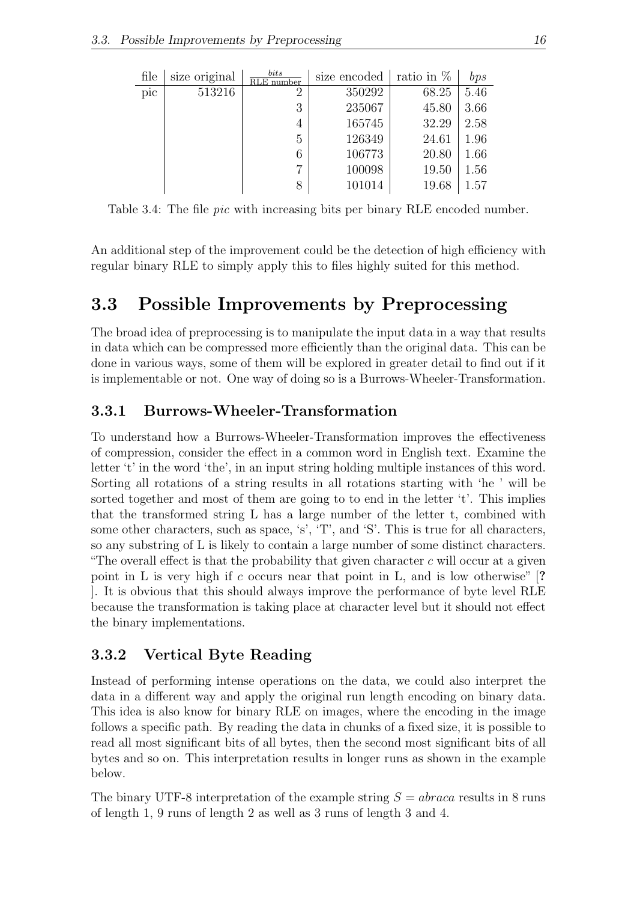| file | size original | $\frac{bits}{\text{RLE number}}$ | size encoded | ratio in % | *bps* |
|---|---|---|---|---|---|
| pic | 513216 | 2 | 350292 | 68.25 | 5.46 |
| | | 3 | 235067 | 45.80 | 3.66 |
| | | 4 | 165745 | 32.29 | 2.58 |
| | | 5 | 126349 | 24.61 | 1.96 |
| | | 6 | 106773 | 20.80 | 1.66 |
| | | 7 | 100098 | 19.50 | 1.56 |
| | | 8 | 101014 | 19.68 | 1.57 |

Table 3.4: The file *pic* with increasing bits per binary RLE encoded number.

An additional step of the improvement could be the detection of high efficiency with regular binary RLE to simply apply this to files highly suited for this method.

## 3.3 Possible Improvements by Preprocessing

The broad idea of preprocessing is to manipulate the input data in a way that results in data which can be compressed more efficiently than the original data. This can be done in various ways, some of them will be explored in greater detail to find out if it is implementable or not. One way of doing so is a Burrows-Wheeler-Transformation.

### 3.3.1 Burrows-Wheeler-Transformation

To understand how a Burrows-Wheeler-Transformation improves the effectiveness of compression, consider the effect in a common word in English text. Examine the letter 't' in the word 'the', in an input string holding multiple instances of this word. Sorting all rotations of a string results in all rotations starting with 'he ' will be sorted together and most of them are going to to end in the letter 't'. This implies that the transformed string L has a large number of the letter t, combined with some other characters, such as space, 's', 'T', and 'S'. This is true for all characters, so any substring of L is likely to contain a large number of some distinct characters. "The overall effect is that the probability that given character $c$ will occur at a given point in L is very high if $c$ occurs near that point in L, and is low otherwise" [**?** ]. It is obvious that this should always improve the performance of byte level RLE because the transformation is taking place at character level but it should not effect the binary implementations.

### 3.3.2 Vertical Byte Reading

Instead of performing intense operations on the data, we could also interpret the data in a different way and apply the original run length encoding on binary data. This idea is also know for binary RLE on images, where the encoding in the image follows a specific path. By reading the data in chunks of a fixed size, it is possible to read all most significant bits of all bytes, then the second most significant bits of all bytes and so on. This interpretation results in longer runs as shown in the example below.

The binary UTF-8 interpretation of the example string $S = abraca$ results in 8 runs of length 1, 9 runs of length 2 as well as 3 runs of length 3 and 4.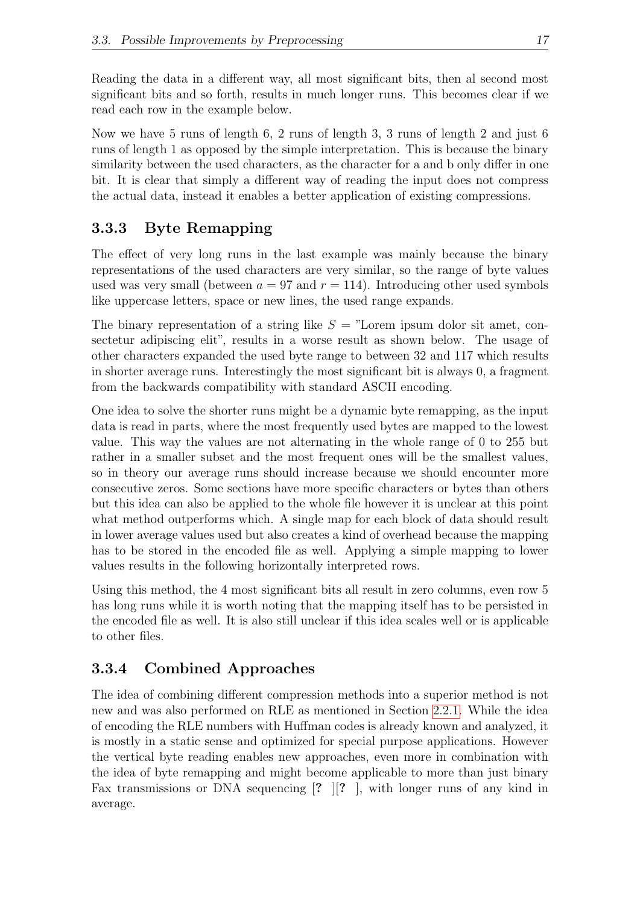Reading the data in a different way, all most significant bits, then al second most significant bits and so forth, results in much longer runs. This becomes clear if we read each row in the example below.

Now we have 5 runs of length 6, 2 runs of length 3, 3 runs of length 2 and just 6 runs of length 1 as opposed by the simple interpretation. This is because the binary similarity between the used characters, as the character for a and b only differ in one bit. It is clear that simply a different way of reading the input does not compress the actual data, instead it enables a better application of existing compressions.

### 3.3.3 Byte Remapping

The effect of very long runs in the last example was mainly because the binary representations of the used characters are very similar, so the range of byte values used was very small (between $a = 97$ and $r = 114$). Introducing other used symbols like uppercase letters, space or new lines, the used range expands.

The binary representation of a string like $S =$ "Lorem ipsum dolor sit amet, consectetur adipiscing elit", results in a worse result as shown below. The usage of other characters expanded the used byte range to between 32 and 117 which results in shorter average runs. Interestingly the most significant bit is always 0, a fragment from the backwards compatibility with standard ASCII encoding.

One idea to solve the shorter runs might be a dynamic byte remapping, as the input data is read in parts, where the most frequently used bytes are mapped to the lowest value. This way the values are not alternating in the whole range of 0 to 255 but rather in a smaller subset and the most frequent ones will be the smallest values, so in theory our average runs should increase because we should encounter more consecutive zeros. Some sections have more specific characters or bytes than others but this idea can also be applied to the whole file however it is unclear at this point what method outperforms which. A single map for each block of data should result in lower average values used but also creates a kind of overhead because the mapping has to be stored in the encoded file as well. Applying a simple mapping to lower values results in the following horizontally interpreted rows.

Using this method, the 4 most significant bits all result in zero columns, even row 5 has long runs while it is worth noting that the mapping itself has to be persisted in the encoded file as well. It is also still unclear if this idea scales well or is applicable to other files.

### 3.3.4 Combined Approaches

The idea of combining different compression methods into a superior method is not new and was also performed on RLE as mentioned in Section 2.2.1. While the idea of encoding the RLE numbers with Huffman codes is already known and analyzed, it is mostly in a static sense and optimized for special purpose applications. However the vertical byte reading enables new approaches, even more in combination with the idea of byte remapping and might become applicable to more than just binary Fax transmissions or DNA sequencing [? ][? ], with longer runs of any kind in average.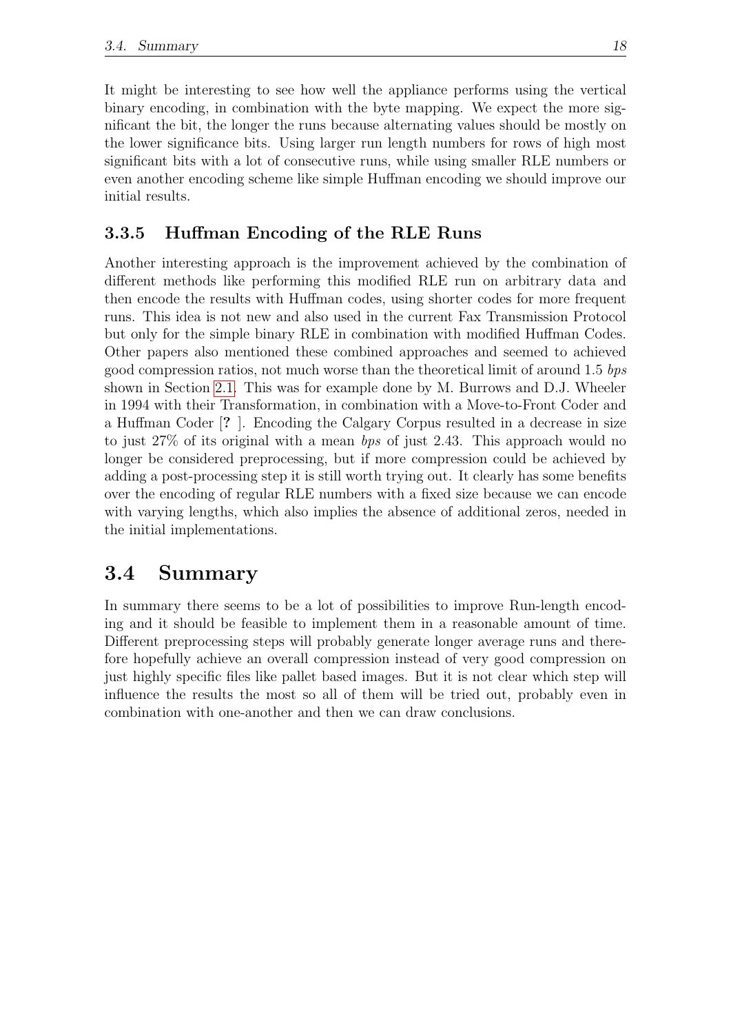It might be interesting to see how well the appliance performs using the vertical binary encoding, in combination with the byte mapping. We expect the more significant the bit, the longer the runs because alternating values should be mostly on the lower significance bits. Using larger run length numbers for rows of high most significant bits with a lot of consecutive runs, while using smaller RLE numbers or even another encoding scheme like simple Huffman encoding we should improve our initial results.

### 3.3.5 Huffman Encoding of the RLE Runs

Another interesting approach is the improvement achieved by the combination of different methods like performing this modified RLE run on arbitrary data and then encode the results with Huffman codes, using shorter codes for more frequent runs. This idea is not new and also used in the current Fax Transmission Protocol but only for the simple binary RLE in combination with modified Huffman Codes. Other papers also mentioned these combined approaches and seemed to achieved good compression ratios, not much worse than the theoretical limit of around 1.5 *bps* shown in Section 2.1. This was for example done by M. Burrows and D.J. Wheeler in 1994 with their Transformation, in combination with a Move-to-Front Coder and a Huffman Coder [**?** ]. Encoding the Calgary Corpus resulted in a decrease in size to just 27% of its original with a mean *bps* of just 2.43. This approach would no longer be considered preprocessing, but if more compression could be achieved by adding a post-processing step it is still worth trying out. It clearly has some benefits over the encoding of regular RLE numbers with a fixed size because we can encode with varying lengths, which also implies the absence of additional zeros, needed in the initial implementations.

## 3.4 Summary

In summary there seems to be a lot of possibilities to improve Run-length encoding and it should be feasible to implement them in a reasonable amount of time. Different preprocessing steps will probably generate longer average runs and therefore hopefully achieve an overall compression instead of very good compression on just highly specific files like pallet based images. But it is not clear which step will influence the results the most so all of them will be tried out, probably even in combination with one-another and then we can draw conclusions.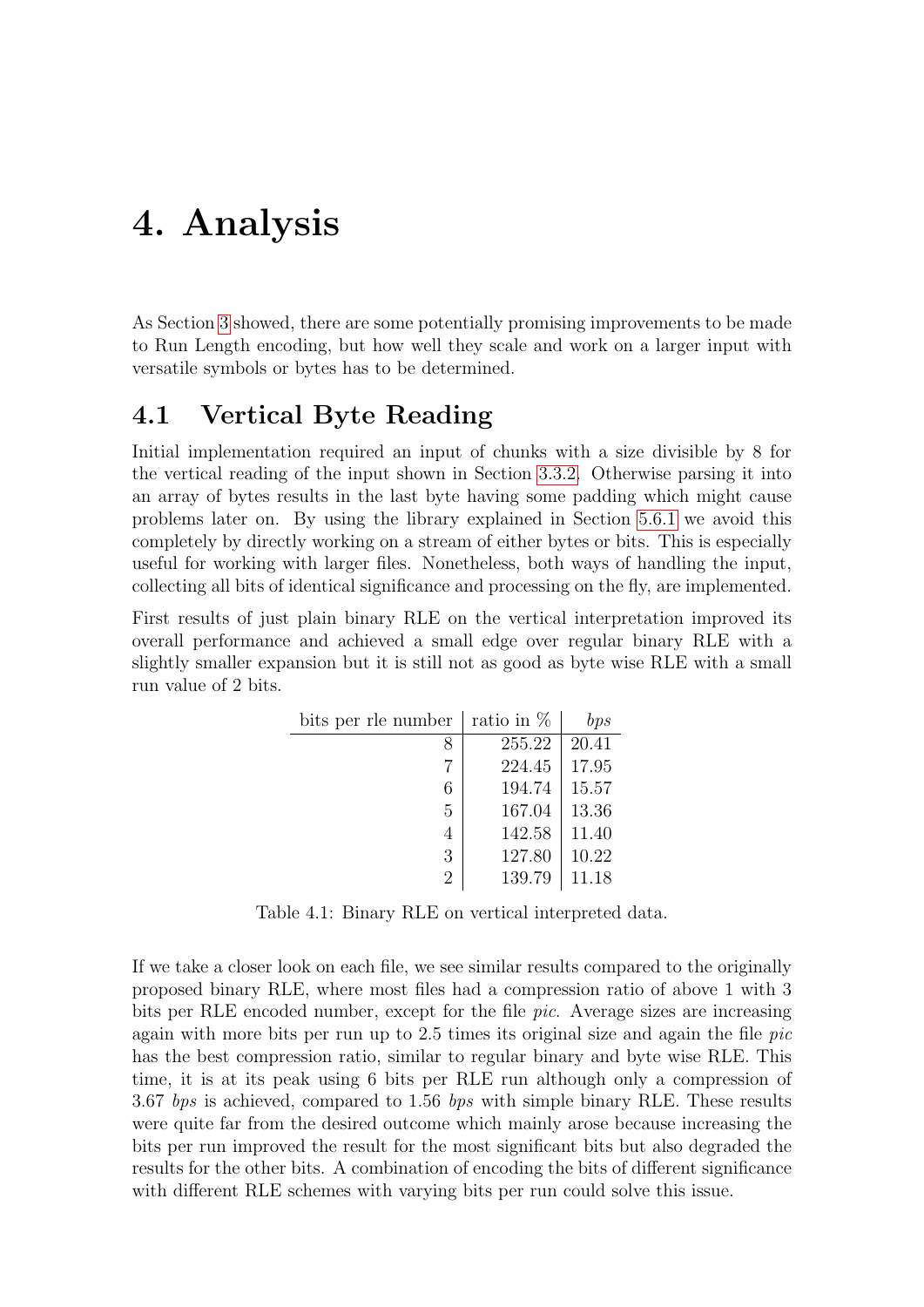# 4. Analysis

As Section 3 showed, there are some potentially promising improvements to be made to Run Length encoding, but how well they scale and work on a larger input with versatile symbols or bytes has to be determined.

## 4.1 Vertical Byte Reading

Initial implementation required an input of chunks with a size divisible by 8 for the vertical reading of the input shown in Section 3.3.2. Otherwise parsing it into an array of bytes results in the last byte having some padding which might cause problems later on. By using the library explained in Section 5.6.1 we avoid this completely by directly working on a stream of either bytes or bits. This is especially useful for working with larger files. Nonetheless, both ways of handling the input, collecting all bits of identical significance and processing on the fly, are implemented.

First results of just plain binary RLE on the vertical interpretation improved its overall performance and achieved a small edge over regular binary RLE with a slightly smaller expansion but it is still not as good as byte wise RLE with a small run value of 2 bits.

| bits per rle number | ratio in % | *bps* |
|---:|---:|---:|
| 8 | 255.22 | 20.41 |
| 7 | 224.45 | 17.95 |
| 6 | 194.74 | 15.57 |
| 5 | 167.04 | 13.36 |
| 4 | 142.58 | 11.40 |
| 3 | 127.80 | 10.22 |
| 2 | 139.79 | 11.18 |

Table 4.1: Binary RLE on vertical interpreted data.

If we take a closer look on each file, we see similar results compared to the originally proposed binary RLE, where most files had a compression ratio of above 1 with 3 bits per RLE encoded number, except for the file *pic*. Average sizes are increasing again with more bits per run up to 2.5 times its original size and again the file *pic* has the best compression ratio, similar to regular binary and byte wise RLE. This time, it is at its peak using 6 bits per RLE run although only a compression of 3.67 *bps* is achieved, compared to 1.56 *bps* with simple binary RLE. These results were quite far from the desired outcome which mainly arose because increasing the bits per run improved the result for the most significant bits but also degraded the results for the other bits. A combination of encoding the bits of different significance with different RLE schemes with varying bits per run could solve this issue.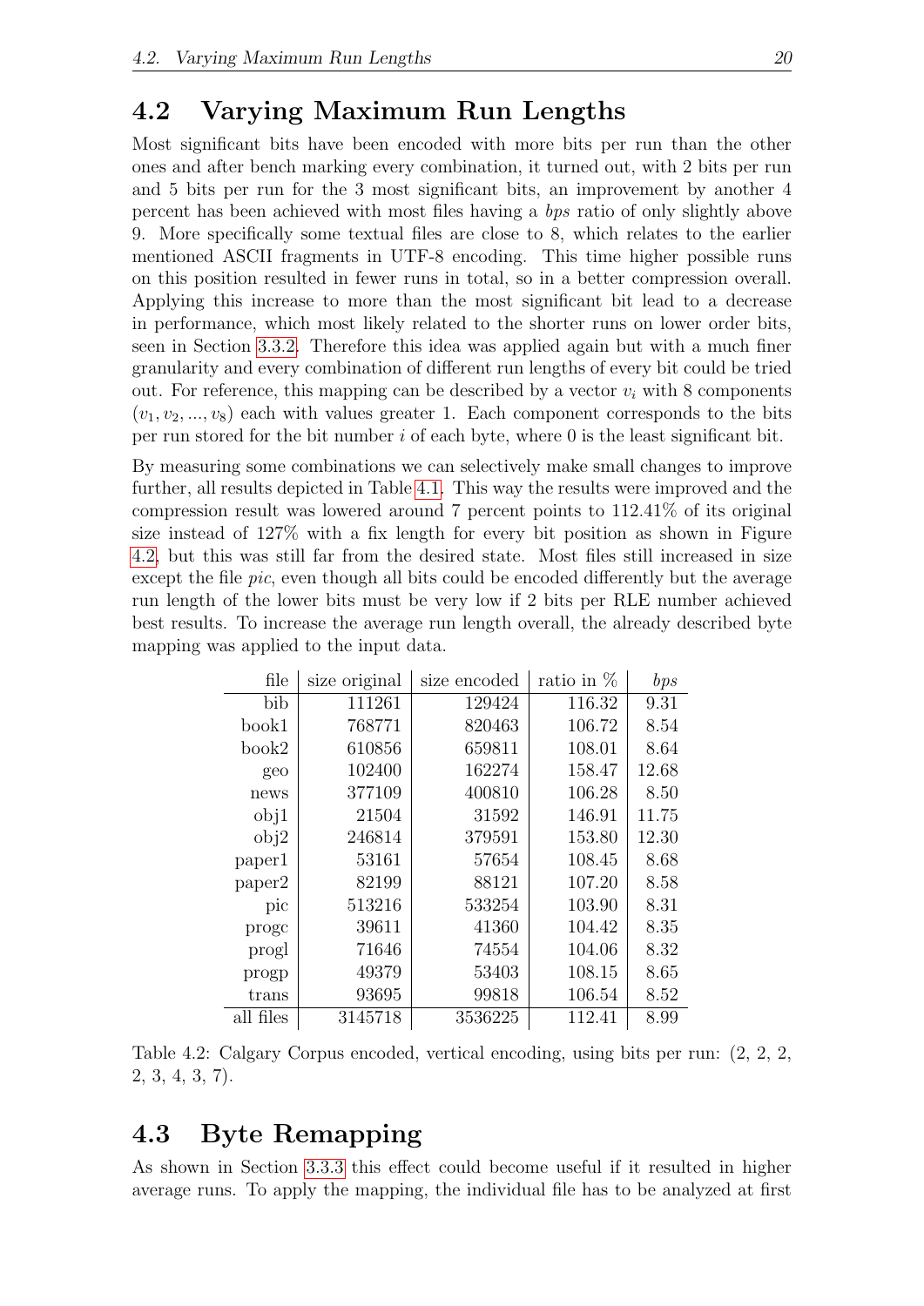## 4.2 Varying Maximum Run Lengths

Most significant bits have been encoded with more bits per run than the other ones and after bench marking every combination, it turned out, with 2 bits per run and 5 bits per run for the 3 most significant bits, an improvement by another 4 percent has been achieved with most files having a *bps* ratio of only slightly above 9. More specifically some textual files are close to 8, which relates to the earlier mentioned ASCII fragments in UTF-8 encoding. This time higher possible runs on this position resulted in fewer runs in total, so in a better compression overall. Applying this increase to more than the most significant bit lead to a decrease in performance, which most likely related to the shorter runs on lower order bits, seen in Section 3.3.2. Therefore this idea was applied again but with a much finer granularity and every combination of different run lengths of every bit could be tried out. For reference, this mapping can be described by a vector $v_i$ with 8 components $(v_1, v_2, ..., v_8)$ each with values greater 1. Each component corresponds to the bits per run stored for the bit number $i$ of each byte, where 0 is the least significant bit.

By measuring some combinations we can selectively make small changes to improve further, all results depicted in Table 4.1. This way the results were improved and the compression result was lowered around 7 percent points to 112.41% of its original size instead of 127% with a fix length for every bit position as shown in Figure 4.2, but this was still far from the desired state. Most files still increased in size except the file *pic*, even though all bits could be encoded differently but the average run length of the lower bits must be very low if 2 bits per RLE number achieved best results. To increase the average run length overall, the already described byte mapping was applied to the input data.

| file | size original | size encoded | ratio in % | *bps* |
|---:|---:|---:|---:|---:|
| bib | 111261 | 129424 | 116.32 | 9.31 |
| book1 | 768771 | 820463 | 106.72 | 8.54 |
| book2 | 610856 | 659811 | 108.01 | 8.64 |
| geo | 102400 | 162274 | 158.47 | 12.68 |
| news | 377109 | 400810 | 106.28 | 8.50 |
| obj1 | 21504 | 31592 | 146.91 | 11.75 |
| obj2 | 246814 | 379591 | 153.80 | 12.30 |
| paper1 | 53161 | 57654 | 108.45 | 8.68 |
| paper2 | 82199 | 88121 | 107.20 | 8.58 |
| pic | 513216 | 533254 | 103.90 | 8.31 |
| progc | 39611 | 41360 | 104.42 | 8.35 |
| progl | 71646 | 74554 | 104.06 | 8.32 |
| progp | 49379 | 53403 | 108.15 | 8.65 |
| trans | 93695 | 99818 | 106.54 | 8.52 |
| all files | 3145718 | 3536225 | 112.41 | 8.99 |

Table 4.2: Calgary Corpus encoded, vertical encoding, using bits per run: (2, 2, 2, 2, 3, 4, 3, 7).

## 4.3 Byte Remapping

As shown in Section 3.3.3 this effect could become useful if it resulted in higher average runs. To apply the mapping, the individual file has to be analyzed at first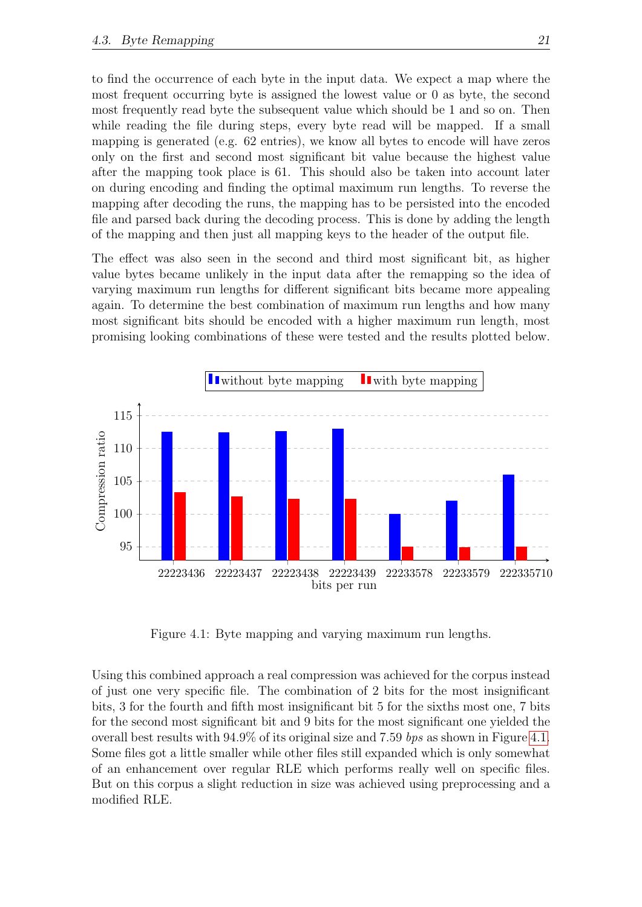to find the occurrence of each byte in the input data. We expect a map where the most frequent occurring byte is assigned the lowest value or 0 as byte, the second most frequently read byte the subsequent value which should be 1 and so on. Then while reading the file during steps, every byte read will be mapped. If a small mapping is generated (e.g. 62 entries), we know all bytes to encode will have zeros only on the first and second most significant bit value because the highest value after the mapping took place is 61. This should also be taken into account later on during encoding and finding the optimal maximum run lengths. To reverse the mapping after decoding the runs, the mapping has to be persisted into the encoded file and parsed back during the decoding process. This is done by adding the length of the mapping and then just all mapping keys to the header of the output file.

The effect was also seen in the second and third most significant bit, as higher value bytes became unlikely in the input data after the remapping so the idea of varying maximum run lengths for different significant bits became more appealing again. To determine the best combination of maximum run lengths and how many most significant bits should be encoded with a higher maximum run length, most promising looking combinations of these were tested and the results plotted below.

| bits per run | Compression ratio (without byte mapping) | Compression ratio (with byte mapping) |
|---|---|---|
| 22223436 | ~112.5 | ~103.3 |
| 22223437 | ~112.4 | ~102.7 |
| 22223438 | ~112.6 | ~102.3 |
| 22223439 | ~113 | ~102.3 |
| 22233578 | ~100 | ~95 |
| 22233579 | ~102 | ~94.9 |
| 222335710 | ~106 | ~95 |

Figure 4.1: Byte mapping and varying maximum run lengths.

Using this combined approach a real compression was achieved for the corpus instead of just one very specific file. The combination of 2 bits for the most insignificant bits, 3 for the fourth and fifth most insignificant bit 5 for the sixths most one, 7 bits for the second most significant bit and 9 bits for the most significant one yielded the overall best results with 94.9% of its original size and 7.59 *bps* as shown in Figure 4.1. Some files got a little smaller while other files still expanded which is only somewhat of an enhancement over regular RLE which performs really well on specific files. But on this corpus a slight reduction in size was achieved using preprocessing and a modified RLE.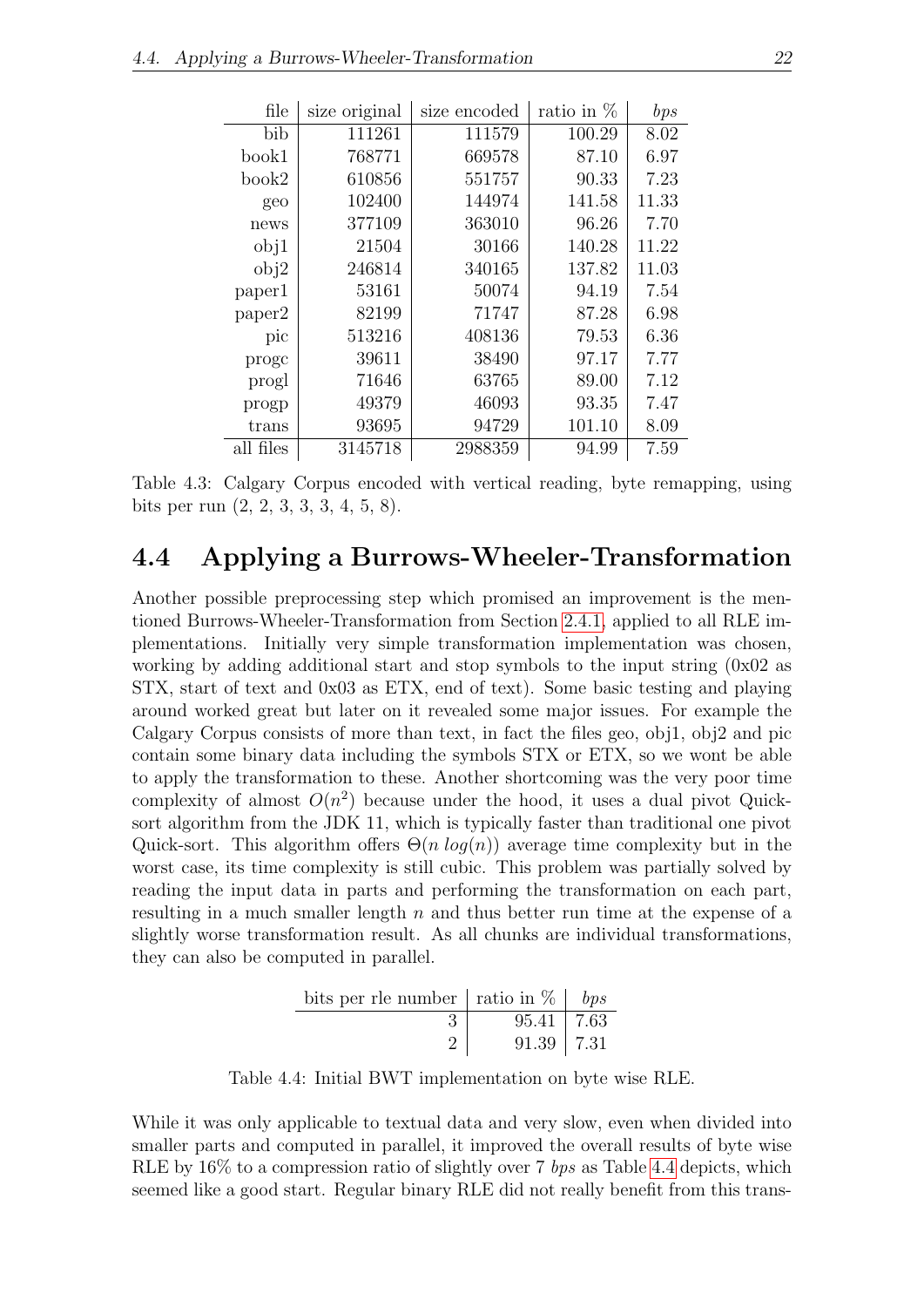| file | size original | size encoded | ratio in % | *bps* |
|---|---|---|---|---|
| bib | 111261 | 111579 | 100.29 | 8.02 |
| book1 | 768771 | 669578 | 87.10 | 6.97 |
| book2 | 610856 | 551757 | 90.33 | 7.23 |
| geo | 102400 | 144974 | 141.58 | 11.33 |
| news | 377109 | 363010 | 96.26 | 7.70 |
| obj1 | 21504 | 30166 | 140.28 | 11.22 |
| obj2 | 246814 | 340165 | 137.82 | 11.03 |
| paper1 | 53161 | 50074 | 94.19 | 7.54 |
| paper2 | 82199 | 71747 | 87.28 | 6.98 |
| pic | 513216 | 408136 | 79.53 | 6.36 |
| progc | 39611 | 38490 | 97.17 | 7.77 |
| progl | 71646 | 63765 | 89.00 | 7.12 |
| progp | 49379 | 46093 | 93.35 | 7.47 |
| trans | 93695 | 94729 | 101.10 | 8.09 |
| all files | 3145718 | 2988359 | 94.99 | 7.59 |

Table 4.3: Calgary Corpus encoded with vertical reading, byte remapping, using bits per run (2, 2, 3, 3, 3, 4, 5, 8).

## 4.4 Applying a Burrows-Wheeler-Transformation

Another possible preprocessing step which promised an improvement is the mentioned Burrows-Wheeler-Transformation from Section 2.4.1, applied to all RLE implementations. Initially very simple transformation implementation was chosen, working by adding additional start and stop symbols to the input string (0x02 as STX, start of text and 0x03 as ETX, end of text). Some basic testing and playing around worked great but later on it revealed some major issues. For example the Calgary Corpus consists of more than text, in fact the files geo, obj1, obj2 and pic contain some binary data including the symbols STX or ETX, so we wont be able to apply the transformation to these. Another shortcoming was the very poor time complexity of almost $O(n^2)$ because under the hood, it uses a dual pivot Quick-sort algorithm from the JDK 11, which is typically faster than traditional one pivot Quick-sort. This algorithm offers $\Theta(n\ log(n))$ average time complexity but in the worst case, its time complexity is still cubic. This problem was partially solved by reading the input data in parts and performing the transformation on each part, resulting in a much smaller length $n$ and thus better run time at the expense of a slightly worse transformation result. As all chunks are individual transformations, they can also be computed in parallel.

| bits per rle number | ratio in % | *bps* |
|---|---|---|
| 3 | 95.41 | 7.63 |
| 2 | 91.39 | 7.31 |

Table 4.4: Initial BWT implementation on byte wise RLE.

While it was only applicable to textual data and very slow, even when divided into smaller parts and computed in parallel, it improved the overall results of byte wise RLE by 16% to a compression ratio of slightly over 7 *bps* as Table 4.4 depicts, which seemed like a good start. Regular binary RLE did not really benefit from this trans-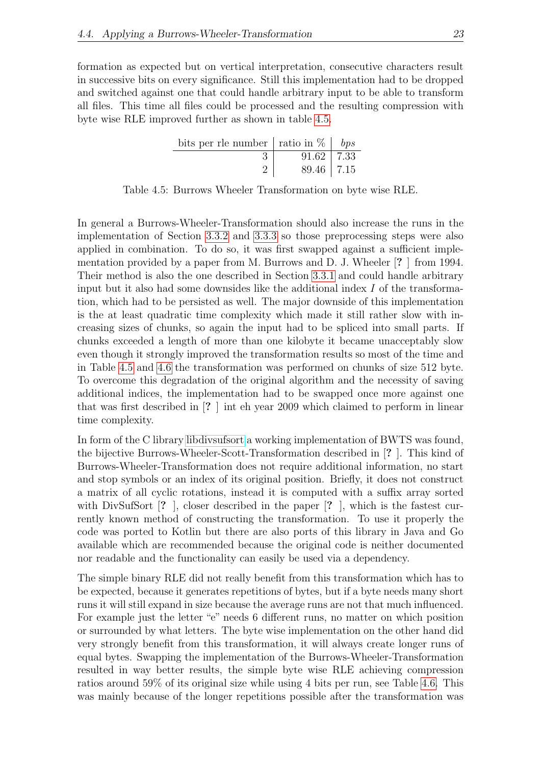formation as expected but on vertical interpretation, consecutive characters result in successive bits on every significance. Still this implementation had to be dropped and switched against one that could handle arbitrary input to be able to transform all files. This time all files could be processed and the resulting compression with byte wise RLE improved further as shown in table 4.5.

| bits per rle number | ratio in % | *bps* |
|---:|---:|---|
| 3 | 91.62 | 7.33 |
| 2 | 89.46 | 7.15 |

Table 4.5: Burrows Wheeler Transformation on byte wise RLE.

In general a Burrows-Wheeler-Transformation should also increase the runs in the implementation of Section 3.3.2 and 3.3.3 so those preprocessing steps were also applied in combination. To do so, it was first swapped against a sufficient implementation provided by a paper from M. Burrows and D. J. Wheeler [**?** ] from 1994. Their method is also the one described in Section 3.3.1 and could handle arbitrary input but it also had some downsides like the additional index $I$ of the transformation, which had to be persisted as well. The major downside of this implementation is the at least quadratic time complexity which made it still rather slow with increasing sizes of chunks, so again the input had to be spliced into small parts. If chunks exceeded a length of more than one kilobyte it became unacceptably slow even though it strongly improved the transformation results so most of the time and in Table 4.5 and 4.6 the transformation was performed on chunks of size 512 byte. To overcome this degradation of the original algorithm and the necessity of saving additional indices, the implementation had to be swapped once more against one that was first described in [**?** ] int eh year 2009 which claimed to perform in linear time complexity.

In form of the C library libdivsufsort a working implementation of BWTS was found, the bijective Burrows-Wheeler-Scott-Transformation described in [**?** ]. This kind of Burrows-Wheeler-Transformation does not require additional information, no start and stop symbols or an index of its original position. Briefly, it does not construct a matrix of all cyclic rotations, instead it is computed with a suffix array sorted with DivSufSort [**?** ], closer described in the paper [**?** ], which is the fastest currently known method of constructing the transformation. To use it properly the code was ported to Kotlin but there are also ports of this library in Java and Go available which are recommended because the original code is neither documented nor readable and the functionality can easily be used via a dependency.

The simple binary RLE did not really benefit from this transformation which has to be expected, because it generates repetitions of bytes, but if a byte needs many short runs it will still expand in size because the average runs are not that much influenced. For example just the letter "e" needs 6 different runs, no matter on which position or surrounded by what letters. The byte wise implementation on the other hand did very strongly benefit from this transformation, it will always create longer runs of equal bytes. Swapping the implementation of the Burrows-Wheeler-Transformation resulted in way better results, the simple byte wise RLE achieving compression ratios around 59% of its original size while using 4 bits per run, see Table 4.6. This was mainly because of the longer repetitions possible after the transformation was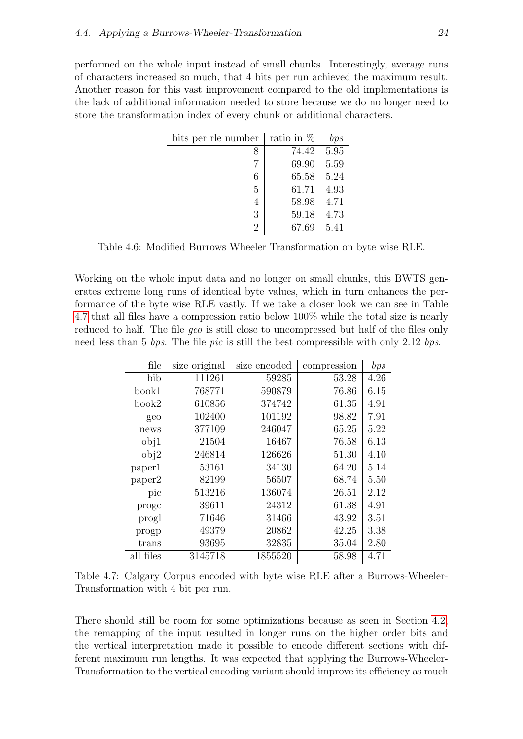performed on the whole input instead of small chunks. Interestingly, average runs of characters increased so much, that 4 bits per run achieved the maximum result. Another reason for this vast improvement compared to the old implementations is the lack of additional information needed to store because we do no longer need to store the transformation index of every chunk or additional characters.

| bits per rle number | ratio in % | *bps* |
|---:|---:|---:|
| 8 | 74.42 | 5.95 |
| 7 | 69.90 | 5.59 |
| 6 | 65.58 | 5.24 |
| 5 | 61.71 | 4.93 |
| 4 | 58.98 | 4.71 |
| 3 | 59.18 | 4.73 |
| 2 | 67.69 | 5.41 |

Table 4.6: Modified Burrows Wheeler Transformation on byte wise RLE.

Working on the whole input data and no longer on small chunks, this BWTS generates extreme long runs of identical byte values, which in turn enhances the performance of the byte wise RLE vastly. If we take a closer look we can see in Table 4.7 that all files have a compression ratio below 100% while the total size is nearly reduced to half. The file *geo* is still close to uncompressed but half of the files only need less than 5 *bps*. The file *pic* is still the best compressible with only 2.12 *bps*.

| file | size original | size encoded | compression | *bps* |
|---:|---:|---:|---:|---:|
| bib | 111261 | 59285 | 53.28 | 4.26 |
| book1 | 768771 | 590879 | 76.86 | 6.15 |
| book2 | 610856 | 374742 | 61.35 | 4.91 |
| geo | 102400 | 101192 | 98.82 | 7.91 |
| news | 377109 | 246047 | 65.25 | 5.22 |
| obj1 | 21504 | 16467 | 76.58 | 6.13 |
| obj2 | 246814 | 126626 | 51.30 | 4.10 |
| paper1 | 53161 | 34130 | 64.20 | 5.14 |
| paper2 | 82199 | 56507 | 68.74 | 5.50 |
| pic | 513216 | 136074 | 26.51 | 2.12 |
| progc | 39611 | 24312 | 61.38 | 4.91 |
| progl | 71646 | 31466 | 43.92 | 3.51 |
| progp | 49379 | 20862 | 42.25 | 3.38 |
| trans | 93695 | 32835 | 35.04 | 2.80 |
| all files | 3145718 | 1855520 | 58.98 | 4.71 |

Table 4.7: Calgary Corpus encoded with byte wise RLE after a Burrows-Wheeler-Transformation with 4 bit per run.

There should still be room for some optimizations because as seen in Section 4.2, the remapping of the input resulted in longer runs on the higher order bits and the vertical interpretation made it possible to encode different sections with different maximum run lengths. It was expected that applying the Burrows-Wheeler-Transformation to the vertical encoding variant should improve its efficiency as much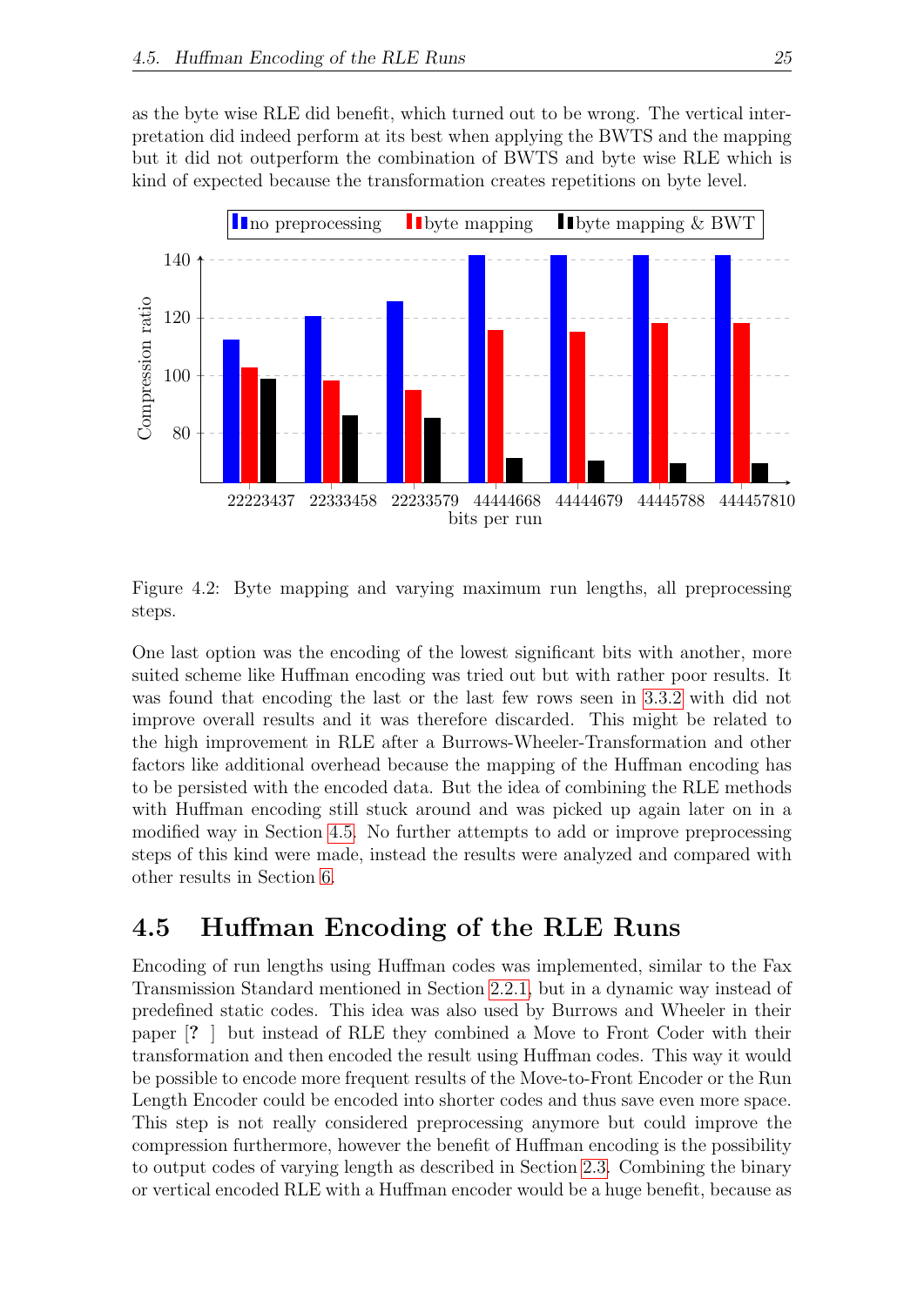as the byte wise RLE did benefit, which turned out to be wrong. The vertical interpretation did indeed perform at its best when applying the BWTS and the mapping but it did not outperform the combination of BWTS and byte wise RLE which is kind of expected because the transformation creates repetitions on byte level.

Figure 4.2: Byte mapping and varying maximum run lengths, all preprocessing steps.

One last option was the encoding of the lowest significant bits with another, more suited scheme like Huffman encoding was tried out but with rather poor results. It was found that encoding the last or the last few rows seen in 3.3.2 with did not improve overall results and it was therefore discarded. This might be related to the high improvement in RLE after a Burrows-Wheeler-Transformation and other factors like additional overhead because the mapping of the Huffman encoding has to be persisted with the encoded data. But the idea of combining the RLE methods with Huffman encoding still stuck around and was picked up again later on in a modified way in Section 4.5. No further attempts to add or improve preprocessing steps of this kind were made, instead the results were analyzed and compared with other results in Section 6.

## 4.5 Huffman Encoding of the RLE Runs

Encoding of run lengths using Huffman codes was implemented, similar to the Fax Transmission Standard mentioned in Section 2.2.1, but in a dynamic way instead of predefined static codes. This idea was also used by Burrows and Wheeler in their paper [? ] but instead of RLE they combined a Move to Front Coder with their transformation and then encoded the result using Huffman codes. This way it would be possible to encode more frequent results of the Move-to-Front Encoder or the Run Length Encoder could be encoded into shorter codes and thus save even more space. This step is not really considered preprocessing anymore but could improve the compression furthermore, however the benefit of Huffman encoding is the possibility to output codes of varying length as described in Section 2.3. Combining the binary or vertical encoded RLE with a Huffman encoder would be a huge benefit, because as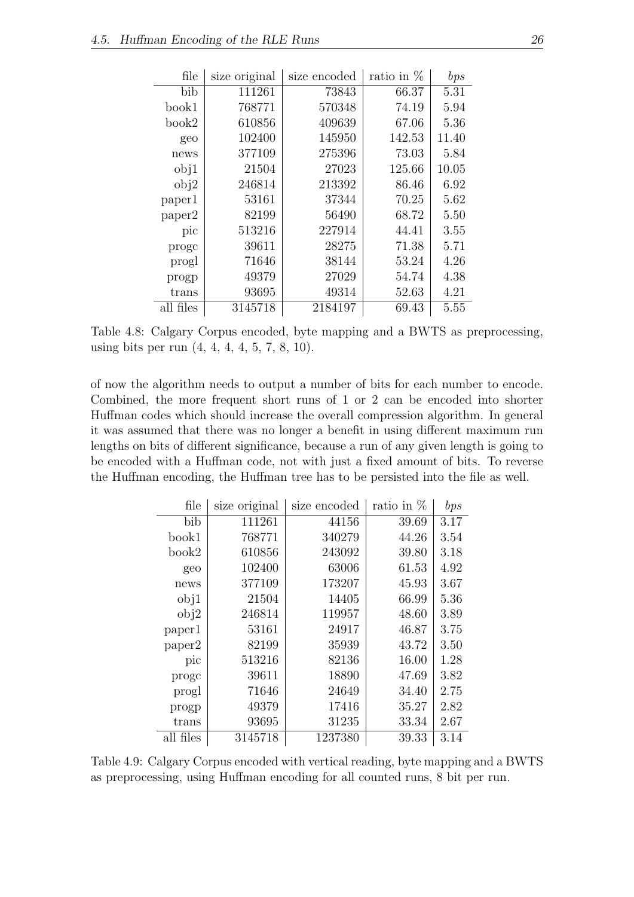| file | size original | size encoded | ratio in % | *bps* |
|---|---|---|---|---|
| bib | 111261 | 73843 | 66.37 | 5.31 |
| book1 | 768771 | 570348 | 74.19 | 5.94 |
| book2 | 610856 | 409639 | 67.06 | 5.36 |
| geo | 102400 | 145950 | 142.53 | 11.40 |
| news | 377109 | 275396 | 73.03 | 5.84 |
| obj1 | 21504 | 27023 | 125.66 | 10.05 |
| obj2 | 246814 | 213392 | 86.46 | 6.92 |
| paper1 | 53161 | 37344 | 70.25 | 5.62 |
| paper2 | 82199 | 56490 | 68.72 | 5.50 |
| pic | 513216 | 227914 | 44.41 | 3.55 |
| progc | 39611 | 28275 | 71.38 | 5.71 |
| progl | 71646 | 38144 | 53.24 | 4.26 |
| progp | 49379 | 27029 | 54.74 | 4.38 |
| trans | 93695 | 49314 | 52.63 | 4.21 |
| all files | 3145718 | 2184197 | 69.43 | 5.55 |

Table 4.8: Calgary Corpus encoded, byte mapping and a BWTS as preprocessing, using bits per run (4, 4, 4, 4, 5, 7, 8, 10).

of now the algorithm needs to output a number of bits for each number to encode. Combined, the more frequent short runs of 1 or 2 can be encoded into shorter Huffman codes which should increase the overall compression algorithm. In general it was assumed that there was no longer a benefit in using different maximum run lengths on bits of different significance, because a run of any given length is going to be encoded with a Huffman code, not with just a fixed amount of bits. To reverse the Huffman encoding, the Huffman tree has to be persisted into the file as well.

| file | size original | size encoded | ratio in % | *bps* |
|---|---|---|---|---|
| bib | 111261 | 44156 | 39.69 | 3.17 |
| book1 | 768771 | 340279 | 44.26 | 3.54 |
| book2 | 610856 | 243092 | 39.80 | 3.18 |
| geo | 102400 | 63006 | 61.53 | 4.92 |
| news | 377109 | 173207 | 45.93 | 3.67 |
| obj1 | 21504 | 14405 | 66.99 | 5.36 |
| obj2 | 246814 | 119957 | 48.60 | 3.89 |
| paper1 | 53161 | 24917 | 46.87 | 3.75 |
| paper2 | 82199 | 35939 | 43.72 | 3.50 |
| pic | 513216 | 82136 | 16.00 | 1.28 |
| progc | 39611 | 18890 | 47.69 | 3.82 |
| progl | 71646 | 24649 | 34.40 | 2.75 |
| progp | 49379 | 17416 | 35.27 | 2.82 |
| trans | 93695 | 31235 | 33.34 | 2.67 |
| all files | 3145718 | 1237380 | 39.33 | 3.14 |

Table 4.9: Calgary Corpus encoded with vertical reading, byte mapping and a BWTS as preprocessing, using Huffman encoding for all counted runs, 8 bit per run.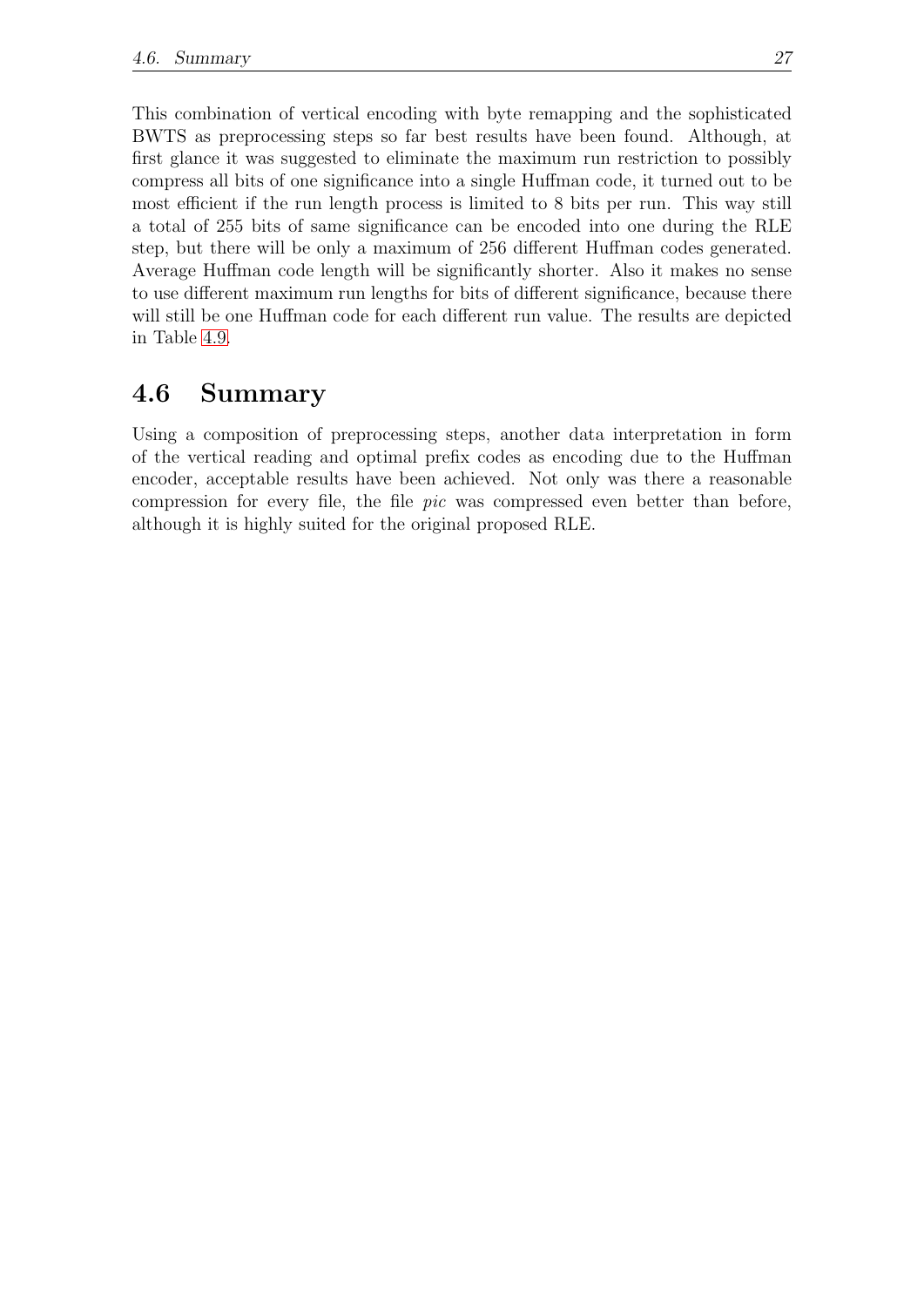This combination of vertical encoding with byte remapping and the sophisticated BWTS as preprocessing steps so far best results have been found. Although, at first glance it was suggested to eliminate the maximum run restriction to possibly compress all bits of one significance into a single Huffman code, it turned out to be most efficient if the run length process is limited to 8 bits per run. This way still a total of 255 bits of same significance can be encoded into one during the RLE step, but there will be only a maximum of 256 different Huffman codes generated. Average Huffman code length will be significantly shorter. Also it makes no sense to use different maximum run lengths for bits of different significance, because there will still be one Huffman code for each different run value. The results are depicted in Table 4.9.

## 4.6 Summary

Using a composition of preprocessing steps, another data interpretation in form of the vertical reading and optimal prefix codes as encoding due to the Huffman encoder, acceptable results have been achieved. Not only was there a reasonable compression for every file, the file *pic* was compressed even better than before, although it is highly suited for the original proposed RLE.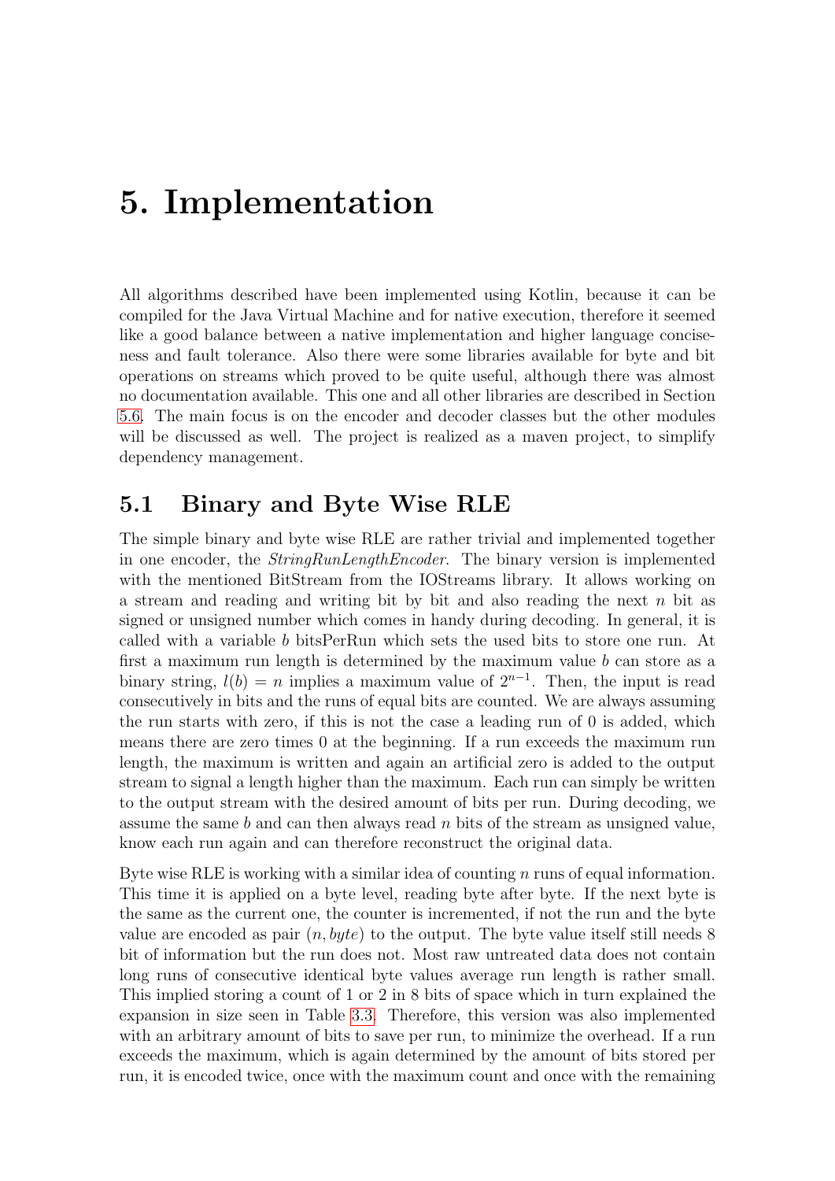# 5. Implementation

All algorithms described have been implemented using Kotlin, because it can be compiled for the Java Virtual Machine and for native execution, therefore it seemed like a good balance between a native implementation and higher language conciseness and fault tolerance. Also there were some libraries available for byte and bit operations on streams which proved to be quite useful, although there was almost no documentation available. This one and all other libraries are described in Section 5.6. The main focus is on the encoder and decoder classes but the other modules will be discussed as well. The project is realized as a maven project, to simplify dependency management.

## 5.1 Binary and Byte Wise RLE

The simple binary and byte wise RLE are rather trivial and implemented together in one encoder, the *StringRunLengthEncoder*. The binary version is implemented with the mentioned BitStream from the IOStreams library. It allows working on a stream and reading and writing bit by bit and also reading the next $n$ bit as signed or unsigned number which comes in handy during decoding. In general, it is called with a variable $b$ bitsPerRun which sets the used bits to store one run. At first a maximum run length is determined by the maximum value $b$ can store as a binary string, $l(b) = n$ implies a maximum value of $2^{n-1}$. Then, the input is read consecutively in bits and the runs of equal bits are counted. We are always assuming the run starts with zero, if this is not the case a leading run of 0 is added, which means there are zero times 0 at the beginning. If a run exceeds the maximum run length, the maximum is written and again an artificial zero is added to the output stream to signal a length higher than the maximum. Each run can simply be written to the output stream with the desired amount of bits per run. During decoding, we assume the same $b$ and can then always read $n$ bits of the stream as unsigned value, know each run again and can therefore reconstruct the original data.

Byte wise RLE is working with a similar idea of counting $n$ runs of equal information. This time it is applied on a byte level, reading byte after byte. If the next byte is the same as the current one, the counter is incremented, if not the run and the byte value are encoded as pair $(n, byte)$ to the output. The byte value itself still needs 8 bit of information but the run does not. Most raw untreated data does not contain long runs of consecutive identical byte values average run length is rather small. This implied storing a count of 1 or 2 in 8 bits of space which in turn explained the expansion in size seen in Table 3.3. Therefore, this version was also implemented with an arbitrary amount of bits to save per run, to minimize the overhead. If a run exceeds the maximum, which is again determined by the amount of bits stored per run, it is encoded twice, once with the maximum count and once with the remaining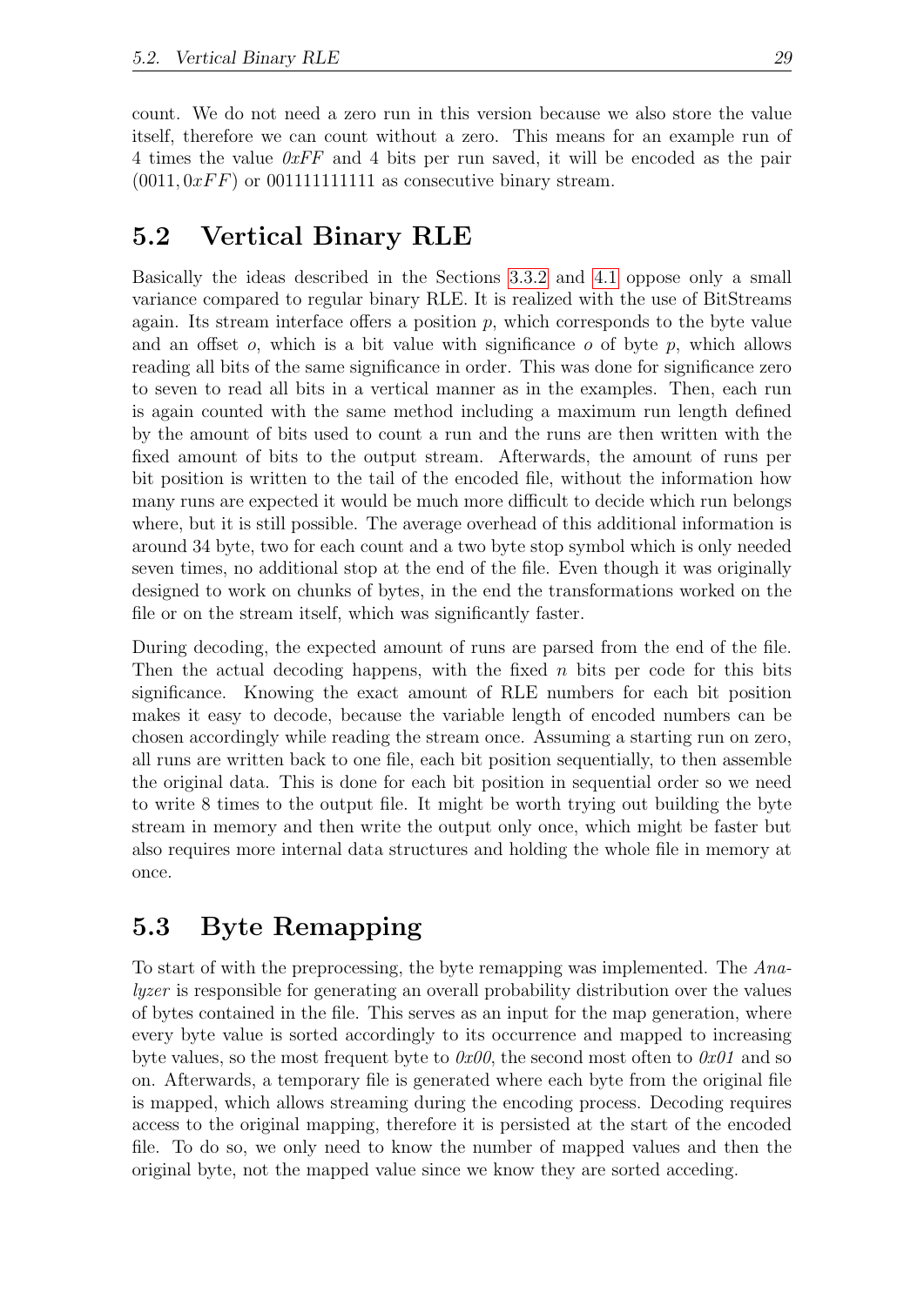count. We do not need a zero run in this version because we also store the value itself, therefore we can count without a zero. This means for an example run of 4 times the value *0xFF* and 4 bits per run saved, it will be encoded as the pair $(0011, 0xFF)$ or 001111111111 as consecutive binary stream.

## 5.2 Vertical Binary RLE

Basically the ideas described in the Sections 3.3.2 and 4.1 oppose only a small variance compared to regular binary RLE. It is realized with the use of BitStreams again. Its stream interface offers a position $p$, which corresponds to the byte value and an offset $o$, which is a bit value with significance $o$ of byte $p$, which allows reading all bits of the same significance in order. This was done for significance zero to seven to read all bits in a vertical manner as in the examples. Then, each run is again counted with the same method including a maximum run length defined by the amount of bits used to count a run and the runs are then written with the fixed amount of bits to the output stream. Afterwards, the amount of runs per bit position is written to the tail of the encoded file, without the information how many runs are expected it would be much more difficult to decide which run belongs where, but it is still possible. The average overhead of this additional information is around 34 byte, two for each count and a two byte stop symbol which is only needed seven times, no additional stop at the end of the file. Even though it was originally designed to work on chunks of bytes, in the end the transformations worked on the file or on the stream itself, which was significantly faster.

During decoding, the expected amount of runs are parsed from the end of the file. Then the actual decoding happens, with the fixed $n$ bits per code for this bits significance. Knowing the exact amount of RLE numbers for each bit position makes it easy to decode, because the variable length of encoded numbers can be chosen accordingly while reading the stream once. Assuming a starting run on zero, all runs are written back to one file, each bit position sequentially, to then assemble the original data. This is done for each bit position in sequential order so we need to write 8 times to the output file. It might be worth trying out building the byte stream in memory and then write the output only once, which might be faster but also requires more internal data structures and holding the whole file in memory at once.

## 5.3 Byte Remapping

To start of with the preprocessing, the byte remapping was implemented. The *Analyzer* is responsible for generating an overall probability distribution over the values of bytes contained in the file. This serves as an input for the map generation, where every byte value is sorted accordingly to its occurrence and mapped to increasing byte values, so the most frequent byte to *0x00*, the second most often to *0x01* and so on. Afterwards, a temporary file is generated where each byte from the original file is mapped, which allows streaming during the encoding process. Decoding requires access to the original mapping, therefore it is persisted at the start of the encoded file. To do so, we only need to know the number of mapped values and then the original byte, not the mapped value since we know they are sorted acceding.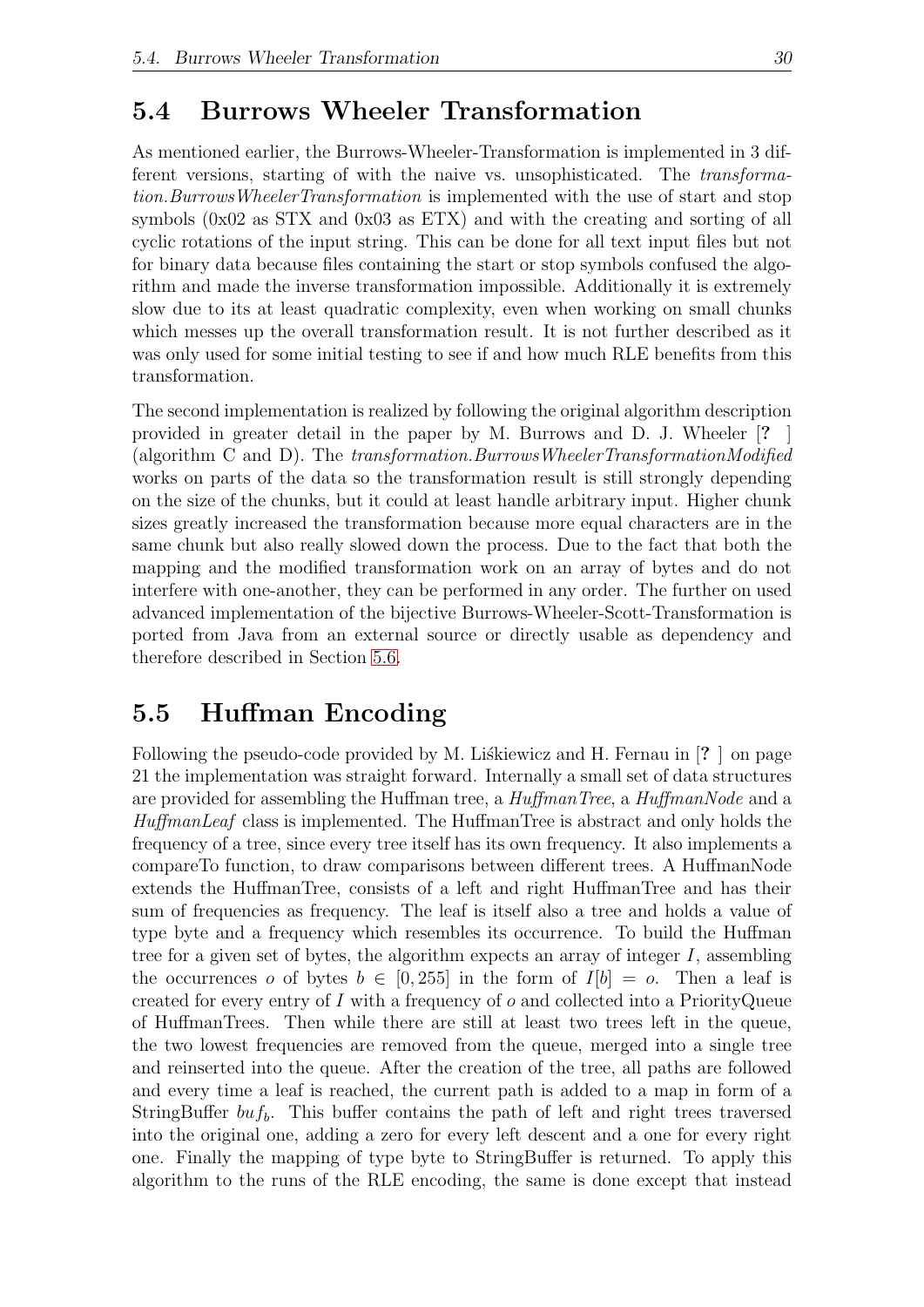## 5.4 Burrows Wheeler Transformation

As mentioned earlier, the Burrows-Wheeler-Transformation is implemented in 3 different versions, starting of with the naive vs. unsophisticated. The *transformation.BurrowsWheelerTransformation* is implemented with the use of start and stop symbols (0x02 as STX and 0x03 as ETX) and with the creating and sorting of all cyclic rotations of the input string. This can be done for all text input files but not for binary data because files containing the start or stop symbols confused the algorithm and made the inverse transformation impossible. Additionally it is extremely slow due to its at least quadratic complexity, even when working on small chunks which messes up the overall transformation result. It is not further described as it was only used for some initial testing to see if and how much RLE benefits from this transformation.

The second implementation is realized by following the original algorithm description provided in greater detail in the paper by M. Burrows and D. J. Wheeler [**?** ] (algorithm C and D). The *transformation.BurrowsWheelerTransformationModified* works on parts of the data so the transformation result is still strongly depending on the size of the chunks, but it could at least handle arbitrary input. Higher chunk sizes greatly increased the transformation because more equal characters are in the same chunk but also really slowed down the process. Due to the fact that both the mapping and the modified transformation work on an array of bytes and do not interfere with one-another, they can be performed in any order. The further on used advanced implementation of the bijective Burrows-Wheeler-Scott-Transformation is ported from Java from an external source or directly usable as dependency and therefore described in Section 5.6.

## 5.5 Huffman Encoding

Following the pseudo-code provided by M. Liśkiewicz and H. Fernau in [**?** ] on page 21 the implementation was straight forward. Internally a small set of data structures are provided for assembling the Huffman tree, a *HuffmanTree*, a *HuffmanNode* and a *HuffmanLeaf* class is implemented. The HuffmanTree is abstract and only holds the frequency of a tree, since every tree itself has its own frequency. It also implements a compareTo function, to draw comparisons between different trees. A HuffmanNode extends the HuffmanTree, consists of a left and right HuffmanTree and has their sum of frequencies as frequency. The leaf is itself also a tree and holds a value of type byte and a frequency which resembles its occurrence. To build the Huffman tree for a given set of bytes, the algorithm expects an array of integer $I$, assembling the occurrences $o$ of bytes $b \in [0, 255]$ in the form of $I[b] = o$. Then a leaf is created for every entry of $I$ with a frequency of $o$ and collected into a PriorityQueue of HuffmanTrees. Then while there are still at least two trees left in the queue, the two lowest frequencies are removed from the queue, merged into a single tree and reinserted into the queue. After the creation of the tree, all paths are followed and every time a leaf is reached, the current path is added to a map in form of a StringBuffer $buf_b$. This buffer contains the path of left and right trees traversed into the original one, adding a zero for every left descent and a one for every right one. Finally the mapping of type byte to StringBuffer is returned. To apply this algorithm to the runs of the RLE encoding, the same is done except that instead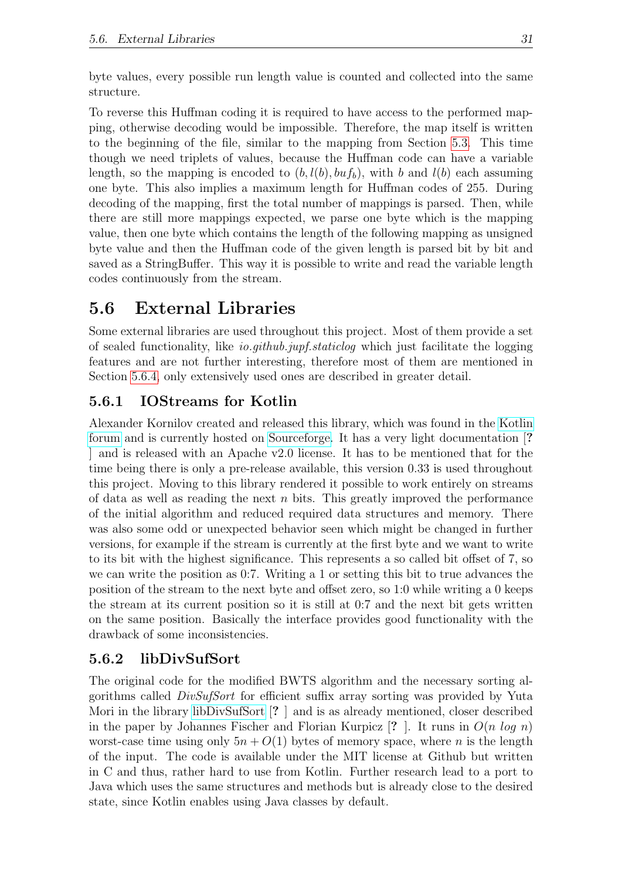byte values, every possible run length value is counted and collected into the same structure.

To reverse this Huffman coding it is required to have access to the performed mapping, otherwise decoding would be impossible. Therefore, the map itself is written to the beginning of the file, similar to the mapping from Section 5.3. This time though we need triplets of values, because the Huffman code can have a variable length, so the mapping is encoded to $(b, l(b), buf_b)$, with $b$ and $l(b)$ each assuming one byte. This also implies a maximum length for Huffman codes of 255. During decoding of the mapping, first the total number of mappings is parsed. Then, while there are still more mappings expected, we parse one byte which is the mapping value, then one byte which contains the length of the following mapping as unsigned byte value and then the Huffman code of the given length is parsed bit by bit and saved as a StringBuffer. This way it is possible to write and read the variable length codes continuously from the stream.

## 5.6 External Libraries

Some external libraries are used throughout this project. Most of them provide a set of sealed functionality, like *io.github.jupf.staticlog* which just facilitate the logging features and are not further interesting, therefore most of them are mentioned in Section 5.6.4, only extensively used ones are described in greater detail.

### 5.6.1 IOStreams for Kotlin

Alexander Kornilov created and released this library, which was found in the Kotlin forum and is currently hosted on Sourceforge. It has a very light documentation [**?** ] and is released with an Apache v2.0 license. It has to be mentioned that for the time being there is only a pre-release available, this version 0.33 is used throughout this project. Moving to this library rendered it possible to work entirely on streams of data as well as reading the next $n$ bits. This greatly improved the performance of the initial algorithm and reduced required data structures and memory. There was also some odd or unexpected behavior seen which might be changed in further versions, for example if the stream is currently at the first byte and we want to write to its bit with the highest significance. This represents a so called bit offset of 7, so we can write the position as 0:7. Writing a 1 or setting this bit to true advances the position of the stream to the next byte and offset zero, so 1:0 while writing a 0 keeps the stream at its current position so it is still at 0:7 and the next bit gets written on the same position. Basically the interface provides good functionality with the drawback of some inconsistencies.

### 5.6.2 libDivSufSort

The original code for the modified BWTS algorithm and the necessary sorting algorithms called *DivSufSort* for efficient suffix array sorting was provided by Yuta Mori in the library libDivSufSort [**?** ] and is as already mentioned, closer described in the paper by Johannes Fischer and Florian Kurpicz [**?** ]. It runs in $O(n \; log \; n)$ worst-case time using only $5n + O(1)$ bytes of memory space, where $n$ is the length of the input. The code is available under the MIT license at Github but written in C and thus, rather hard to use from Kotlin. Further research lead to a port to Java which uses the same structures and methods but is already close to the desired state, since Kotlin enables using Java classes by default.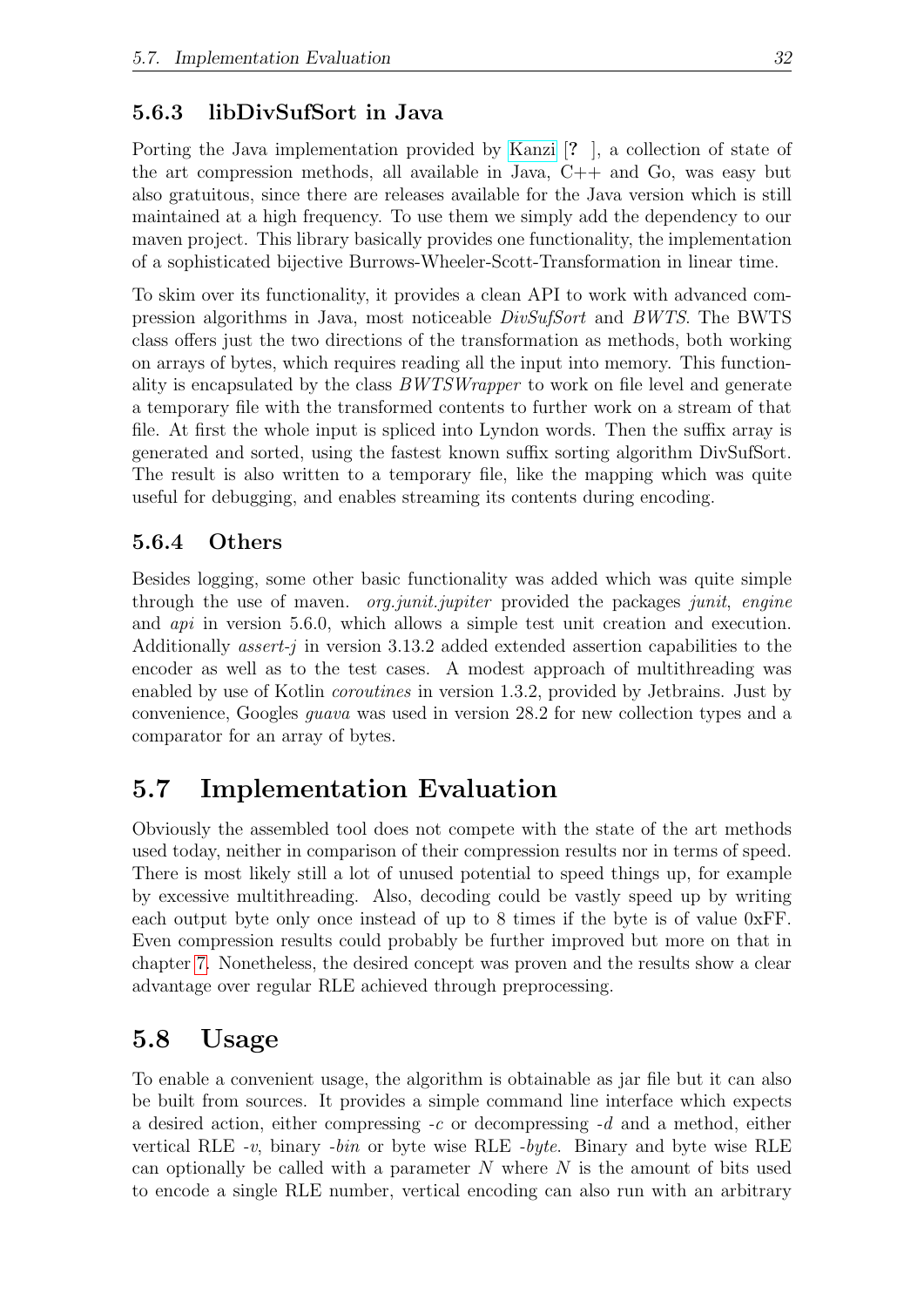### 5.6.3 libDivSufSort in Java

Porting the Java implementation provided by Kanzi [? ], a collection of state of the art compression methods, all available in Java, C++ and Go, was easy but also gratuitous, since there are releases available for the Java version which is still maintained at a high frequency. To use them we simply add the dependency to our maven project. This library basically provides one functionality, the implementation of a sophisticated bijective Burrows-Wheeler-Scott-Transformation in linear time.

To skim over its functionality, it provides a clean API to work with advanced compression algorithms in Java, most noticeable *DivSufSort* and *BWTS*. The BWTS class offers just the two directions of the transformation as methods, both working on arrays of bytes, which requires reading all the input into memory. This functionality is encapsulated by the class *BWTSWrapper* to work on file level and generate a temporary file with the transformed contents to further work on a stream of that file. At first the whole input is spliced into Lyndon words. Then the suffix array is generated and sorted, using the fastest known suffix sorting algorithm DivSufSort. The result is also written to a temporary file, like the mapping which was quite useful for debugging, and enables streaming its contents during encoding.

### 5.6.4 Others

Besides logging, some other basic functionality was added which was quite simple through the use of maven. *org.junit.jupiter* provided the packages *junit*, *engine* and *api* in version 5.6.0, which allows a simple test unit creation and execution. Additionally *assert-j* in version 3.13.2 added extended assertion capabilities to the encoder as well as to the test cases. A modest approach of multithreading was enabled by use of Kotlin *coroutines* in version 1.3.2, provided by Jetbrains. Just by convenience, Googles *guava* was used in version 28.2 for new collection types and a comparator for an array of bytes.

## 5.7 Implementation Evaluation

Obviously the assembled tool does not compete with the state of the art methods used today, neither in comparison of their compression results nor in terms of speed. There is most likely still a lot of unused potential to speed things up, for example by excessive multithreading. Also, decoding could be vastly speed up by writing each output byte only once instead of up to 8 times if the byte is of value 0xFF. Even compression results could probably be further improved but more on that in chapter 7. Nonetheless, the desired concept was proven and the results show a clear advantage over regular RLE achieved through preprocessing.

## 5.8 Usage

To enable a convenient usage, the algorithm is obtainable as jar file but it can also be built from sources. It provides a simple command line interface which expects a desired action, either compressing *-c* or decompressing *-d* and a method, either vertical RLE *-v*, binary *-bin* or byte wise RLE *-byte*. Binary and byte wise RLE can optionally be called with a parameter $N$ where $N$ is the amount of bits used to encode a single RLE number, vertical encoding can also run with an arbitrary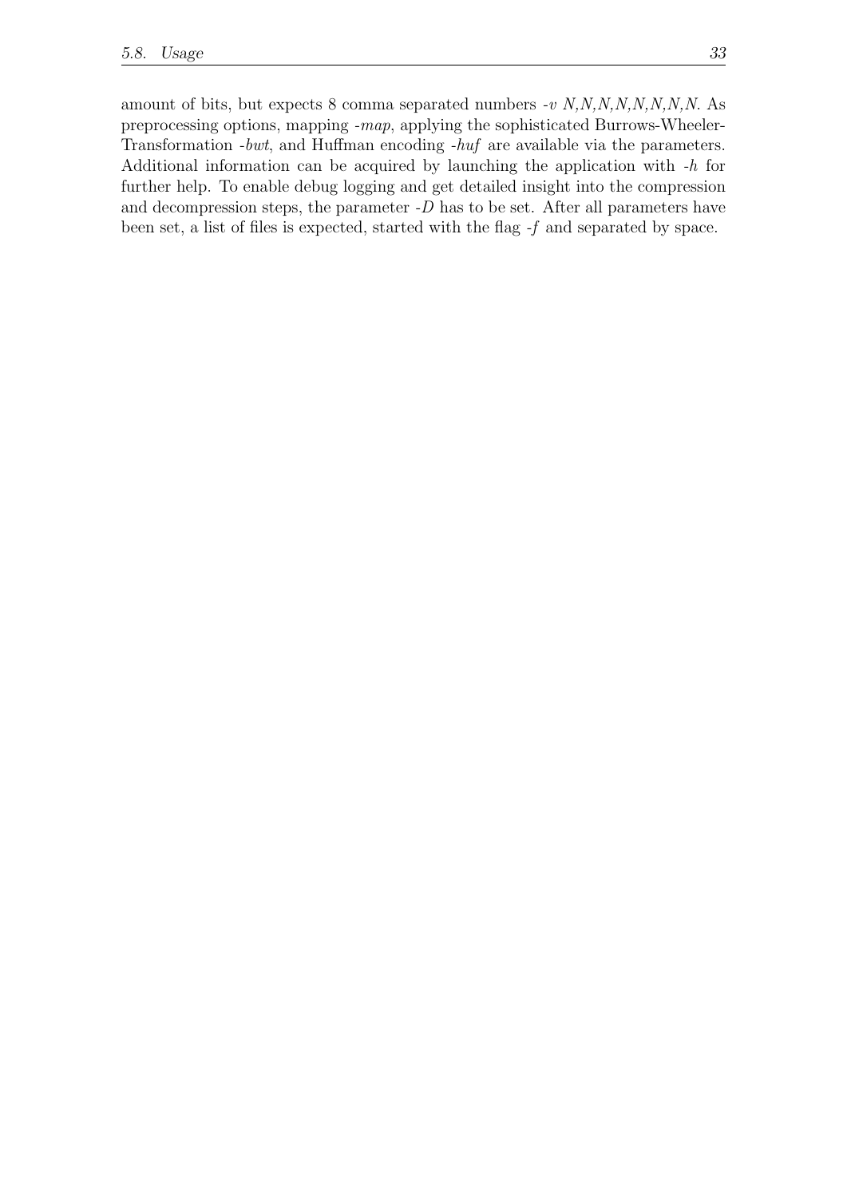amount of bits, but expects 8 comma separated numbers *-v N,N,N,N,N,N,N,N*. As preprocessing options, mapping *-map*, applying the sophisticated Burrows-Wheeler-Transformation *-bwt*, and Huffman encoding *-huf* are available via the parameters. Additional information can be acquired by launching the application with *-h* for further help. To enable debug logging and get detailed insight into the compression and decompression steps, the parameter *-D* has to be set. After all parameters have been set, a list of files is expected, started with the flag *-f* and separated by space.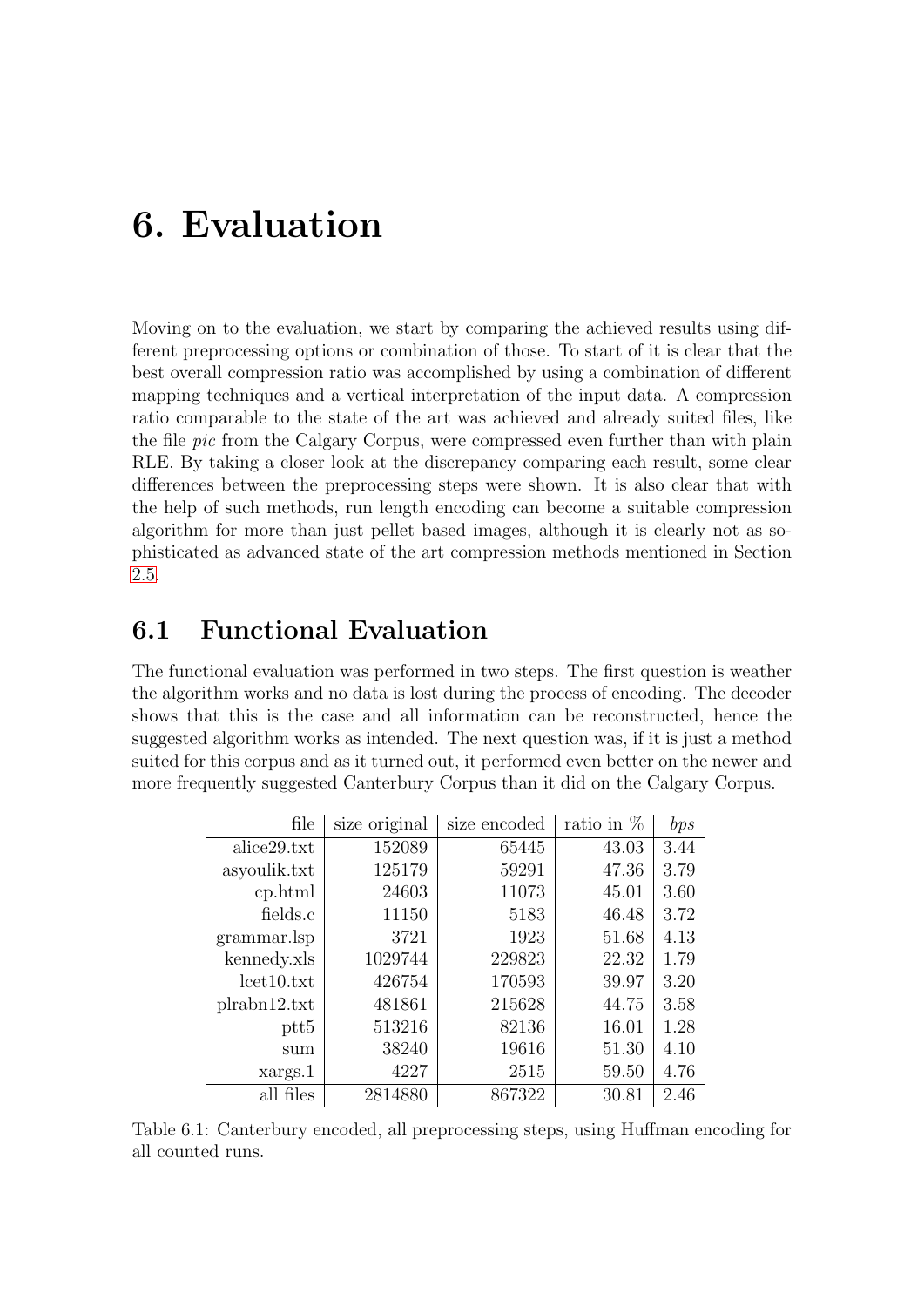# 6. Evaluation

Moving on to the evaluation, we start by comparing the achieved results using different preprocessing options or combination of those. To start of it is clear that the best overall compression ratio was accomplished by using a combination of different mapping techniques and a vertical interpretation of the input data. A compression ratio comparable to the state of the art was achieved and already suited files, like the file *pic* from the Calgary Corpus, were compressed even further than with plain RLE. By taking a closer look at the discrepancy comparing each result, some clear differences between the preprocessing steps were shown. It is also clear that with the help of such methods, run length encoding can become a suitable compression algorithm for more than just pellet based images, although it is clearly not as sophisticated as advanced state of the art compression methods mentioned in Section 2.5.

## 6.1 Functional Evaluation

The functional evaluation was performed in two steps. The first question is weather the algorithm works and no data is lost during the process of encoding. The decoder shows that this is the case and all information can be reconstructed, hence the suggested algorithm works as intended. The next question was, if it is just a method suited for this corpus and as it turned out, it performed even better on the newer and more frequently suggested Canterbury Corpus than it did on the Calgary Corpus.

| file | size original | size encoded | ratio in % | *bps* |
|---:|---:|---:|---:|---:|
| alice29.txt | 152089 | 65445 | 43.03 | 3.44 |
| asyoulik.txt | 125179 | 59291 | 47.36 | 3.79 |
| cp.html | 24603 | 11073 | 45.01 | 3.60 |
| fields.c | 11150 | 5183 | 46.48 | 3.72 |
| grammar.lsp | 3721 | 1923 | 51.68 | 4.13 |
| kennedy.xls | 1029744 | 229823 | 22.32 | 1.79 |
| lcet10.txt | 426754 | 170593 | 39.97 | 3.20 |
| plrabn12.txt | 481861 | 215628 | 44.75 | 3.58 |
| ptt5 | 513216 | 82136 | 16.01 | 1.28 |
| sum | 38240 | 19616 | 51.30 | 4.10 |
| xargs.1 | 4227 | 2515 | 59.50 | 4.76 |
| all files | 2814880 | 867322 | 30.81 | 2.46 |

Table 6.1: Canterbury encoded, all preprocessing steps, using Huffman encoding for all counted runs.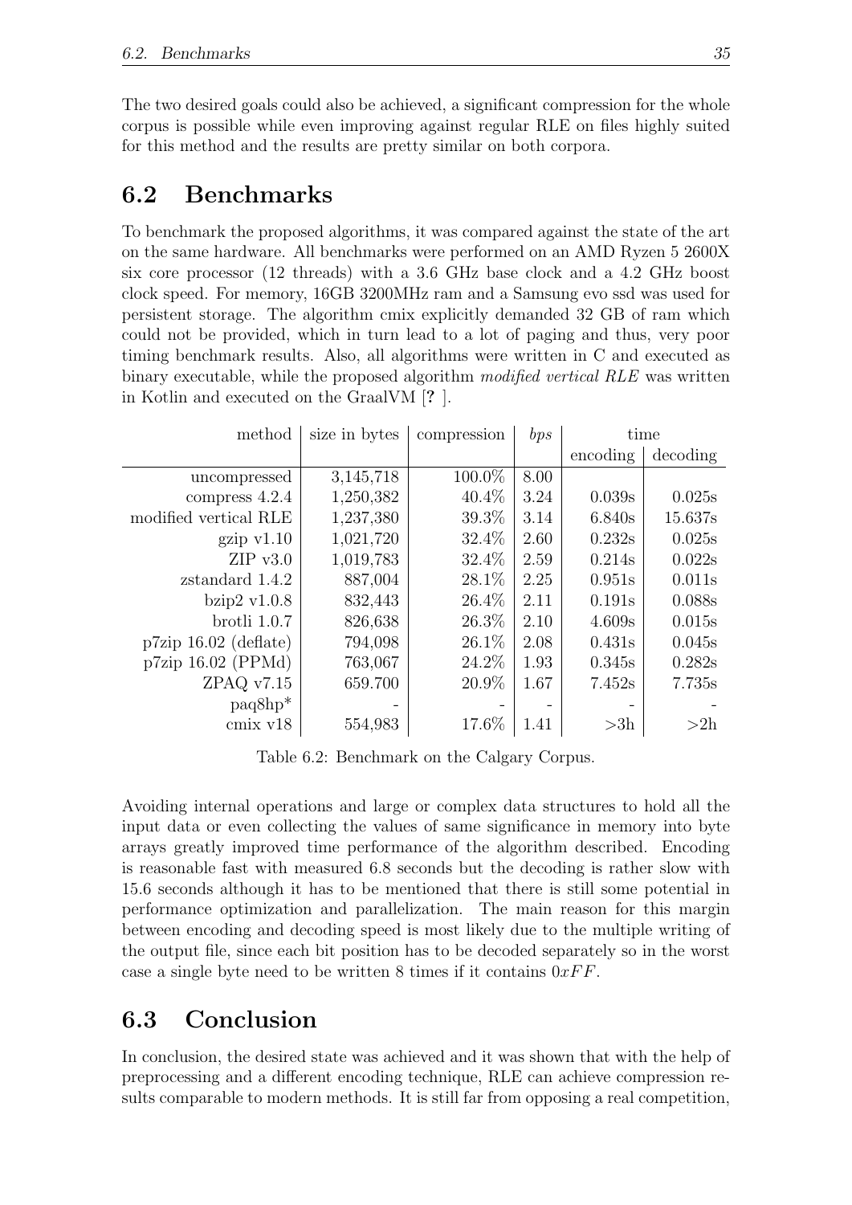The two desired goals could also be achieved, a significant compression for the whole corpus is possible while even improving against regular RLE on files highly suited for this method and the results are pretty similar on both corpora.

## 6.2 Benchmarks

To benchmark the proposed algorithms, it was compared against the state of the art on the same hardware. All benchmarks were performed on an AMD Ryzen 5 2600X six core processor (12 threads) with a 3.6 GHz base clock and a 4.2 GHz boost clock speed. For memory, 16GB 3200MHz ram and a Samsung evo ssd was used for persistent storage. The algorithm cmix explicitly demanded 32 GB of ram which could not be provided, which in turn lead to a lot of paging and thus, very poor timing benchmark results. Also, all algorithms were written in C and executed as binary executable, while the proposed algorithm *modified vertical RLE* was written in Kotlin and executed on the GraalVM [**?** ].

| method | size in bytes | compression | *bps* | time | |
|---|---|---|---|---|---|
| | | | | encoding | decoding |
| uncompressed | 3,145,718 | 100.0% | 8.00 | | |
| compress 4.2.4 | 1,250,382 | 40.4% | 3.24 | 0.039s | 0.025s |
| modified vertical RLE | 1,237,380 | 39.3% | 3.14 | 6.840s | 15.637s |
| gzip v1.10 | 1,021,720 | 32.4% | 2.60 | 0.232s | 0.025s |
| ZIP v3.0 | 1,019,783 | 32.4% | 2.59 | 0.214s | 0.022s |
| zstandard 1.4.2 | 887,004 | 28.1% | 2.25 | 0.951s | 0.011s |
| bzip2 v1.0.8 | 832,443 | 26.4% | 2.11 | 0.191s | 0.088s |
| brotli 1.0.7 | 826,638 | 26.3% | 2.10 | 4.609s | 0.015s |
| p7zip 16.02 (deflate) | 794,098 | 26.1% | 2.08 | 0.431s | 0.045s |
| p7zip 16.02 (PPMd) | 763,067 | 24.2% | 1.93 | 0.345s | 0.282s |
| ZPAQ v7.15 | 659.700 | 20.9% | 1.67 | 7.452s | 7.735s |
| paq8hp* | - | - | - | - | - |
| cmix v18 | 554,983 | 17.6% | 1.41 | >3h | >2h |

Table 6.2: Benchmark on the Calgary Corpus.

Avoiding internal operations and large or complex data structures to hold all the input data or even collecting the values of same significance in memory into byte arrays greatly improved time performance of the algorithm described. Encoding is reasonable fast with measured 6.8 seconds but the decoding is rather slow with 15.6 seconds although it has to be mentioned that there is still some potential in performance optimization and parallelization. The main reason for this margin between encoding and decoding speed is most likely due to the multiple writing of the output file, since each bit position has to be decoded separately so in the worst case a single byte need to be written 8 times if it contains $0xFF$.

## 6.3 Conclusion

In conclusion, the desired state was achieved and it was shown that with the help of preprocessing and a different encoding technique, RLE can achieve compression results comparable to modern methods. It is still far from opposing a real competition,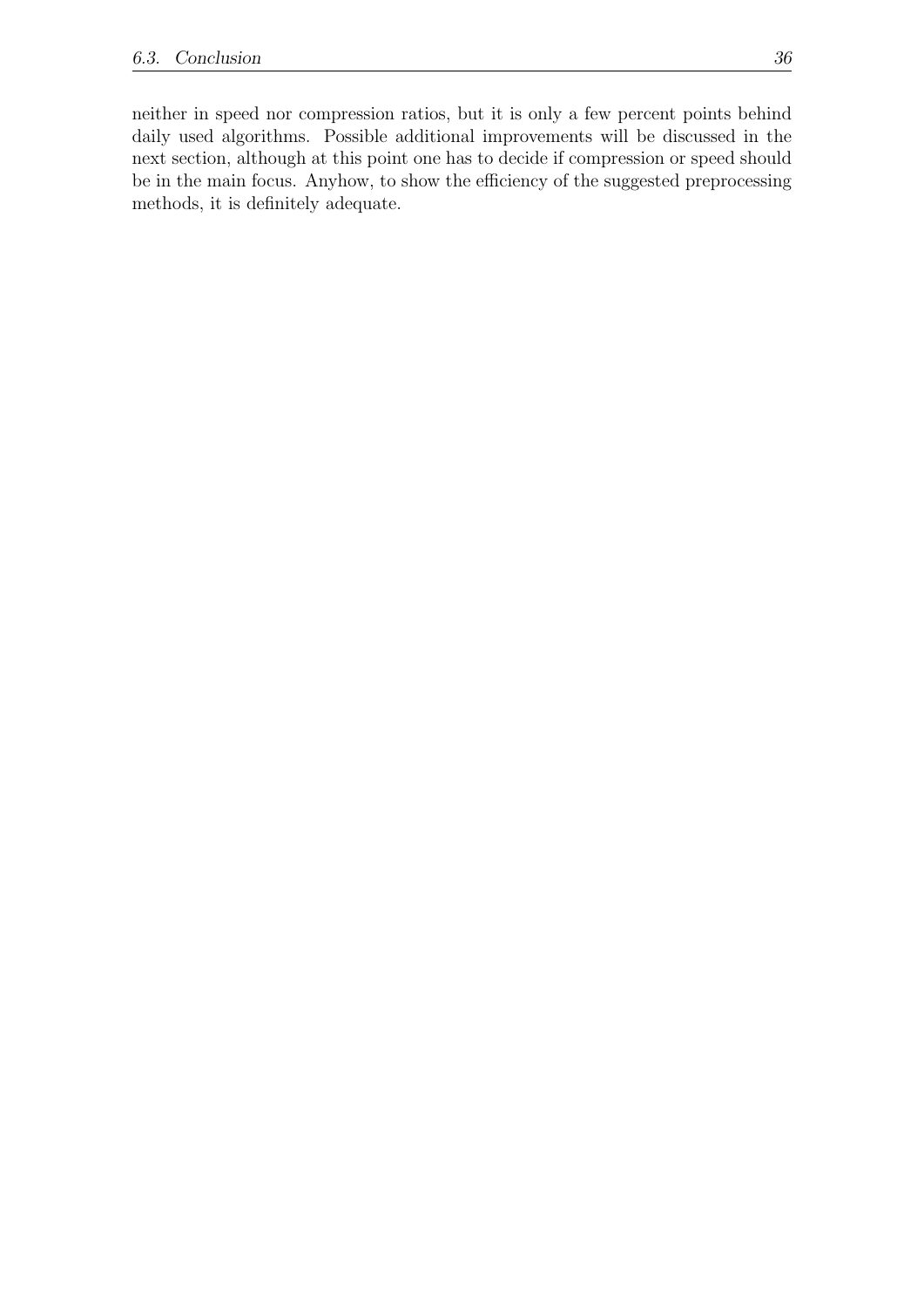neither in speed nor compression ratios, but it is only a few percent points behind daily used algorithms. Possible additional improvements will be discussed in the next section, although at this point one has to decide if compression or speed should be in the main focus. Anyhow, to show the efficiency of the suggested preprocessing methods, it is definitely adequate.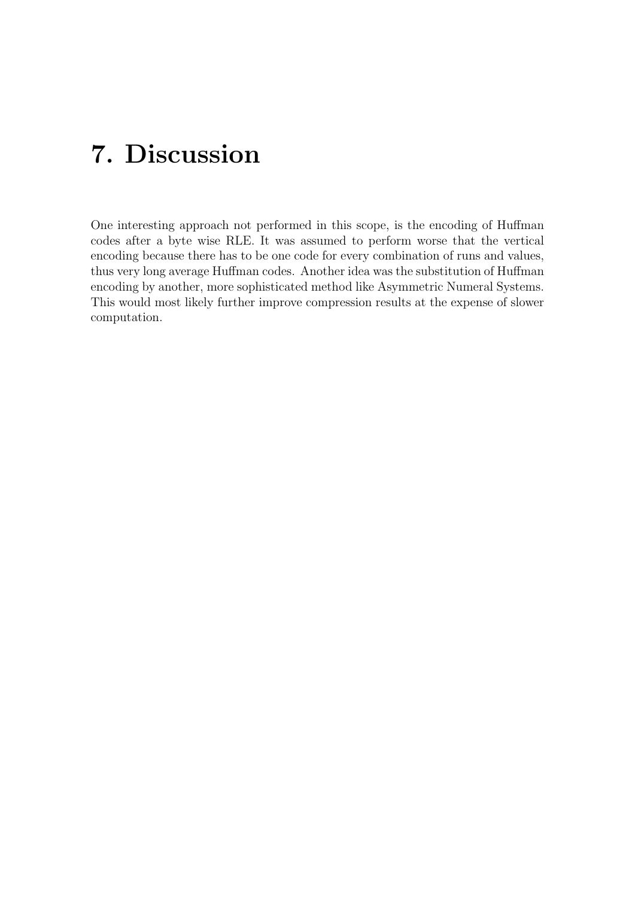# 7. Discussion

One interesting approach not performed in this scope, is the encoding of Huffman codes after a byte wise RLE. It was assumed to perform worse that the vertical encoding because there has to be one code for every combination of runs and values, thus very long average Huffman codes. Another idea was the substitution of Huffman encoding by another, more sophisticated method like Asymmetric Numeral Systems. This would most likely further improve compression results at the expense of slower computation.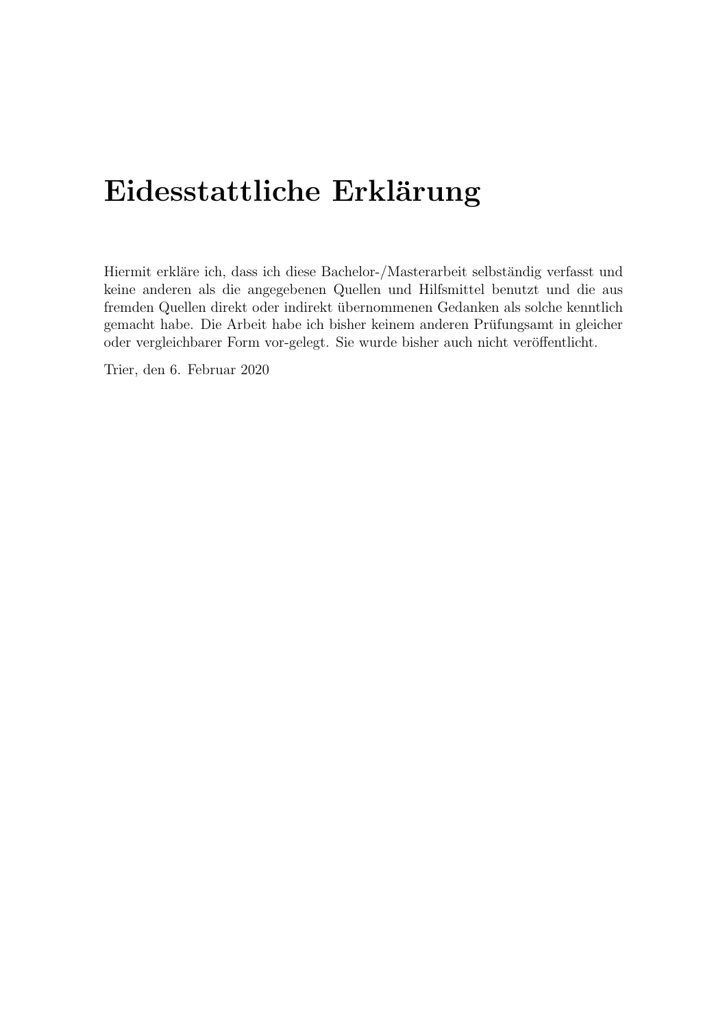# Eidesstattliche Erklärung

Hiermit erkläre ich, dass ich diese Bachelor-/Masterarbeit selbständig verfasst und keine anderen als die angegebenen Quellen und Hilfsmittel benutzt und die aus fremden Quellen direkt oder indirekt übernommenen Gedanken als solche kenntlich gemacht habe. Die Arbeit habe ich bisher keinem anderen Prüfungsamt in gleicher oder vergleichbarer Form vor-gelegt. Sie wurde bisher auch nicht veröffentlicht.

Trier, den 6. Februar 2020